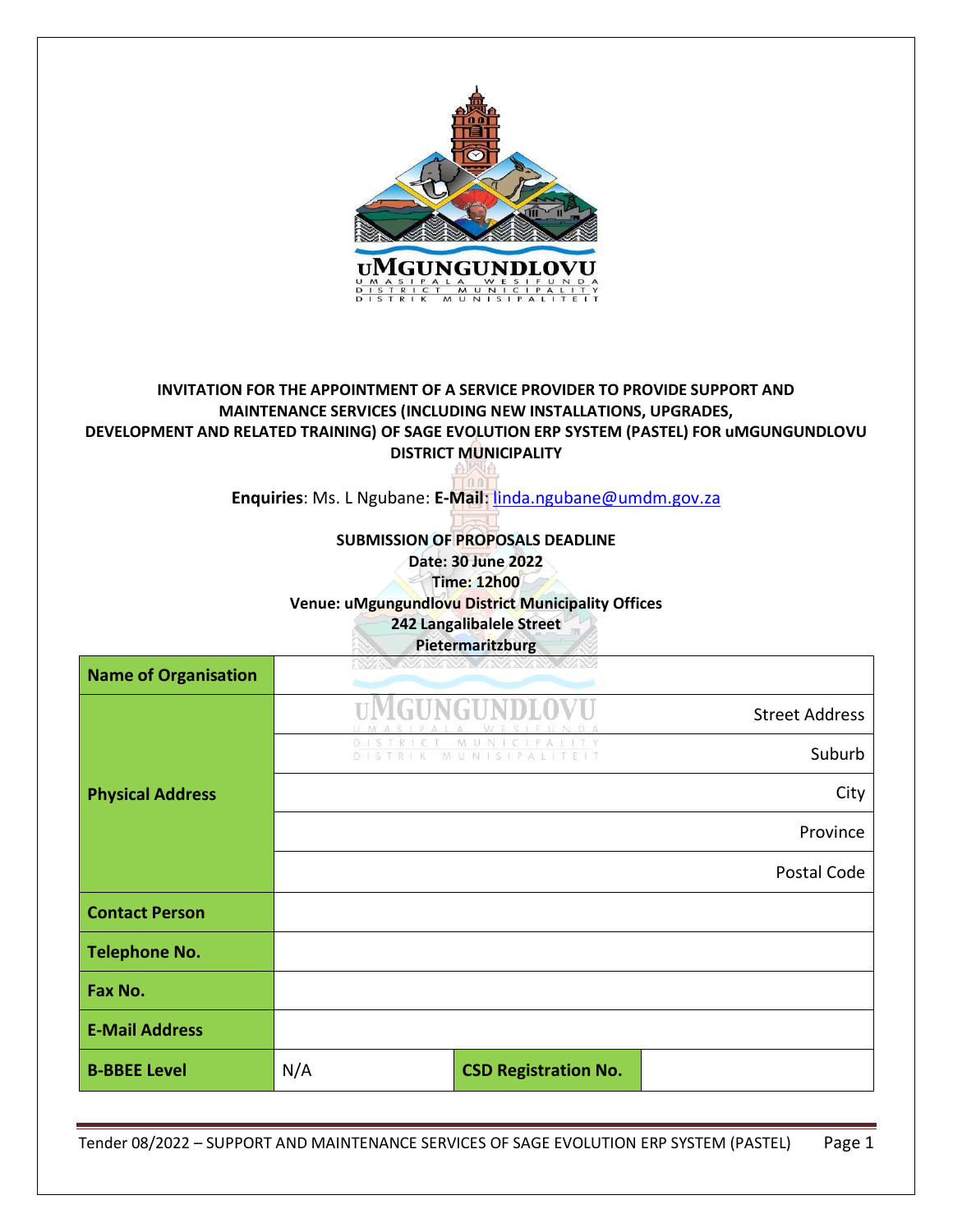**INVITATION FOR THE APPOINTMENT OF A SERVICE PROVIDER TO PROVIDE SUPPORT AND MAINTENANCE SERVICES (INCLUDING NEW INSTALLATIONS, UPGRADES, DEVELOPMENT AND RELATED TRAINING) OF SAGE EVOLUTION ERP SYSTEM (PASTEL) FOR uMGUNGUNDLOVU DISTRICT MUNICIPALITY**

**Enquiries**: Ms. L Ngubane: **E-Mail**: linda.ngubane@umdm.gov.za

**SUBMISSION OF PROPOSALS DEADLINE**
**Date: 30 June 2022**
**Time: 12h00**
**Venue: uMgungundlovu District Municipality Offices**
**242 Langalibalele Street**
**Pietermaritzburg**

| | | | |
|---|---|---|---|
| **Name of Organisation** | | | |
| **Physical Address** | | | Street Address |
| | | | Suburb |
| | | | City |
| | | | Province |
| | | | Postal Code |
| **Contact Person** | | | |
| **Telephone No.** | | | |
| **Fax No.** | | | |
| **E-Mail Address** | | | |
| **B-BBEE Level** | N/A | **CSD Registration No.** | |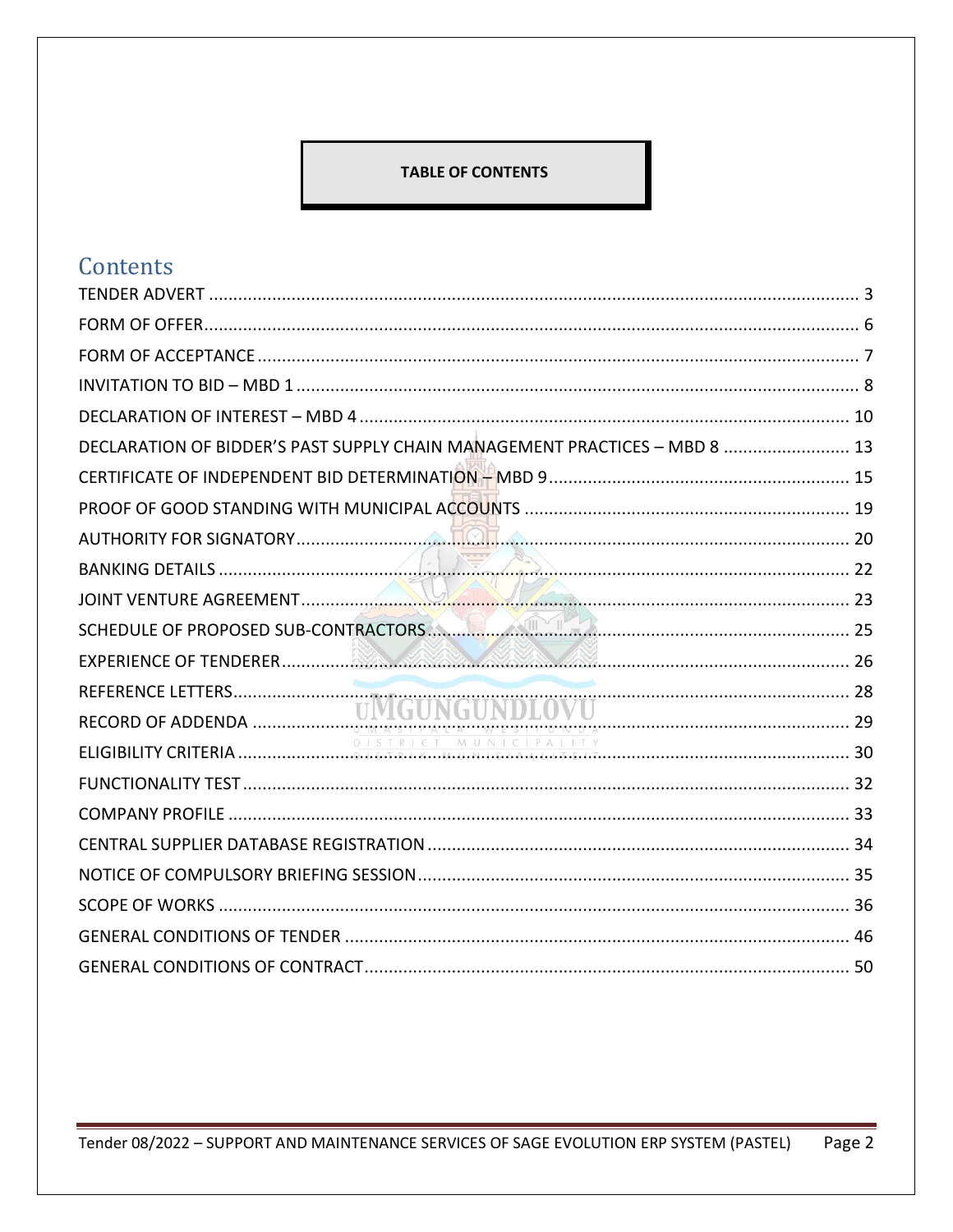**TABLE OF CONTENTS**

# Contents

| | |
|---|---|
| TENDER ADVERT | 3 |
| FORM OF OFFER | 6 |
| FORM OF ACCEPTANCE | 7 |
| INVITATION TO BID – MBD 1 | 8 |
| DECLARATION OF INTEREST – MBD 4 | 10 |
| DECLARATION OF BIDDER'S PAST SUPPLY CHAIN MANAGEMENT PRACTICES – MBD 8 | 13 |
| CERTIFICATE OF INDEPENDENT BID DETERMINATION – MBD 9 | 15 |
| PROOF OF GOOD STANDING WITH MUNICIPAL ACCOUNTS | 19 |
| AUTHORITY FOR SIGNATORY | 20 |
| BANKING DETAILS | 22 |
| JOINT VENTURE AGREEMENT | 23 |
| SCHEDULE OF PROPOSED SUB-CONTRACTORS | 25 |
| EXPERIENCE OF TENDERER | 26 |
| REFERENCE LETTERS | 28 |
| RECORD OF ADDENDA | 29 |
| ELIGIBILITY CRITERIA | 30 |
| FUNCTIONALITY TEST | 32 |
| COMPANY PROFILE | 33 |
| CENTRAL SUPPLIER DATABASE REGISTRATION | 34 |
| NOTICE OF COMPULSORY BRIEFING SESSION | 35 |
| SCOPE OF WORKS | 36 |
| GENERAL CONDITIONS OF TENDER | 46 |
| GENERAL CONDITIONS OF CONTRACT | 50 |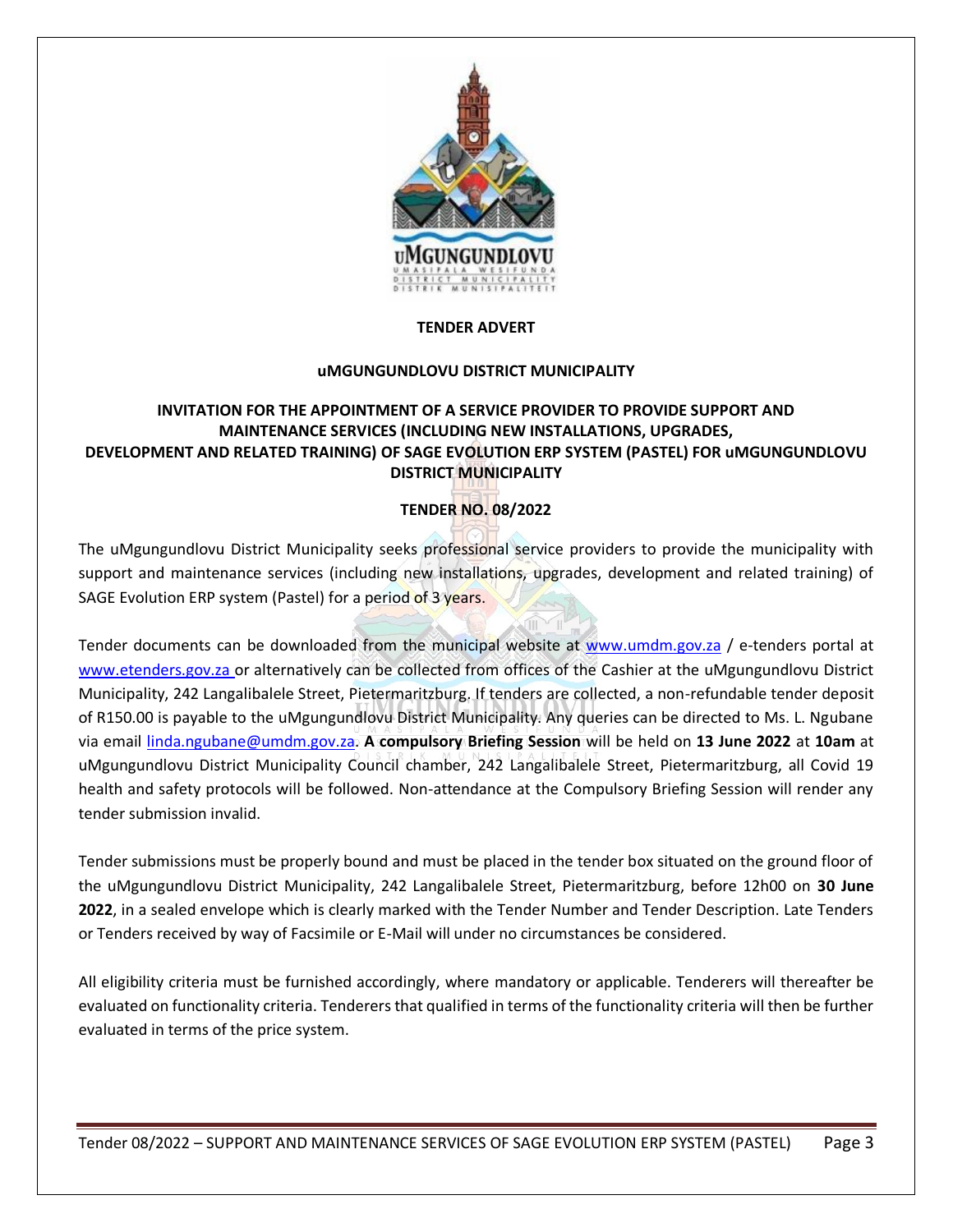**TENDER ADVERT**

**uMGUNGUNDLOVU DISTRICT MUNICIPALITY**

**INVITATION FOR THE APPOINTMENT OF A SERVICE PROVIDER TO PROVIDE SUPPORT AND MAINTENANCE SERVICES (INCLUDING NEW INSTALLATIONS, UPGRADES, DEVELOPMENT AND RELATED TRAINING) OF SAGE EVOLUTION ERP SYSTEM (PASTEL) FOR uMGUNGUNDLOVU DISTRICT MUNICIPALITY**

**TENDER NO. 08/2022**

The uMgungundlovu District Municipality seeks professional service providers to provide the municipality with support and maintenance services (including new installations, upgrades, development and related training) of SAGE Evolution ERP system (Pastel) for a period of 3 years.

Tender documents can be downloaded from the municipal website at www.umdm.gov.za / e-tenders portal at www.etenders.gov.za or alternatively can be collected from offices of the Cashier at the uMgungundlovu District Municipality, 242 Langalibalele Street, Pietermaritzburg. If tenders are collected, a non-refundable tender deposit of R150.00 is payable to the uMgungundlovu District Municipality. Any queries can be directed to Ms. L. Ngubane via email linda.ngubane@umdm.gov.za. **A compulsory Briefing Session** will be held on **13 June 2022** at **10am** at uMgungundlovu District Municipality Council chamber, 242 Langalibalele Street, Pietermaritzburg, all Covid 19 health and safety protocols will be followed. Non-attendance at the Compulsory Briefing Session will render any tender submission invalid.

Tender submissions must be properly bound and must be placed in the tender box situated on the ground floor of the uMgungundlovu District Municipality, 242 Langalibalele Street, Pietermaritzburg, before 12h00 on **30 June 2022**, in a sealed envelope which is clearly marked with the Tender Number and Tender Description. Late Tenders or Tenders received by way of Facsimile or E-Mail will under no circumstances be considered.

All eligibility criteria must be furnished accordingly, where mandatory or applicable. Tenderers will thereafter be evaluated on functionality criteria. Tenderers that qualified in terms of the functionality criteria will then be further evaluated in terms of the price system.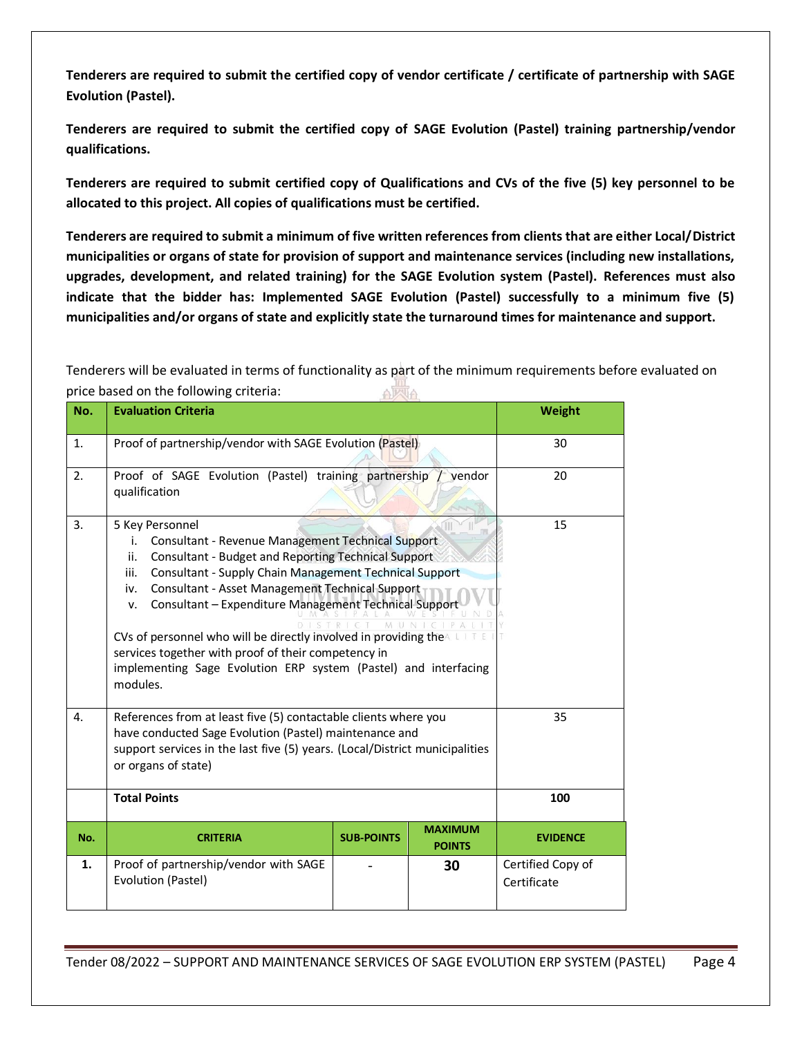**Tenderers are required to submit the certified copy of vendor certificate / certificate of partnership with SAGE Evolution (Pastel).**

**Tenderers are required to submit the certified copy of SAGE Evolution (Pastel) training partnership/vendor qualifications.**

**Tenderers are required to submit certified copy of Qualifications and CVs of the five (5) key personnel to be allocated to this project. All copies of qualifications must be certified.**

**Tenderers are required to submit a minimum of five written references from clients that are either Local/District municipalities or organs of state for provision of support and maintenance services (including new installations, upgrades, development, and related training) for the SAGE Evolution system (Pastel). References must also indicate that the bidder has: Implemented SAGE Evolution (Pastel) successfully to a minimum five (5) municipalities and/or organs of state and explicitly state the turnaround times for maintenance and support.**

Tenderers will be evaluated in terms of functionality as part of the minimum requirements before evaluated on price based on the following criteria:

| No. | Evaluation Criteria | Weight |
|---|---|---|
| 1. | Proof of partnership/vendor with SAGE Evolution (Pastel) | 30 |
| 2. | Proof of SAGE Evolution (Pastel) training partnership / vendor qualification | 20 |
| 3. | 5 Key Personnel<br>i. Consultant - Revenue Management Technical Support<br>ii. Consultant - Budget and Reporting Technical Support<br>iii. Consultant - Supply Chain Management Technical Support<br>iv. Consultant - Asset Management Technical Support<br>v. Consultant – Expenditure Management Technical Support<br><br>CVs of personnel who will be directly involved in providing the services together with proof of their competency in implementing Sage Evolution ERP system (Pastel) and interfacing modules. | 15 |
| 4. | References from at least five (5) contactable clients where you have conducted Sage Evolution (Pastel) maintenance and support services in the last five (5) years. (Local/District municipalities or organs of state) | 35 |
| | **Total Points** | **100** |

| No. | CRITERIA | SUB-POINTS | MAXIMUM POINTS | EVIDENCE |
|---|---|---|---|---|
| **1.** | Proof of partnership/vendor with SAGE Evolution (Pastel) | - | **30** | Certified Copy of Certificate |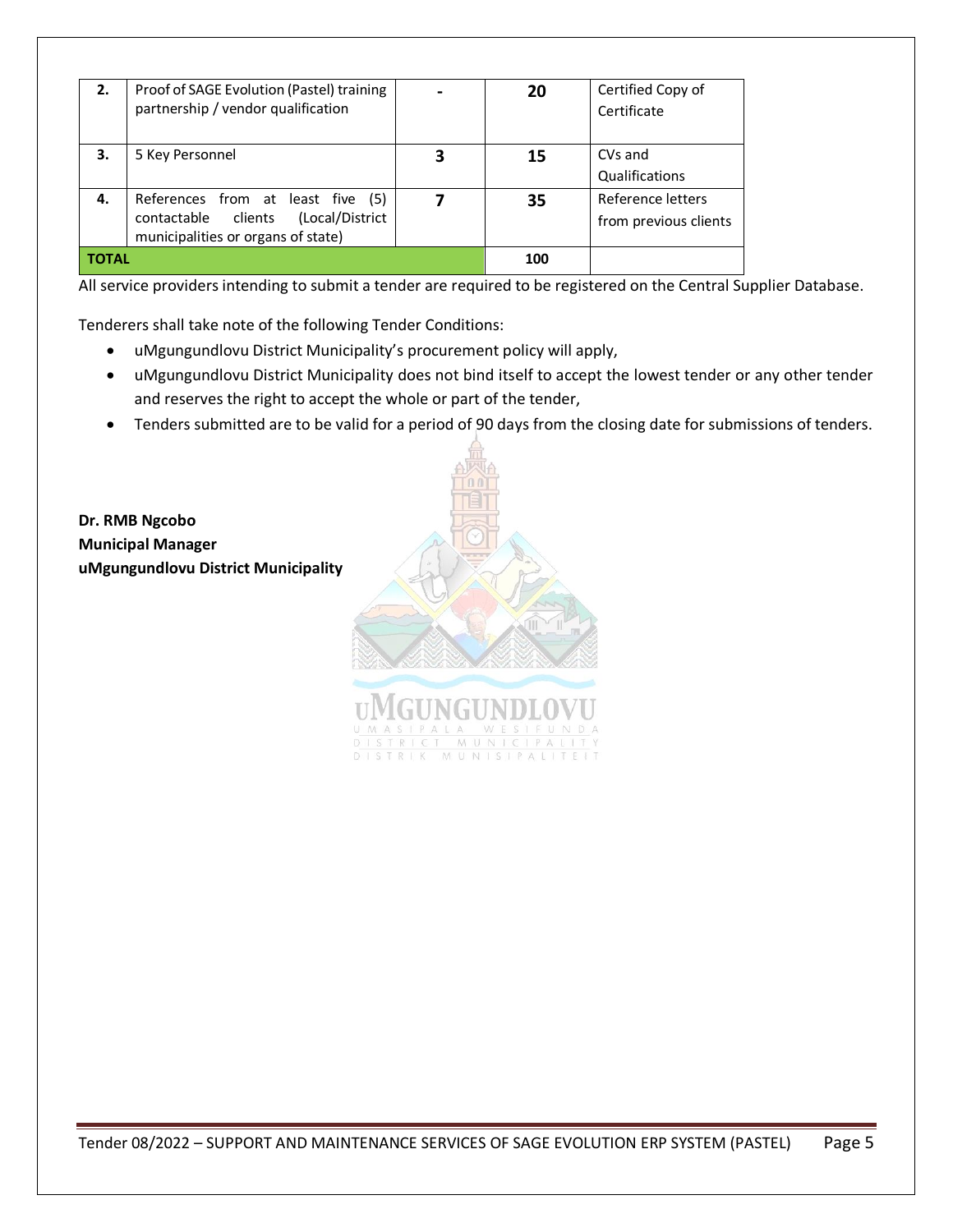| 2. | Proof of SAGE Evolution (Pastel) training partnership / vendor qualification | - | 20 | Certified Copy of Certificate |
|---|---|---|---|---|
| 3. | 5 Key Personnel | 3 | 15 | CVs and Qualifications |
| 4. | References from at least five (5) contactable clients (Local/District municipalities or organs of state) | 7 | 35 | Reference letters from previous clients |
| **TOTAL** | | | **100** | |

All service providers intending to submit a tender are required to be registered on the Central Supplier Database.

Tenderers shall take note of the following Tender Conditions:

- uMgungundlovu District Municipality's procurement policy will apply,
- uMgungundlovu District Municipality does not bind itself to accept the lowest tender or any other tender and reserves the right to accept the whole or part of the tender,
- Tenders submitted are to be valid for a period of 90 days from the closing date for submissions of tenders.

**Dr. RMB Ngcobo**
**Municipal Manager**
**uMgungundlovu District Municipality**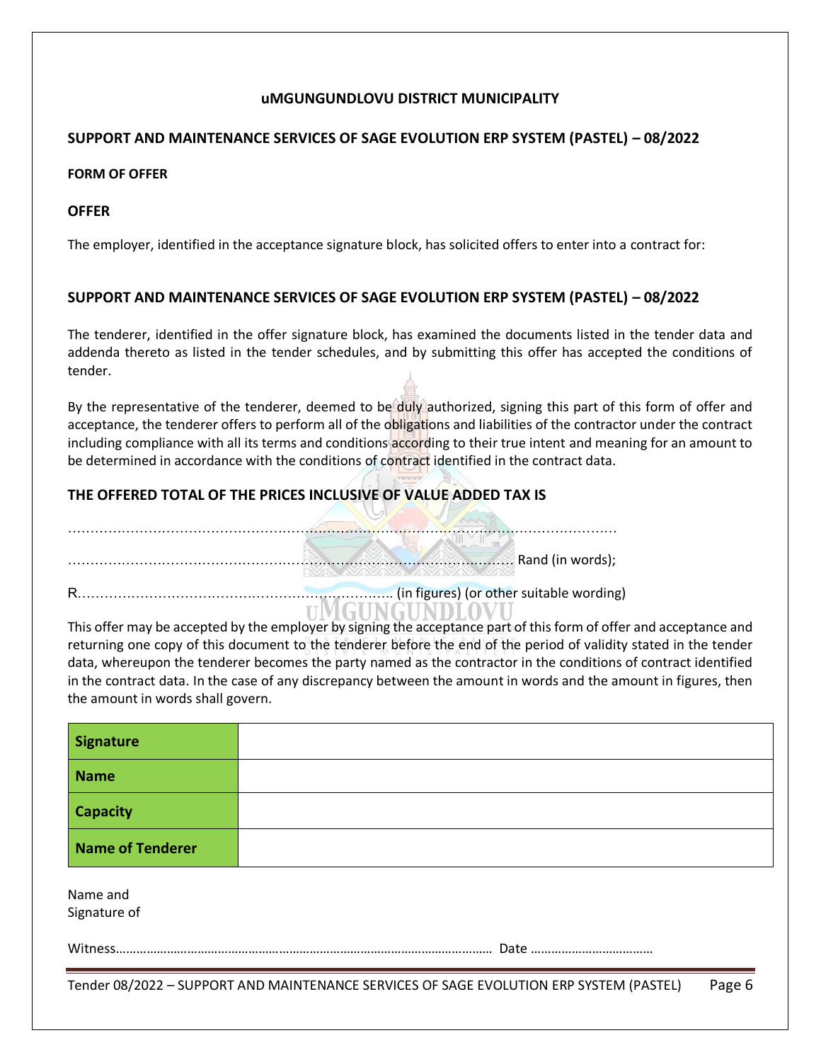**uMGUNGUNDLOVU DISTRICT MUNICIPALITY**

**SUPPORT AND MAINTENANCE SERVICES OF SAGE EVOLUTION ERP SYSTEM (PASTEL) – 08/2022**

**FORM OF OFFER**

**OFFER**

The employer, identified in the acceptance signature block, has solicited offers to enter into a contract for:

**SUPPORT AND MAINTENANCE SERVICES OF SAGE EVOLUTION ERP SYSTEM (PASTEL) – 08/2022**

The tenderer, identified in the offer signature block, has examined the documents listed in the tender data and addenda thereto as listed in the tender schedules, and by submitting this offer has accepted the conditions of tender.

By the representative of the tenderer, deemed to be duly authorized, signing this part of this form of offer and acceptance, the tenderer offers to perform all of the obligations and liabilities of the contractor under the contract including compliance with all its terms and conditions according to their true intent and meaning for an amount to be determined in accordance with the conditions of contract identified in the contract data.

**THE OFFERED TOTAL OF THE PRICES INCLUSIVE OF VALUE ADDED TAX IS**

……………………………………………………………………………………………………………………

…………………………………………………………………………………………………… Rand (in words);

R…………………………………………………………………….. (in figures) (or other suitable wording)

This offer may be accepted by the employer by signing the acceptance part of this form of offer and acceptance and returning one copy of this document to the tenderer before the end of the period of validity stated in the tender data, whereupon the tenderer becomes the party named as the contractor in the conditions of contract identified in the contract data. In the case of any discrepancy between the amount in words and the amount in figures, then the amount in words shall govern.

| **Signature** | |
|---|---|
| **Name** | |
| **Capacity** | |
| **Name of Tenderer** | |

Name and Signature of

Witness…………………………………………………………………………………………………… Date ………………………………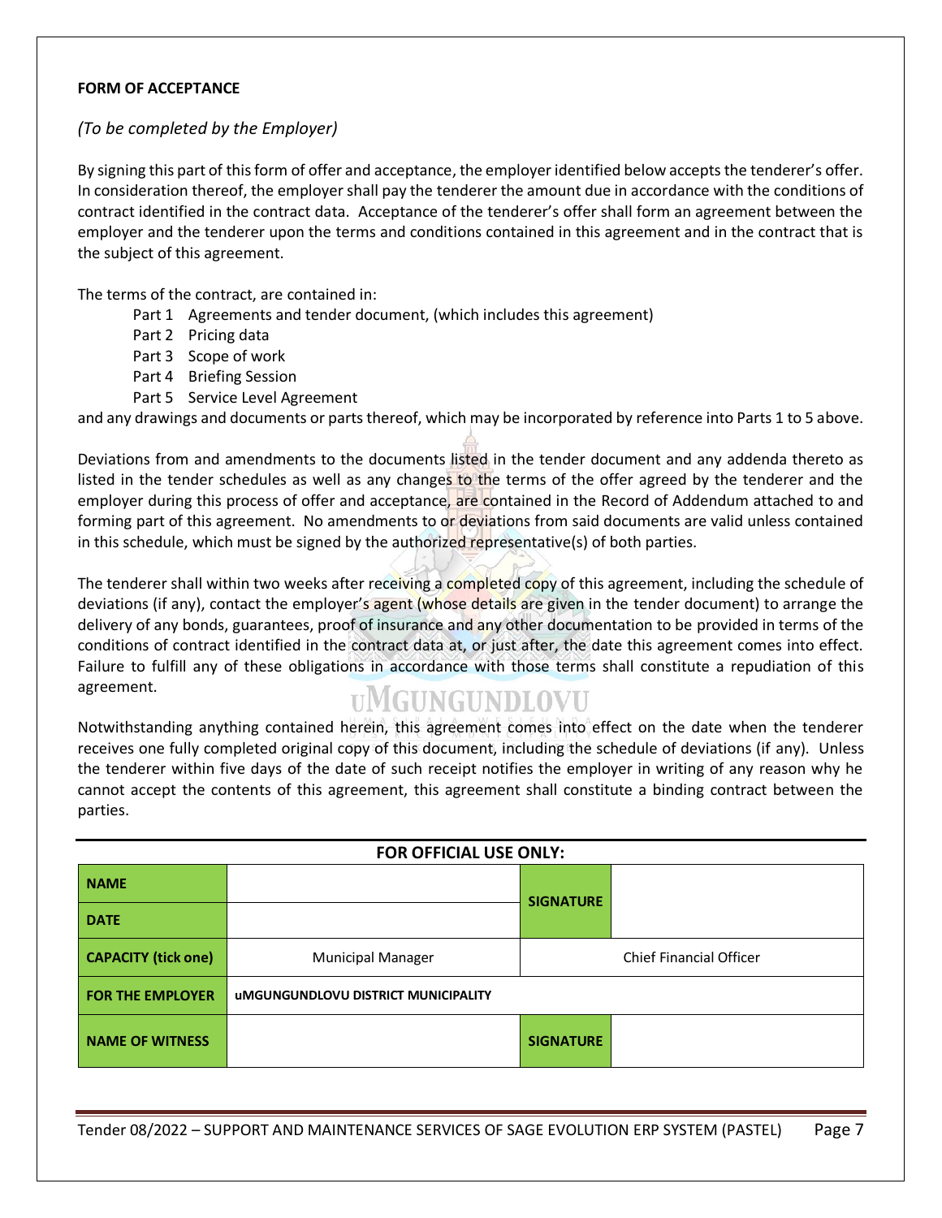**FORM OF ACCEPTANCE**

*(To be completed by the Employer)*

By signing this part of this form of offer and acceptance, the employer identified below accepts the tenderer's offer. In consideration thereof, the employer shall pay the tenderer the amount due in accordance with the conditions of contract identified in the contract data. Acceptance of the tenderer's offer shall form an agreement between the employer and the tenderer upon the terms and conditions contained in this agreement and in the contract that is the subject of this agreement.

The terms of the contract, are contained in:

- Part 1 Agreements and tender document, (which includes this agreement)
- Part 2 Pricing data
- Part 3 Scope of work
- Part 4 Briefing Session
- Part 5 Service Level Agreement

and any drawings and documents or parts thereof, which may be incorporated by reference into Parts 1 to 5 above.

Deviations from and amendments to the documents listed in the tender document and any addenda thereto as listed in the tender schedules as well as any changes to the terms of the offer agreed by the tenderer and the employer during this process of offer and acceptance, are contained in the Record of Addendum attached to and forming part of this agreement. No amendments to or deviations from said documents are valid unless contained in this schedule, which must be signed by the authorized representative(s) of both parties.

The tenderer shall within two weeks after receiving a completed copy of this agreement, including the schedule of deviations (if any), contact the employer's agent (whose details are given in the tender document) to arrange the delivery of any bonds, guarantees, proof of insurance and any other documentation to be provided in terms of the conditions of contract identified in the contract data at, or just after, the date this agreement comes into effect. Failure to fulfill any of these obligations in accordance with those terms shall constitute a repudiation of this agreement.

Notwithstanding anything contained herein, this agreement comes into effect on the date when the tenderer receives one fully completed original copy of this document, including the schedule of deviations (if any). Unless the tenderer within five days of the date of such receipt notifies the employer in writing of any reason why he cannot accept the contents of this agreement, this agreement shall constitute a binding contract between the parties.

**FOR OFFICIAL USE ONLY:**

| | | | |
|---|---|---|---|
| **NAME** | | **SIGNATURE** | |
| **DATE** | | | |
| **CAPACITY (tick one)** | Municipal Manager | Chief Financial Officer | |
| **FOR THE EMPLOYER** | **uMGUNGUNDLOVU DISTRICT MUNICIPALITY** | | |
| **NAME OF WITNESS** | | **SIGNATURE** | |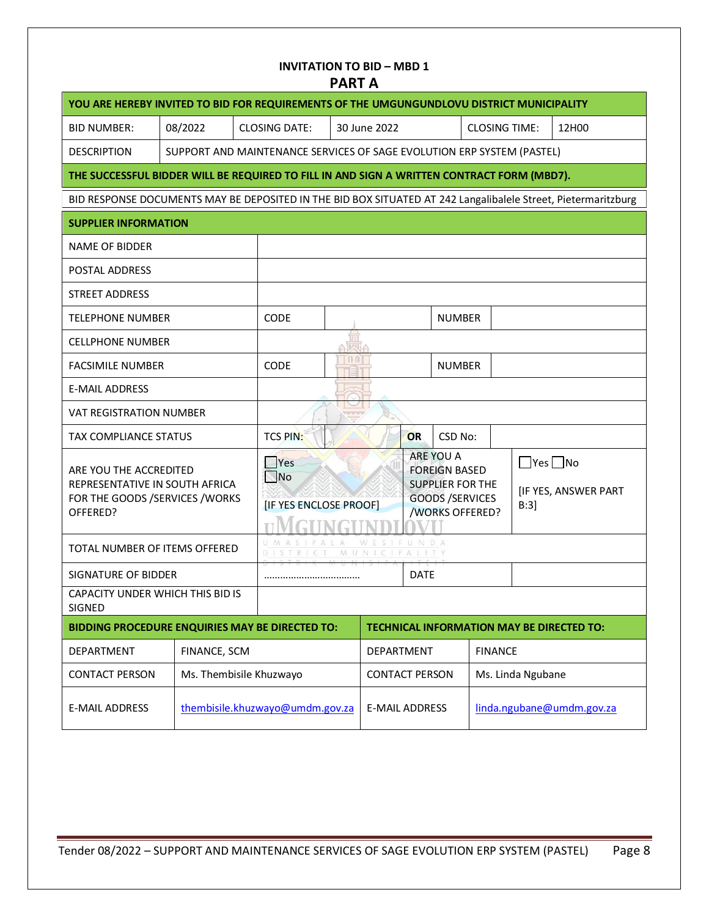# INVITATION TO BID – MBD 1

## PART A

| YOU ARE HEREBY INVITED TO BID FOR REQUIREMENTS OF THE UMGUNGUNDLOVU DISTRICT MUNICIPALITY | | | | | |
|---|---|---|---|---|---|
| BID NUMBER: | 08/2022 | CLOSING DATE: | 30 June 2022 | CLOSING TIME: | 12H00 |
| DESCRIPTION | SUPPORT AND MAINTENANCE SERVICES OF SAGE EVOLUTION ERP SYSTEM (PASTEL) | | | | |

**THE SUCCESSFUL BIDDER WILL BE REQUIRED TO FILL IN AND SIGN A WRITTEN CONTRACT FORM (MBD7).**

BID RESPONSE DOCUMENTS MAY BE DEPOSITED IN THE BID BOX SITUATED AT 242 Langalibalele Street, Pietermaritzburg

| SUPPLIER INFORMATION | | | | | |
|---|---|---|---|---|---|
| NAME OF BIDDER | | | | | |
| POSTAL ADDRESS | | | | | |
| STREET ADDRESS | | | | | |
| TELEPHONE NUMBER | CODE | | NUMBER | | |
| CELLPHONE NUMBER | | | | | |
| FACSIMILE NUMBER | CODE | | NUMBER | | |
| E-MAIL ADDRESS | | | | | |
| VAT REGISTRATION NUMBER | | | | | |
| TAX COMPLIANCE STATUS | TCS PIN: | | OR | CSD No: | |
| ARE YOU THE ACCREDITED REPRESENTATIVE IN SOUTH AFRICA FOR THE GOODS /SERVICES /WORKS OFFERED? | ☐Yes ☐No [IF YES ENCLOSE PROOF] | | ARE YOU A FOREIGN BASED SUPPLIER FOR THE GOODS /SERVICES /WORKS OFFERED? | | ☐Yes ☐No [IF YES, ANSWER PART B:3] |
| TOTAL NUMBER OF ITEMS OFFERED | | | | | |
| SIGNATURE OF BIDDER | ……………………………… | | DATE | | |
| CAPACITY UNDER WHICH THIS BID IS SIGNED | | | | | |

| BIDDING PROCEDURE ENQUIRIES MAY BE DIRECTED TO: | | TECHNICAL INFORMATION MAY BE DIRECTED TO: | |
|---|---|---|---|
| DEPARTMENT | FINANCE, SCM | DEPARTMENT | FINANCE |
| CONTACT PERSON | Ms. Thembisile Khuzwayo | CONTACT PERSON | Ms. Linda Ngubane |
| E-MAIL ADDRESS | thembisile.khuzwayo@umdm.gov.za | E-MAIL ADDRESS | linda.ngubane@umdm.gov.za |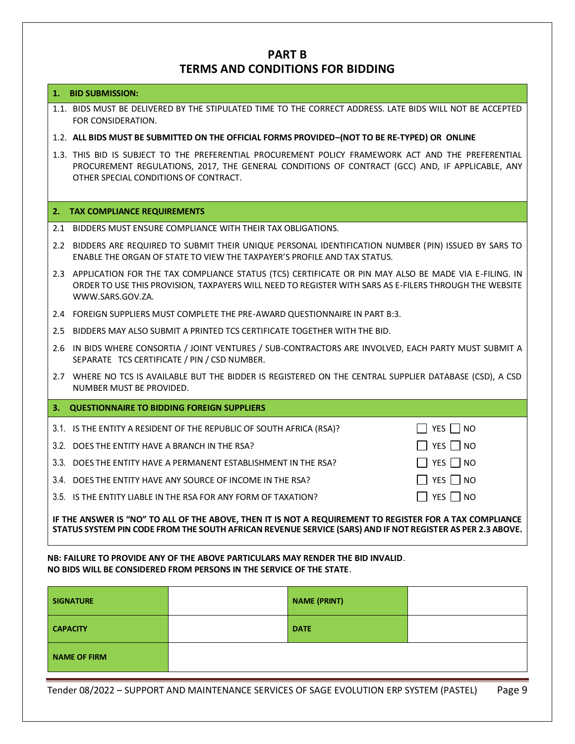# PART B
# TERMS AND CONDITIONS FOR BIDDING

**1. BID SUBMISSION:**

1.1. BIDS MUST BE DELIVERED BY THE STIPULATED TIME TO THE CORRECT ADDRESS. LATE BIDS WILL NOT BE ACCEPTED FOR CONSIDERATION.

1.2. **ALL BIDS MUST BE SUBMITTED ON THE OFFICIAL FORMS PROVIDED–(NOT TO BE RE-TYPED) OR ONLINE**

1.3. THIS BID IS SUBJECT TO THE PREFERENTIAL PROCUREMENT POLICY FRAMEWORK ACT AND THE PREFERENTIAL PROCUREMENT REGULATIONS, 2017, THE GENERAL CONDITIONS OF CONTRACT (GCC) AND, IF APPLICABLE, ANY OTHER SPECIAL CONDITIONS OF CONTRACT.

**2. TAX COMPLIANCE REQUIREMENTS**

2.1 BIDDERS MUST ENSURE COMPLIANCE WITH THEIR TAX OBLIGATIONS.

2.2 BIDDERS ARE REQUIRED TO SUBMIT THEIR UNIQUE PERSONAL IDENTIFICATION NUMBER (PIN) ISSUED BY SARS TO ENABLE THE ORGAN OF STATE TO VIEW THE TAXPAYER'S PROFILE AND TAX STATUS.

2.3 APPLICATION FOR THE TAX COMPLIANCE STATUS (TCS) CERTIFICATE OR PIN MAY ALSO BE MADE VIA E-FILING. IN ORDER TO USE THIS PROVISION, TAXPAYERS WILL NEED TO REGISTER WITH SARS AS E-FILERS THROUGH THE WEBSITE WWW.SARS.GOV.ZA.

2.4 FOREIGN SUPPLIERS MUST COMPLETE THE PRE-AWARD QUESTIONNAIRE IN PART B:3.

2.5 BIDDERS MAY ALSO SUBMIT A PRINTED TCS CERTIFICATE TOGETHER WITH THE BID.

2.6 IN BIDS WHERE CONSORTIA / JOINT VENTURES / SUB-CONTRACTORS ARE INVOLVED, EACH PARTY MUST SUBMIT A SEPARATE TCS CERTIFICATE / PIN / CSD NUMBER.

2.7 WHERE NO TCS IS AVAILABLE BUT THE BIDDER IS REGISTERED ON THE CENTRAL SUPPLIER DATABASE (CSD), A CSD NUMBER MUST BE PROVIDED.

**3. QUESTIONNAIRE TO BIDDING FOREIGN SUPPLIERS**

| | |
|---|---|
| 3.1. IS THE ENTITY A RESIDENT OF THE REPUBLIC OF SOUTH AFRICA (RSA)? | ☐ YES ☐ NO |
| 3.2. DOES THE ENTITY HAVE A BRANCH IN THE RSA? | ☐ YES ☐ NO |
| 3.3. DOES THE ENTITY HAVE A PERMANENT ESTABLISHMENT IN THE RSA? | ☐ YES ☐ NO |
| 3.4. DOES THE ENTITY HAVE ANY SOURCE OF INCOME IN THE RSA? | ☐ YES ☐ NO |
| 3.5. IS THE ENTITY LIABLE IN THE RSA FOR ANY FORM OF TAXATION? | ☐ YES ☐ NO |

**IF THE ANSWER IS "NO" TO ALL OF THE ABOVE, THEN IT IS NOT A REQUIREMENT TO REGISTER FOR A TAX COMPLIANCE STATUS SYSTEM PIN CODE FROM THE SOUTH AFRICAN REVENUE SERVICE (SARS) AND IF NOT REGISTER AS PER 2.3 ABOVE.**

**NB: FAILURE TO PROVIDE ANY OF THE ABOVE PARTICULARS MAY RENDER THE BID INVALID**.
**NO BIDS WILL BE CONSIDERED FROM PERSONS IN THE SERVICE OF THE STATE**.

| **SIGNATURE** | | **NAME (PRINT)** | |
|---|---|---|---|
| **CAPACITY** | | **DATE** | |
| **NAME OF FIRM** | | | |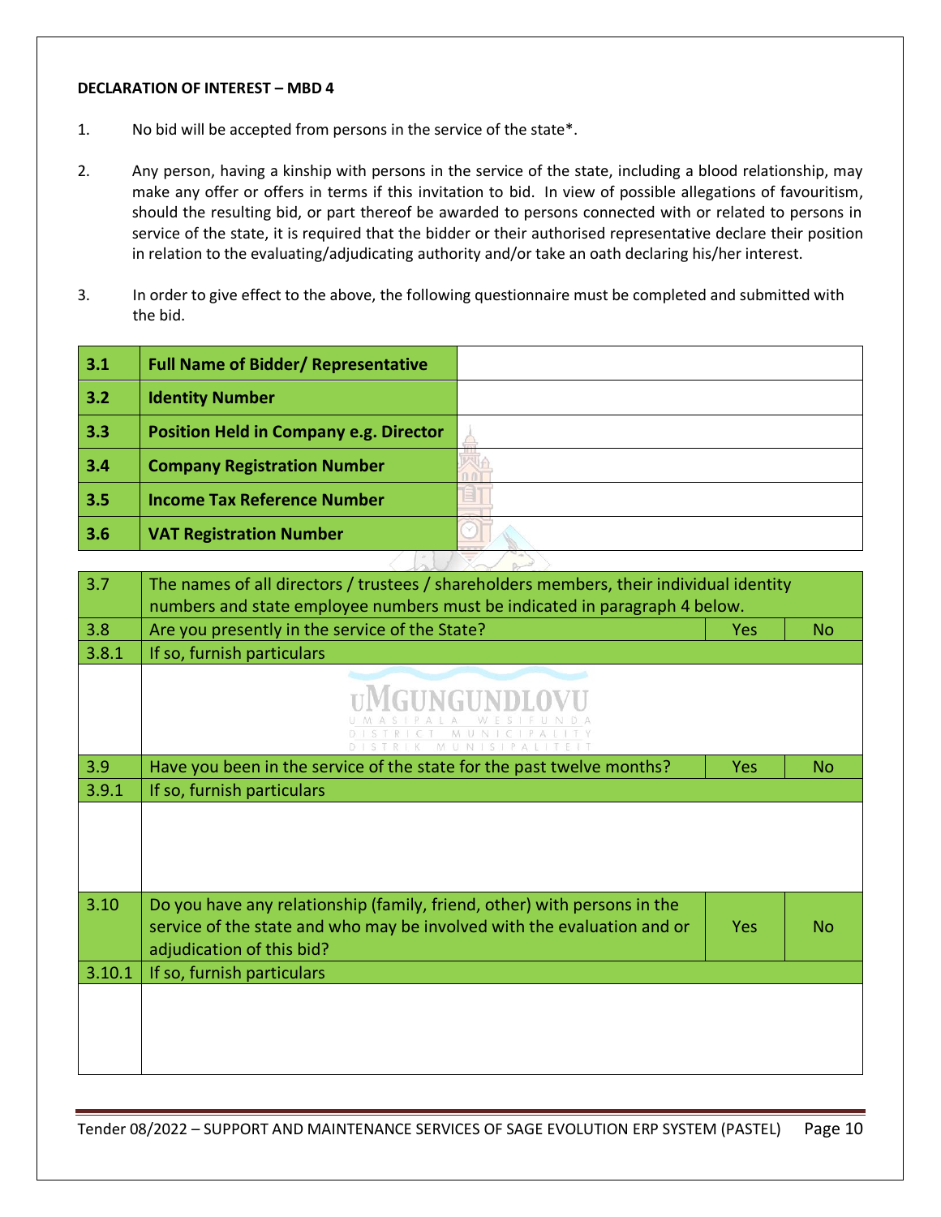**DECLARATION OF INTEREST – MBD 4**

1. No bid will be accepted from persons in the service of the state*.

2. Any person, having a kinship with persons in the service of the state, including a blood relationship, may make any offer or offers in terms if this invitation to bid. In view of possible allegations of favouritism, should the resulting bid, or part thereof be awarded to persons connected with or related to persons in service of the state, it is required that the bidder or their authorised representative declare their position in relation to the evaluating/adjudicating authority and/or take an oath declaring his/her interest.

3. In order to give effect to the above, the following questionnaire must be completed and submitted with the bid.

| | | |
|---|---|---|
| **3.1** | **Full Name of Bidder/ Representative** | |
| **3.2** | **Identity Number** | |
| **3.3** | **Position Held in Company e.g. Director** | |
| **3.4** | **Company Registration Number** | |
| **3.5** | **Income Tax Reference Number** | |
| **3.6** | **VAT Registration Number** | |

| | | | |
|---|---|---|---|
| 3.7 | The names of all directors / trustees / shareholders members, their individual identity numbers and state employee numbers must be indicated in paragraph 4 below. | | |
| 3.8 | Are you presently in the service of the State? | Yes | No |
| 3.8.1 | If so, furnish particulars | | |
| | | | |
| 3.9 | Have you been in the service of the state for the past twelve months? | Yes | No |
| 3.9.1 | If so, furnish particulars | | |
| | | | |
| 3.10 | Do you have any relationship (family, friend, other) with persons in the service of the state and who may be involved with the evaluation and or adjudication of this bid? | Yes | No |
| 3.10.1 | If so, furnish particulars | | |
| | | | |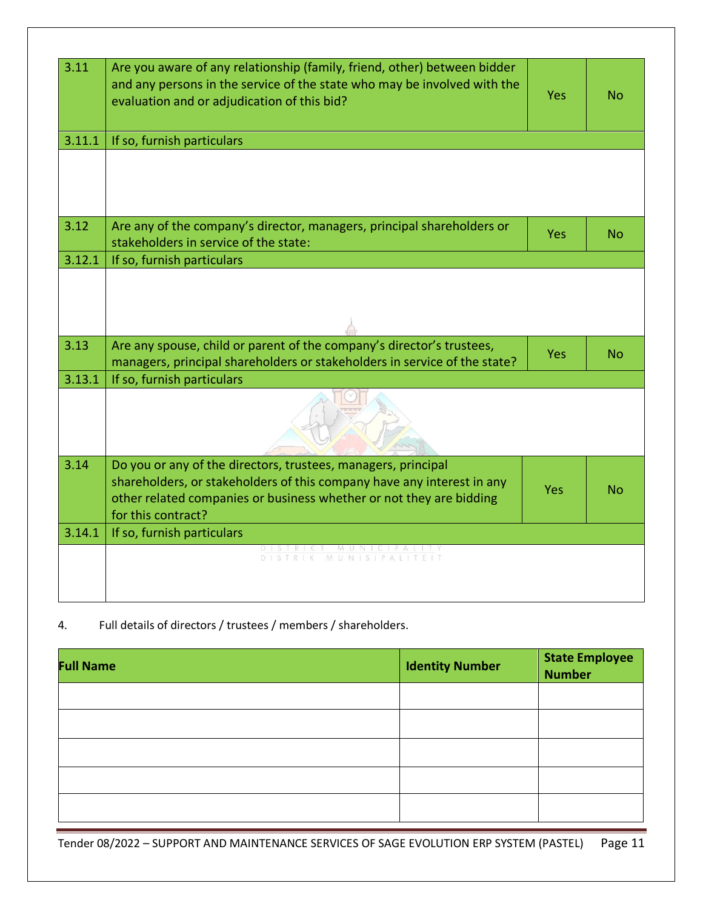| | | | |
|---|---|---|---|
| 3.11 | Are you aware of any relationship (family, friend, other) between bidder and any persons in the service of the state who may be involved with the evaluation and or adjudication of this bid? | Yes | No |
| 3.11.1 | If so, furnish particulars | | |
| | | | |
| 3.12 | Are any of the company's director, managers, principal shareholders or stakeholders in service of the state: | Yes | No |
| 3.12.1 | If so, furnish particulars | | |
| | | | |
| 3.13 | Are any spouse, child or parent of the company's director's trustees, managers, principal shareholders or stakeholders in service of the state? | Yes | No |
| 3.13.1 | If so, furnish particulars | | |
| | | | |
| 3.14 | Do you or any of the directors, trustees, managers, principal shareholders, or stakeholders of this company have any interest in any other related companies or business whether or not they are bidding for this contract? | Yes | No |
| 3.14.1 | If so, furnish particulars | | |
| | | | |

4. Full details of directors / trustees / members / shareholders.

| Full Name | Identity Number | State Employee Number |
|---|---|---|
| | | |
| | | |
| | | |
| | | |
| | | |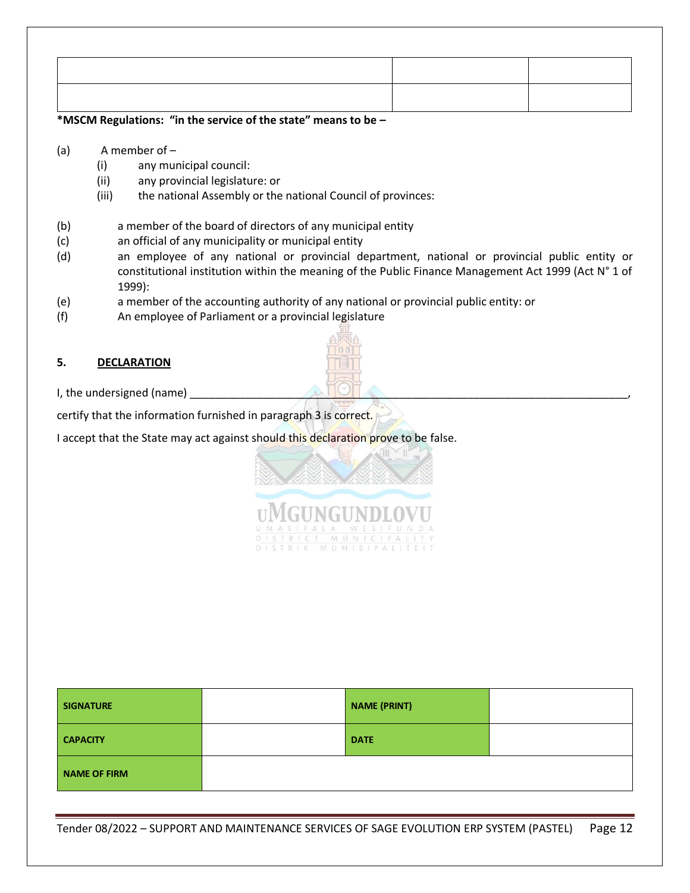| | | |
|---|---|---|
| | | |
| | | |

***MSCM Regulations: "in the service of the state" means to be –**

(a) A member of –
  (i) any municipal council:
  (ii) any provincial legislature: or
  (iii) the national Assembly or the national Council of provinces:

(b) a member of the board of directors of any municipal entity
(c) an official of any municipality or municipal entity
(d) an employee of any national or provincial department, national or provincial public entity or constitutional institution within the meaning of the Public Finance Management Act 1999 (Act N° 1 of 1999):
(e) a member of the accounting authority of any national or provincial public entity: or
(f) An employee of Parliament or a provincial legislature

## 5. DECLARATION

I, the undersigned (name) ________________________________________________________________________________,

certify that the information furnished in paragraph 3 is correct.

I accept that the State may act against should this declaration prove to be false.

| | | | |
|---|---|---|---|
| **SIGNATURE** | | **NAME (PRINT)** | |
| **CAPACITY** | | **DATE** | |
| **NAME OF FIRM** | | | |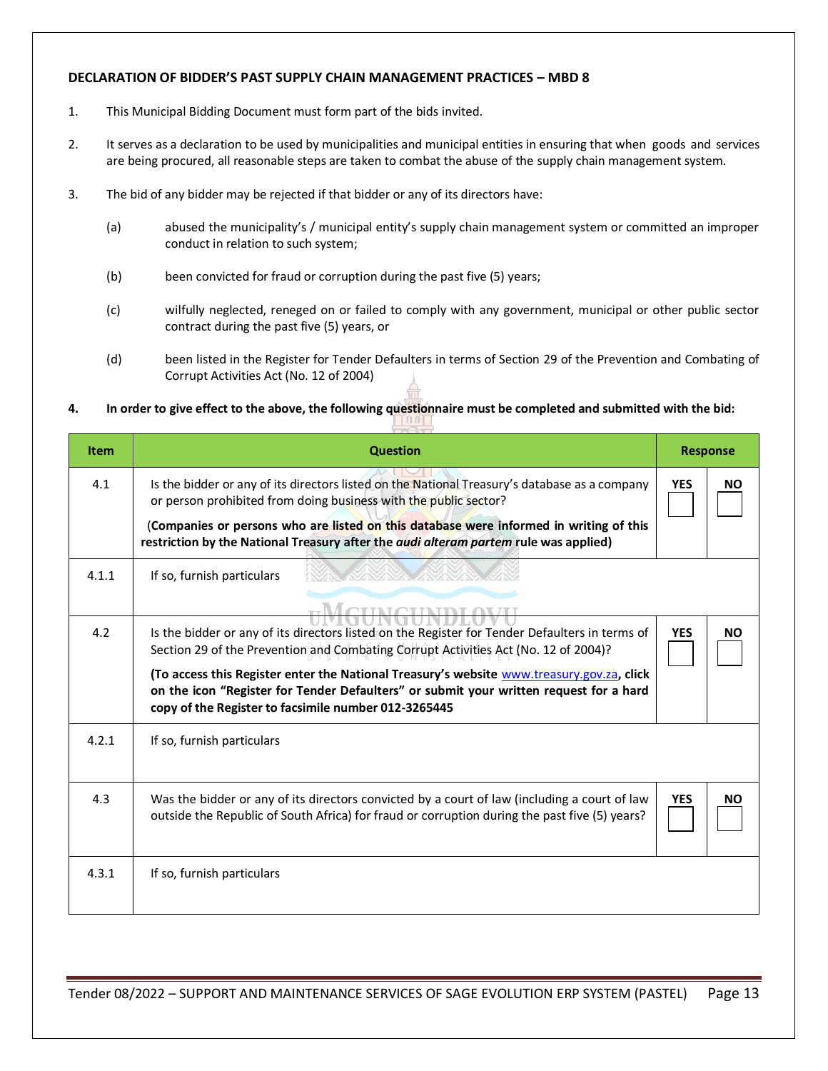## DECLARATION OF BIDDER'S PAST SUPPLY CHAIN MANAGEMENT PRACTICES – MBD 8

1. This Municipal Bidding Document must form part of the bids invited.

2. It serves as a declaration to be used by municipalities and municipal entities in ensuring that when goods and services are being procured, all reasonable steps are taken to combat the abuse of the supply chain management system.

3. The bid of any bidder may be rejected if that bidder or any of its directors have:

   (a) abused the municipality's / municipal entity's supply chain management system or committed an improper conduct in relation to such system;

   (b) been convicted for fraud or corruption during the past five (5) years;

   (c) wilfully neglected, reneged on or failed to comply with any government, municipal or other public sector contract during the past five (5) years, or

   (d) been listed in the Register for Tender Defaulters in terms of Section 29 of the Prevention and Combating of Corrupt Activities Act (No. 12 of 2004)

4. **In order to give effect to the above, the following questionnaire must be completed and submitted with the bid:**

| Item | Question | Response | |
|---|---|---|---|
| 4.1 | Is the bidder or any of its directors listed on the National Treasury's database as a company or person prohibited from doing business with the public sector?<br>(**Companies or persons who are listed on this database were informed in writing of this restriction by the National Treasury after the *audi alteram partem* rule was applied)** | **YES** ☐ | **NO** ☐ |
| 4.1.1 | If so, furnish particulars | | |
| 4.2 | Is the bidder or any of its directors listed on the Register for Tender Defaulters in terms of Section 29 of the Prevention and Combating Corrupt Activities Act (No. 12 of 2004)?<br>**(To access this Register enter the National Treasury's website www.treasury.gov.za, click on the icon "Register for Tender Defaulters" or submit your written request for a hard copy of the Register to facsimile number 012-3265445** | **YES** ☐ | **NO** ☐ |
| 4.2.1 | If so, furnish particulars | | |
| 4.3 | Was the bidder or any of its directors convicted by a court of law (including a court of law outside the Republic of South Africa) for fraud or corruption during the past five (5) years? | **YES** ☐ | **NO** ☐ |
| 4.3.1 | If so, furnish particulars | | |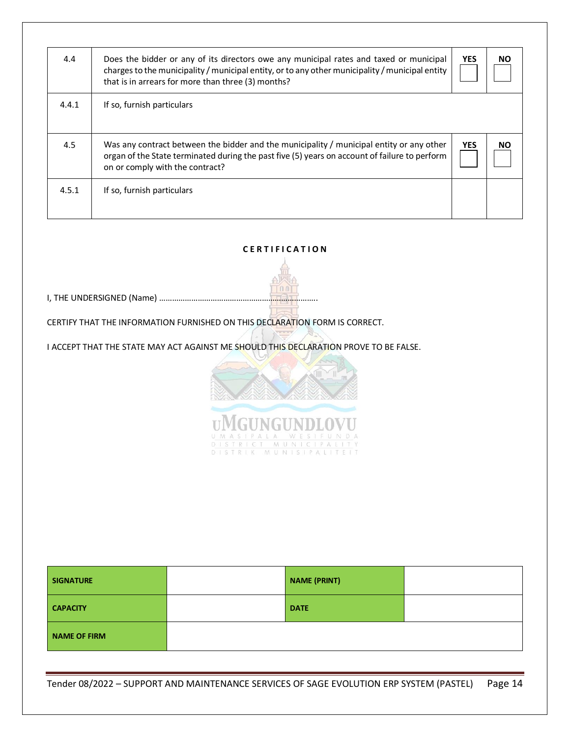| 4.4 | Does the bidder or any of its directors owe any municipal rates and taxed or municipal charges to the municipality / municipal entity, or to any other municipality / municipal entity that is in arrears for more than three (3) months? | YES | NO |
|---|---|---|---|
| 4.4.1 | If so, furnish particulars | | |
| 4.5 | Was any contract between the bidder and the municipality / municipal entity or any other organ of the State terminated during the past five (5) years on account of failure to perform on or comply with the contract? | YES | NO |
| 4.5.1 | If so, furnish particulars | | |

**CERTIFICATION**

I, THE UNDERSIGNED (Name) ………………………………………………………………….

CERTIFY THAT THE INFORMATION FURNISHED ON THIS DECLARATION FORM IS CORRECT.

I ACCEPT THAT THE STATE MAY ACT AGAINST ME SHOULD THIS DECLARATION PROVE TO BE FALSE.

| SIGNATURE | | NAME (PRINT) | |
|---|---|---|---|
| CAPACITY | | DATE | |
| NAME OF FIRM | | | |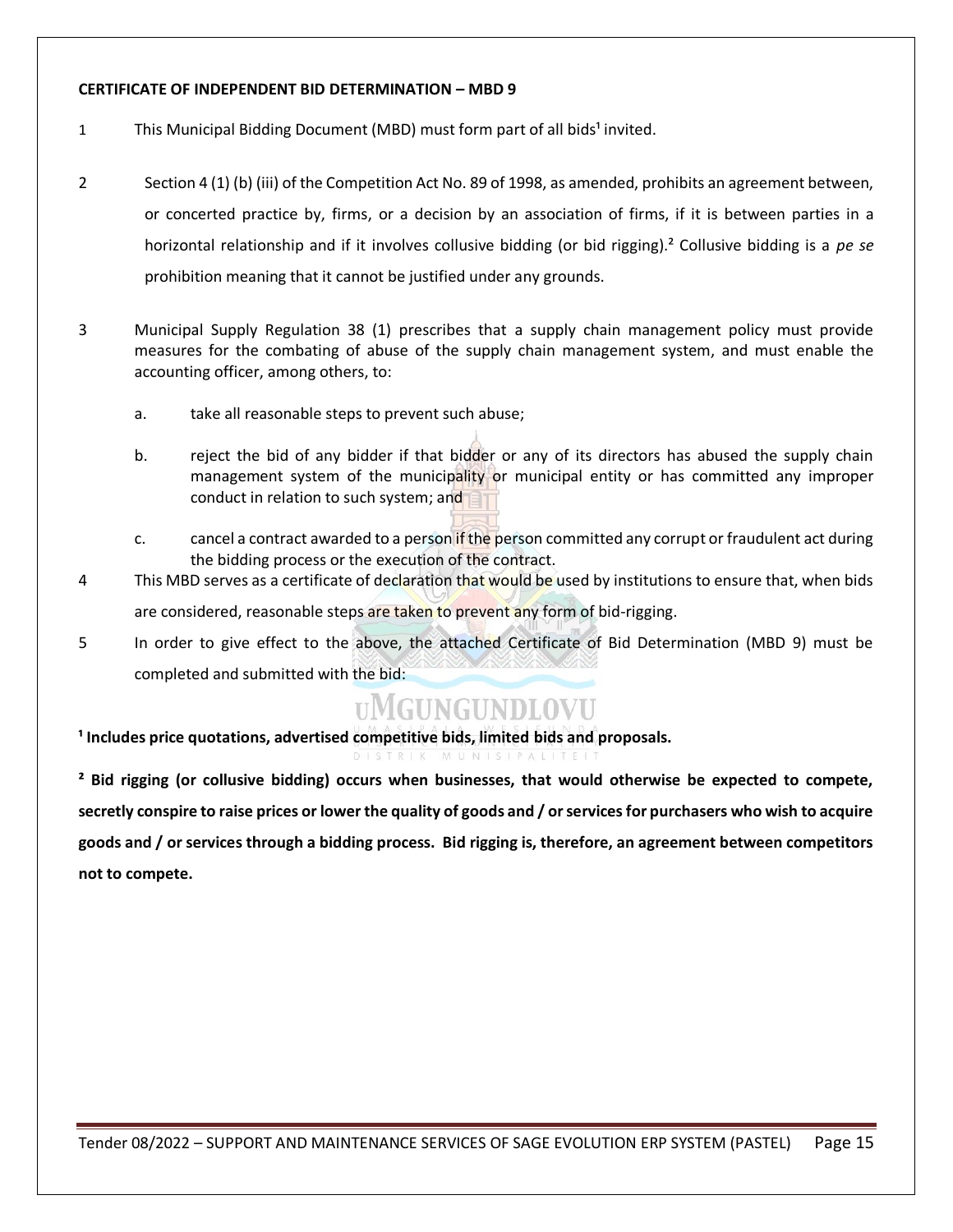**CERTIFICATE OF INDEPENDENT BID DETERMINATION – MBD 9**

1. This Municipal Bidding Document (MBD) must form part of all bids[1] invited.

2. Section 4 (1) (b) (iii) of the Competition Act No. 89 of 1998, as amended, prohibits an agreement between, or concerted practice by, firms, or a decision by an association of firms, if it is between parties in a horizontal relationship and if it involves collusive bidding (or bid rigging).[2] Collusive bidding is a *pe se* prohibition meaning that it cannot be justified under any grounds.

3. Municipal Supply Regulation 38 (1) prescribes that a supply chain management policy must provide measures for the combating of abuse of the supply chain management system, and must enable the accounting officer, among others, to:

   a. take all reasonable steps to prevent such abuse;

   b. reject the bid of any bidder if that bidder or any of its directors has abused the supply chain management system of the municipality or municipal entity or has committed any improper conduct in relation to such system; and

   c. cancel a contract awarded to a person if the person committed any corrupt or fraudulent act during the bidding process or the execution of the contract.

4. This MBD serves as a certificate of declaration that would be used by institutions to ensure that, when bids are considered, reasonable steps are taken to prevent any form of bid-rigging.

5. In order to give effect to the above, the attached Certificate of Bid Determination (MBD 9) must be completed and submitted with the bid:

**[1] Includes price quotations, advertised competitive bids, limited bids and proposals.**

**[2] Bid rigging (or collusive bidding) occurs when businesses, that would otherwise be expected to compete, secretly conspire to raise prices or lower the quality of goods and / or services for purchasers who wish to acquire goods and / or services through a bidding process. Bid rigging is, therefore, an agreement between competitors not to compete.**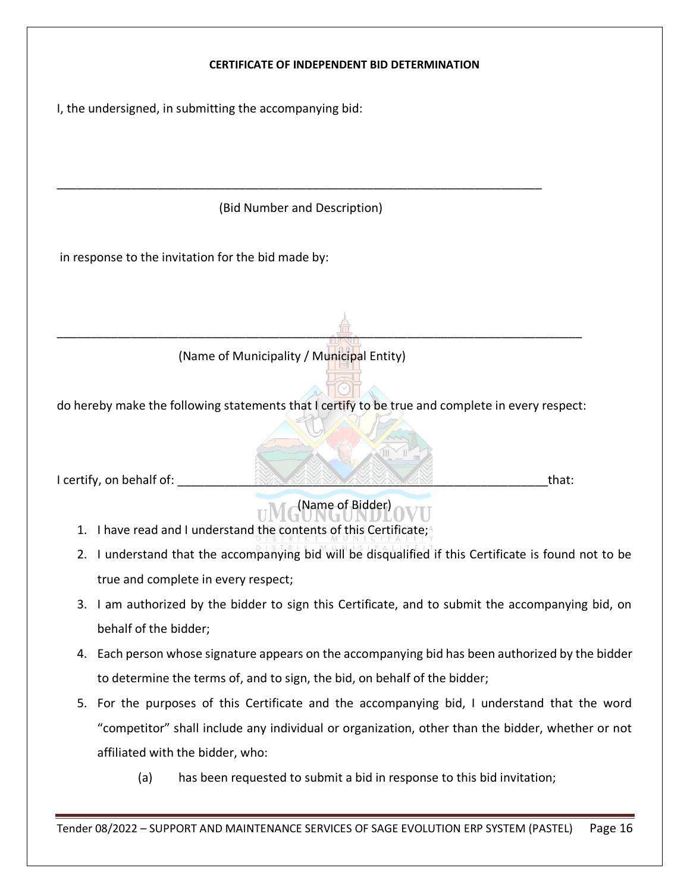**CERTIFICATE OF INDEPENDENT BID DETERMINATION**

I, the undersigned, in submitting the accompanying bid:

\_\_\_\_\_\_\_\_\_\_\_\_\_\_\_\_\_\_\_\_\_\_\_\_\_\_\_\_\_\_\_\_\_\_\_\_\_\_\_\_\_\_\_\_\_\_\_\_\_\_\_\_\_\_\_\_\_\_\_\_\_\_\_\_\_\_\_\_\_\_

(Bid Number and Description)

in response to the invitation for the bid made by:

\_\_\_\_\_\_\_\_\_\_\_\_\_\_\_\_\_\_\_\_\_\_\_\_\_\_\_\_\_\_\_\_\_\_\_\_\_\_\_\_\_\_\_\_\_\_\_\_\_\_\_\_\_\_\_\_\_\_\_\_\_\_\_\_\_\_\_\_\_\_\_\_\_\_\_\_

(Name of Municipality / Municipal Entity)

do hereby make the following statements that I certify to be true and complete in every respect:

I certify, on behalf of: \_\_\_\_\_\_\_\_\_\_\_\_\_\_\_\_\_\_\_\_\_\_\_\_\_\_\_\_\_\_\_\_\_\_\_\_\_\_\_\_\_\_\_\_\_\_\_\_\_\_\_\_\_that:

(Name of Bidder)

1. I have read and I understand the contents of this Certificate;
2. I understand that the accompanying bid will be disqualified if this Certificate is found not to be true and complete in every respect;
3. I am authorized by the bidder to sign this Certificate, and to submit the accompanying bid, on behalf of the bidder;
4. Each person whose signature appears on the accompanying bid has been authorized by the bidder to determine the terms of, and to sign, the bid, on behalf of the bidder;
5. For the purposes of this Certificate and the accompanying bid, I understand that the word "competitor" shall include any individual or organization, other than the bidder, whether or not affiliated with the bidder, who:

    (a) has been requested to submit a bid in response to this bid invitation;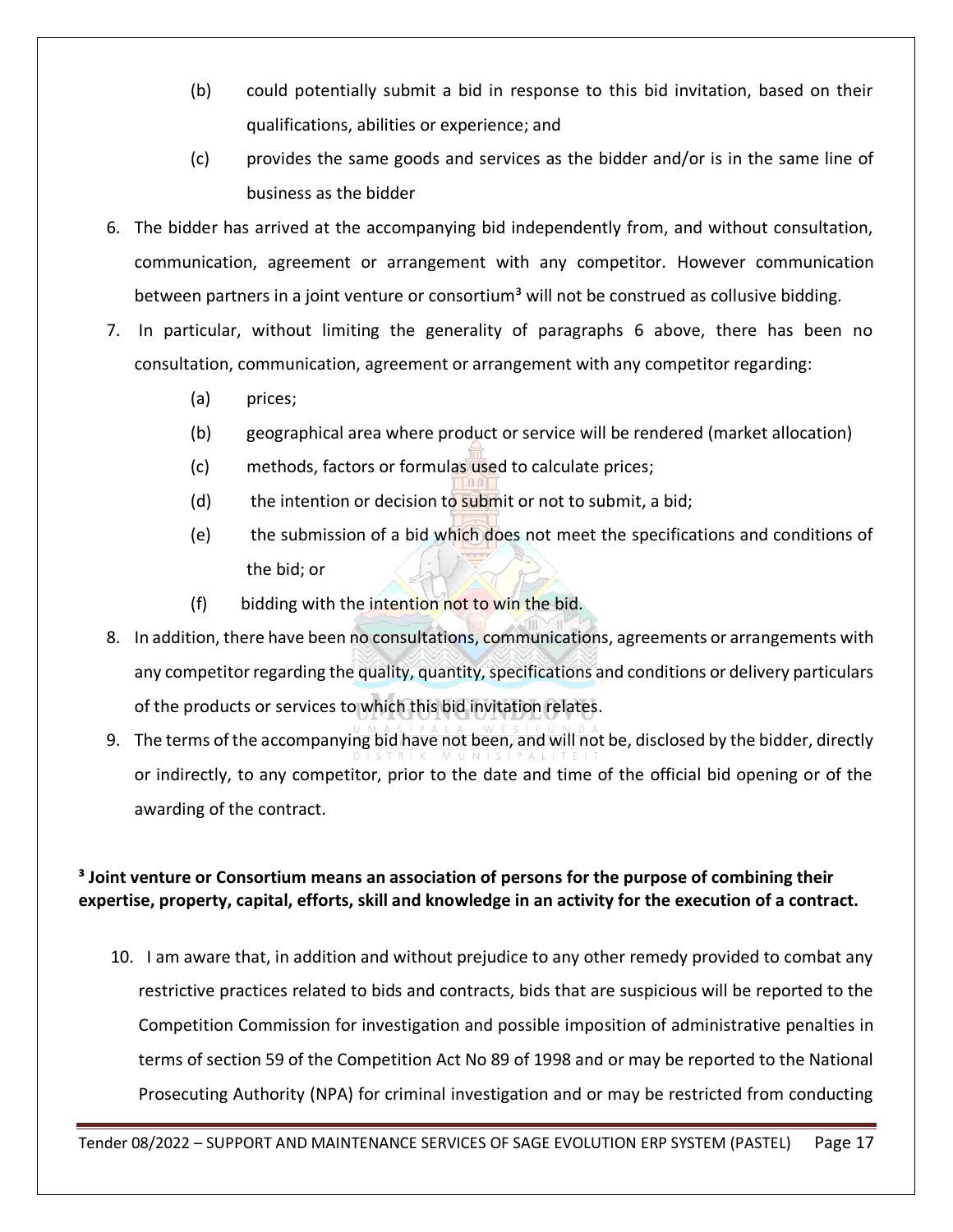(b) could potentially submit a bid in response to this bid invitation, based on their qualifications, abilities or experience; and

(c) provides the same goods and services as the bidder and/or is in the same line of business as the bidder

6. The bidder has arrived at the accompanying bid independently from, and without consultation, communication, agreement or arrangement with any competitor. However communication between partners in a joint venture or consortium[3] will not be construed as collusive bidding.

7. In particular, without limiting the generality of paragraphs 6 above, there has been no consultation, communication, agreement or arrangement with any competitor regarding:

   (a) prices;

   (b) geographical area where product or service will be rendered (market allocation)

   (c) methods, factors or formulas used to calculate prices;

   (d) the intention or decision to submit or not to submit, a bid;

   (e) the submission of a bid which does not meet the specifications and conditions of the bid; or

   (f) bidding with the intention not to win the bid.

8. In addition, there have been no consultations, communications, agreements or arrangements with any competitor regarding the quality, quantity, specifications and conditions or delivery particulars of the products or services to which this bid invitation relates.

9. The terms of the accompanying bid have not been, and will not be, disclosed by the bidder, directly or indirectly, to any competitor, prior to the date and time of the official bid opening or of the awarding of the contract.

**[3] Joint venture or Consortium means an association of persons for the purpose of combining their expertise, property, capital, efforts, skill and knowledge in an activity for the execution of a contract.**

10. I am aware that, in addition and without prejudice to any other remedy provided to combat any restrictive practices related to bids and contracts, bids that are suspicious will be reported to the Competition Commission for investigation and possible imposition of administrative penalties in terms of section 59 of the Competition Act No 89 of 1998 and or may be reported to the National Prosecuting Authority (NPA) for criminal investigation and or may be restricted from conducting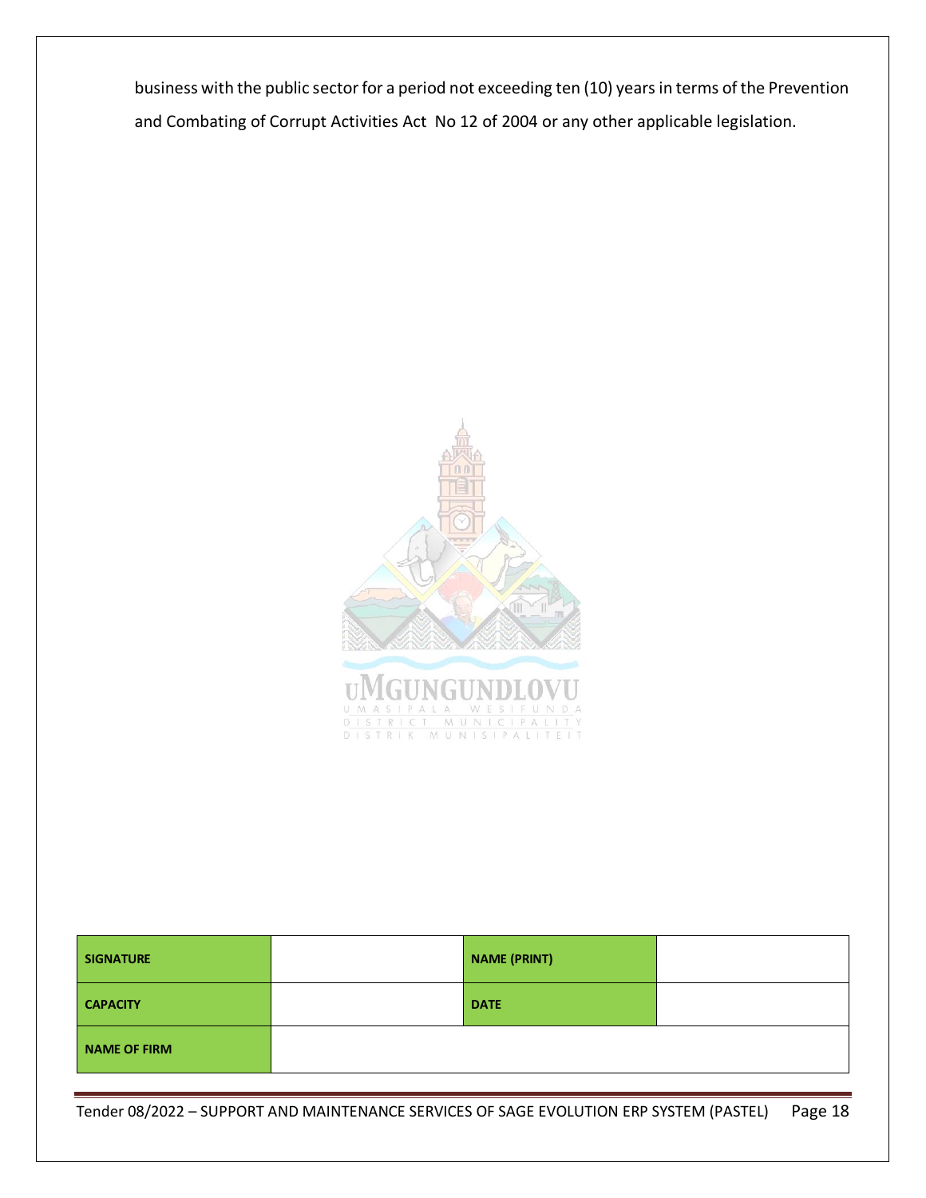business with the public sector for a period not exceeding ten (10) years in terms of the Prevention and Combating of Corrupt Activities Act No 12 of 2004 or any other applicable legislation.

| **SIGNATURE** | | **NAME (PRINT)** | |
|---|---|---|---|
| **CAPACITY** | | **DATE** | |
| **NAME OF FIRM** | | | |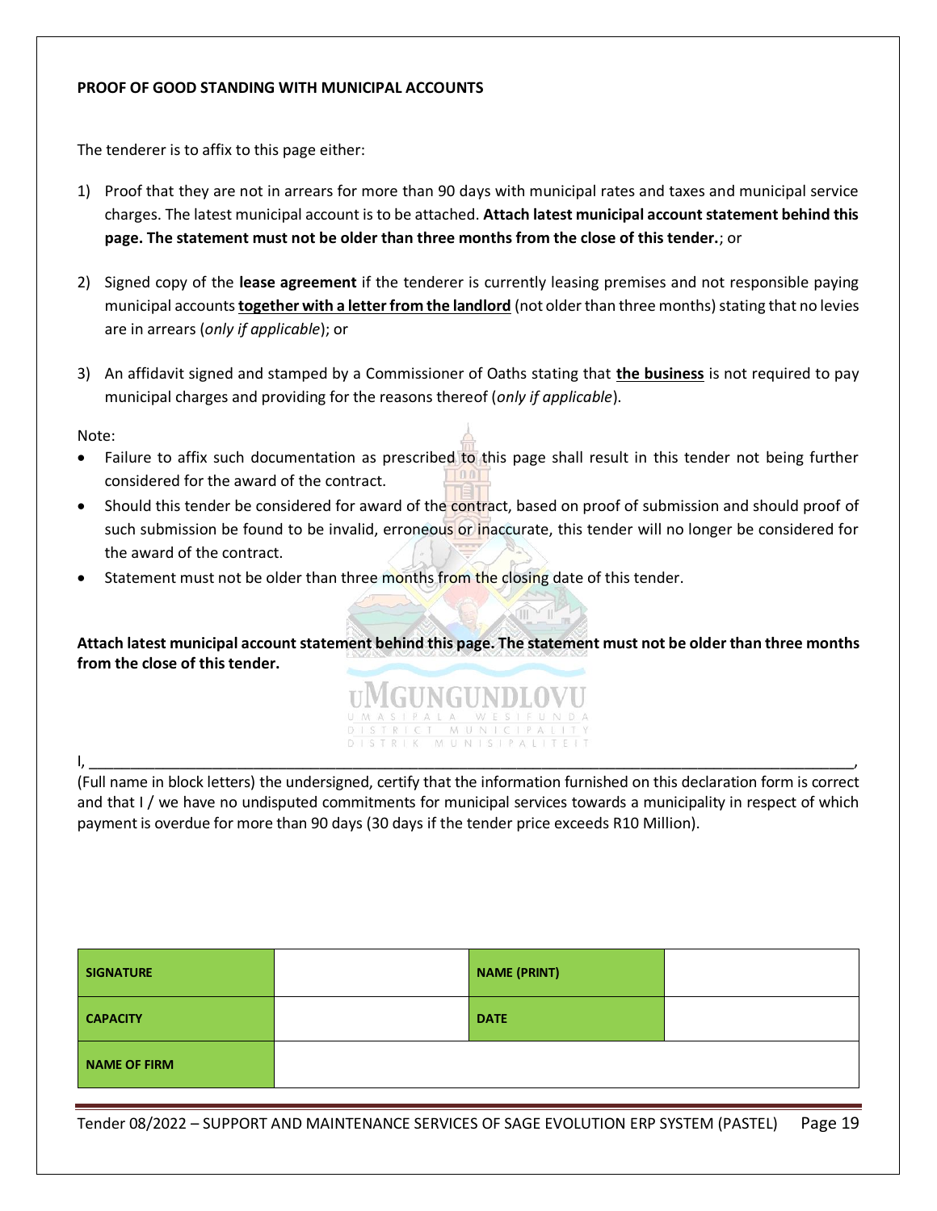**PROOF OF GOOD STANDING WITH MUNICIPAL ACCOUNTS**

The tenderer is to affix to this page either:

1) Proof that they are not in arrears for more than 90 days with municipal rates and taxes and municipal service charges. The latest municipal account is to be attached. **Attach latest municipal account statement behind this page. The statement must not be older than three months from the close of this tender.**; or

2) Signed copy of the **lease agreement** if the tenderer is currently leasing premises and not responsible paying municipal accounts **together with a letter from the landlord** (not older than three months) stating that no levies are in arrears (*only if applicable*); or

3) An affidavit signed and stamped by a Commissioner of Oaths stating that **the business** is not required to pay municipal charges and providing for the reasons thereof (*only if applicable*).

Note:

- Failure to affix such documentation as prescribed to this page shall result in this tender not being further considered for the award of the contract.
- Should this tender be considered for award of the contract, based on proof of submission and should proof of such submission be found to be invalid, erroneous or inaccurate, this tender will no longer be considered for the award of the contract.
- Statement must not be older than three months from the closing date of this tender.

**Attach latest municipal account statement behind this page. The statement must not be older than three months from the close of this tender.**

I, ______________________________________________________________________________________,
(Full name in block letters) the undersigned, certify that the information furnished on this declaration form is correct and that I / we have no undisputed commitments for municipal services towards a municipality in respect of which payment is overdue for more than 90 days (30 days if the tender price exceeds R10 Million).

| SIGNATURE | | NAME (PRINT) | |
|---|---|---|---|
| CAPACITY | | DATE | |
| NAME OF FIRM | | | |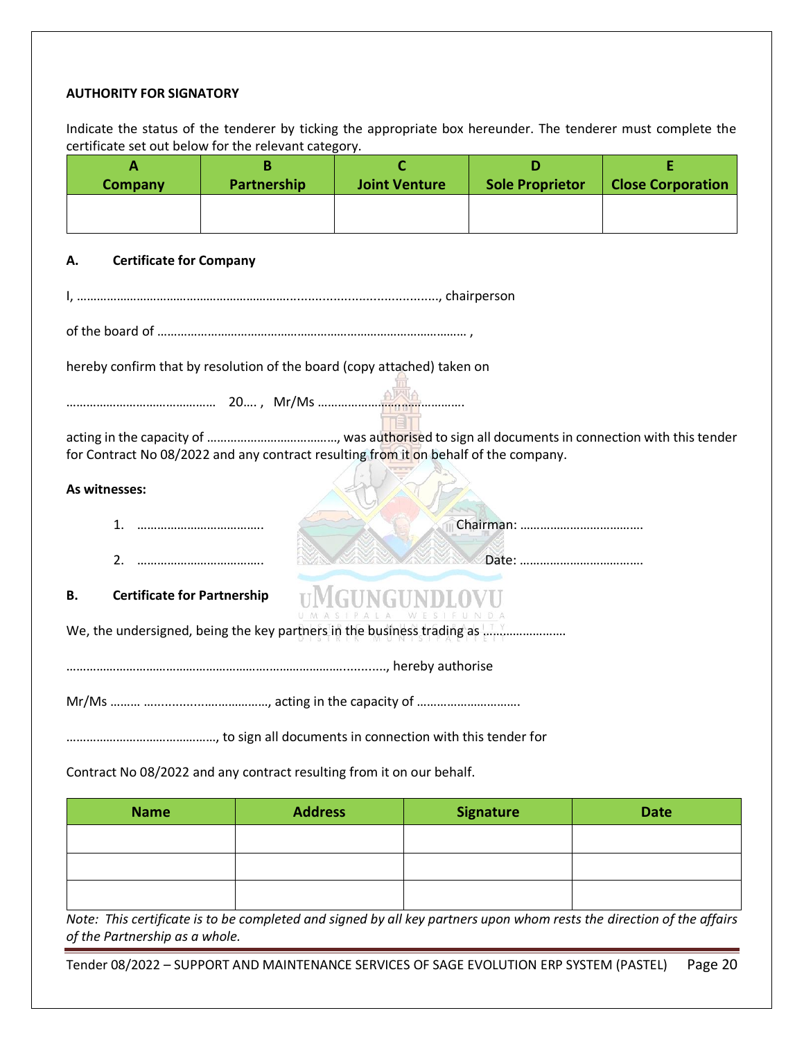**AUTHORITY FOR SIGNATORY**

Indicate the status of the tenderer by ticking the appropriate box hereunder. The tenderer must complete the certificate set out below for the relevant category.

| A<br>Company | B<br>Partnership | C<br>Joint Venture | D<br>Sole Proprietor | E<br>Close Corporation |
|---|---|---|---|---|
| | | | | |

**A. Certificate for Company**

I, …………………………………………………………......................................., chairperson

of the board of ………………………………………………………………………………… ,

hereby confirm that by resolution of the board (copy attached) taken on

…………………………………… 20…. , Mr/Ms ……………………………………….

acting in the capacity of ……………………………….., was authorised to sign all documents in connection with this tender for Contract No 08/2022 and any contract resulting from it on behalf of the company.

**As witnesses:**

1. ……………………………….. Chairman: ………………………………

2. ……………………………….. Date: ………………………………

**B. Certificate for Partnership**

We, the undersigned, being the key partners in the business trading as ……………………

…………………………………………………………………………..........., hereby authorise

Mr/Ms ……… …..................………………, acting in the capacity of ………………………….

………………………………………, to sign all documents in connection with this tender for

Contract No 08/2022 and any contract resulting from it on our behalf.

| Name | Address | Signature | Date |
|---|---|---|---|
| | | | |
| | | | |
| | | | |

*Note: This certificate is to be completed and signed by all key partners upon whom rests the direction of the affairs of the Partnership as a whole.*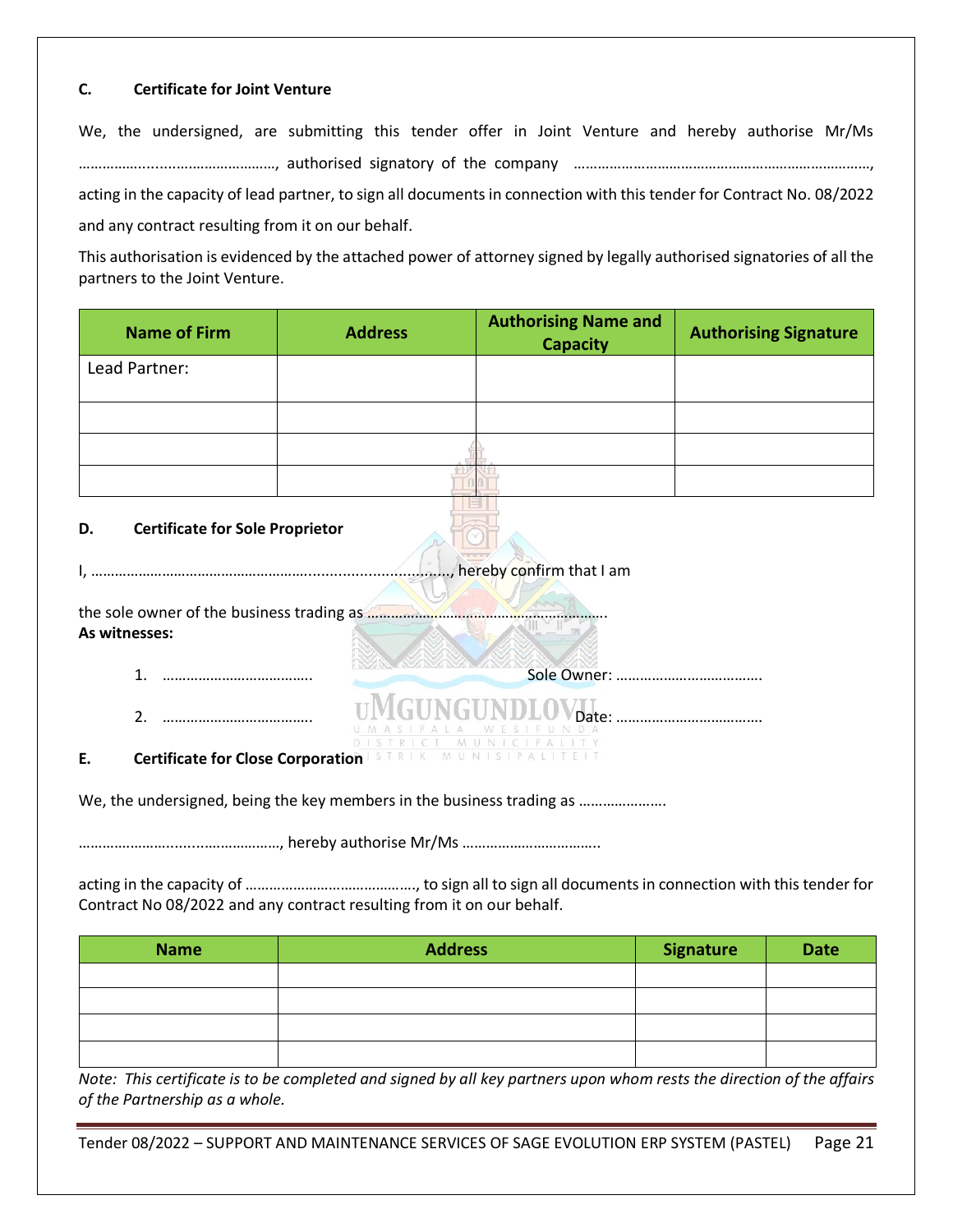### C. Certificate for Joint Venture

We, the undersigned, are submitting this tender offer in Joint Venture and hereby authorise Mr/Ms ……………....…………………………, authorised signatory of the company ………………………………………………………………, acting in the capacity of lead partner, to sign all documents in connection with this tender for Contract No. 08/2022 and any contract resulting from it on our behalf.

This authorisation is evidenced by the attached power of attorney signed by legally authorised signatories of all the partners to the Joint Venture.

| Name of Firm | Address | Authorising Name and Capacity | Authorising Signature |
|---|---|---|---|
| Lead Partner: | | | |
| | | | |
| | | | |
| | | | |

### D. Certificate for Sole Proprietor

I, …………………………………………….........................., hereby confirm that I am

the sole owner of the business trading as ……………………………………………………..

**As witnesses:**

1. ……………………………….. Sole Owner: ………………………………
2. ……………………………….. Date: ………………………………

### E. Certificate for Close Corporation

We, the undersigned, being the key members in the business trading as ………………….

……………………....…..……………, hereby authorise Mr/Ms ……………………………..

acting in the capacity of ……………………………………, to sign all to sign all documents in connection with this tender for Contract No 08/2022 and any contract resulting from it on our behalf.

| Name | Address | Signature | Date |
|---|---|---|---|
| | | | |
| | | | |
| | | | |
| | | | |

*Note: This certificate is to be completed and signed by all key partners upon whom rests the direction of the affairs of the Partnership as a whole.*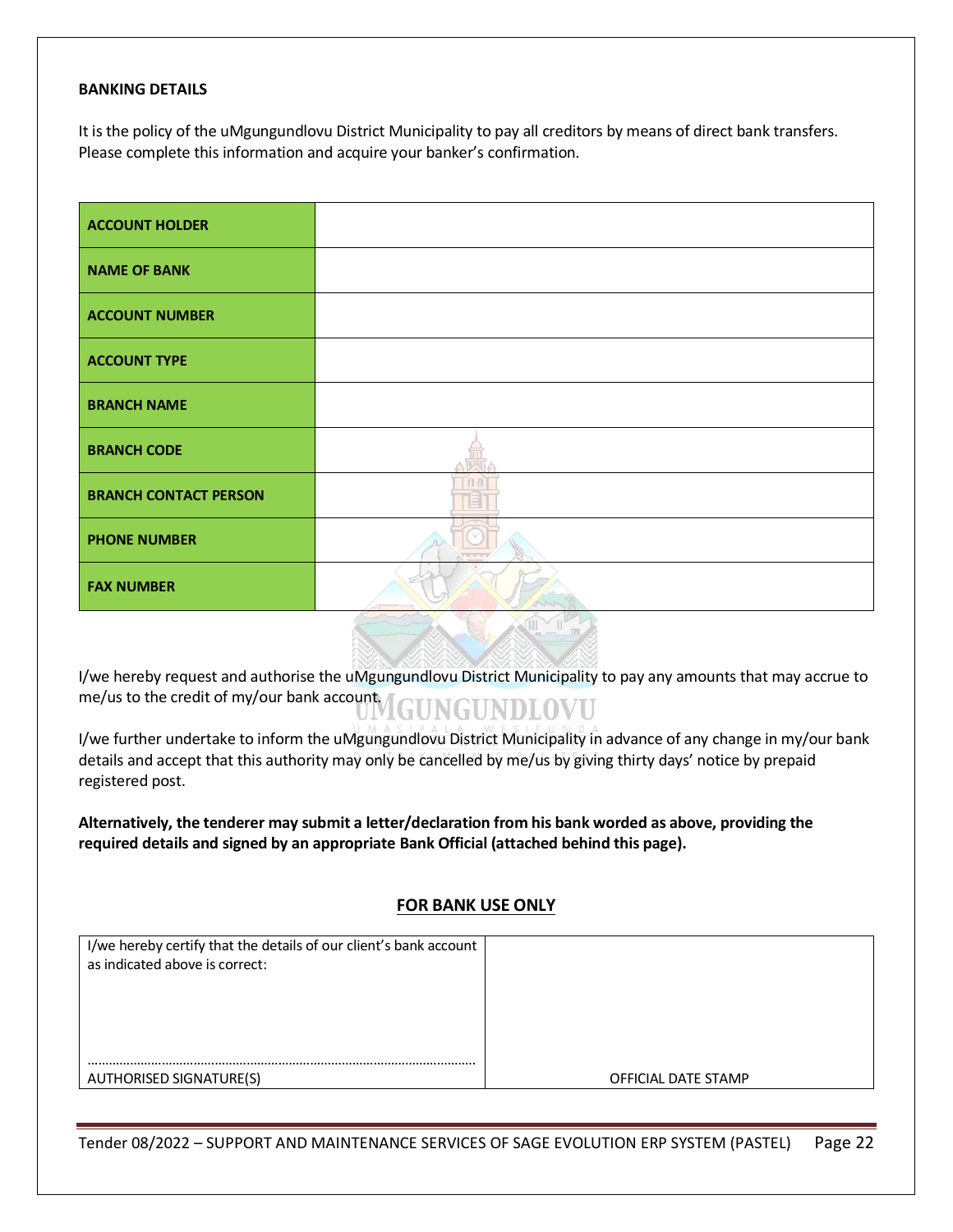**BANKING DETAILS**

It is the policy of the uMgungundlovu District Municipality to pay all creditors by means of direct bank transfers. Please complete this information and acquire your banker's confirmation.

| | |
|---|---|
| **ACCOUNT HOLDER** | |
| **NAME OF BANK** | |
| **ACCOUNT NUMBER** | |
| **ACCOUNT TYPE** | |
| **BRANCH NAME** | |
| **BRANCH CODE** | |
| **BRANCH CONTACT PERSON** | |
| **PHONE NUMBER** | |
| **FAX NUMBER** | |

I/we hereby request and authorise the uMgungundlovu District Municipality to pay any amounts that may accrue to me/us to the credit of my/our bank account.

I/we further undertake to inform the uMgungundlovu District Municipality in advance of any change in my/our bank details and accept that this authority may only be cancelled by me/us by giving thirty days' notice by prepaid registered post.

**Alternatively, the tenderer may submit a letter/declaration from his bank worded as above, providing the required details and signed by an appropriate Bank Official (attached behind this page).**

**FOR BANK USE ONLY**

| | |
|---|---|
| I/we hereby certify that the details of our client's bank account as indicated above is correct:<br><br>……………………………………………………………………………<br>AUTHORISED SIGNATURE(S) | OFFICIAL DATE STAMP |

Tender 08/2022 – SUPPORT AND MAINTENANCE SERVICES OF SAGE EVOLUTION ERP SYSTEM (PASTEL)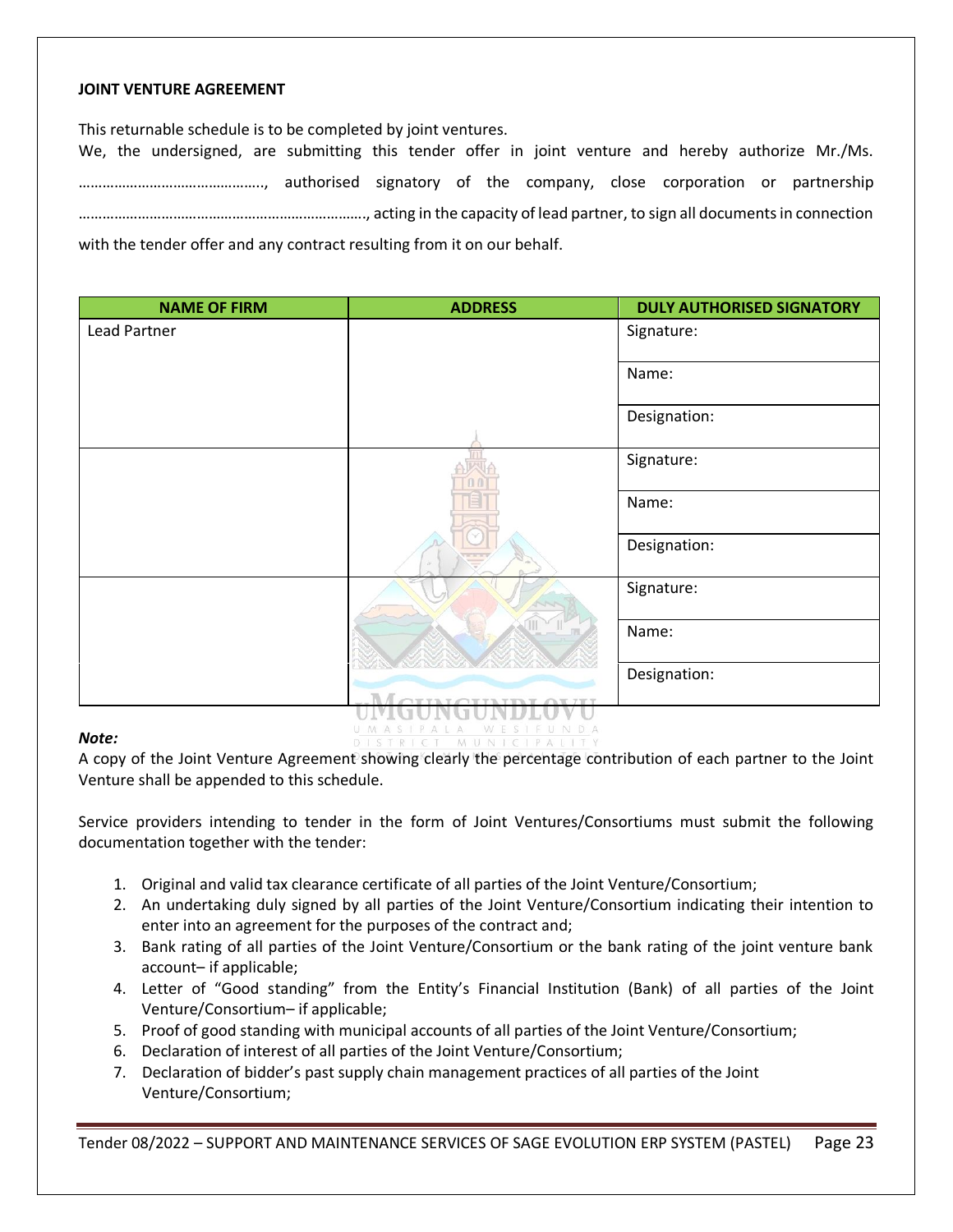**JOINT VENTURE AGREEMENT**

This returnable schedule is to be completed by joint ventures.

We, the undersigned, are submitting this tender offer in joint venture and hereby authorize Mr./Ms. ……………………………………., authorised signatory of the company, close corporation or partnership ………………………………………………………………., acting in the capacity of lead partner, to sign all documents in connection with the tender offer and any contract resulting from it on our behalf.

| NAME OF FIRM | ADDRESS | DULY AUTHORISED SIGNATORY |
|---|---|---|
| Lead Partner | | Signature: |
| | | Name: |
| | | Designation: |
| | | Signature: |
| | | Name: |
| | | Designation: |
| | | Signature: |
| | | Name: |
| | | Designation: |

***Note:***

A copy of the Joint Venture Agreement showing clearly the percentage contribution of each partner to the Joint Venture shall be appended to this schedule.

Service providers intending to tender in the form of Joint Ventures/Consortiums must submit the following documentation together with the tender:

1. Original and valid tax clearance certificate of all parties of the Joint Venture/Consortium;
2. An undertaking duly signed by all parties of the Joint Venture/Consortium indicating their intention to enter into an agreement for the purposes of the contract and;
3. Bank rating of all parties of the Joint Venture/Consortium or the bank rating of the joint venture bank account– if applicable;
4. Letter of "Good standing" from the Entity's Financial Institution (Bank) of all parties of the Joint Venture/Consortium– if applicable;
5. Proof of good standing with municipal accounts of all parties of the Joint Venture/Consortium;
6. Declaration of interest of all parties of the Joint Venture/Consortium;
7. Declaration of bidder's past supply chain management practices of all parties of the Joint Venture/Consortium;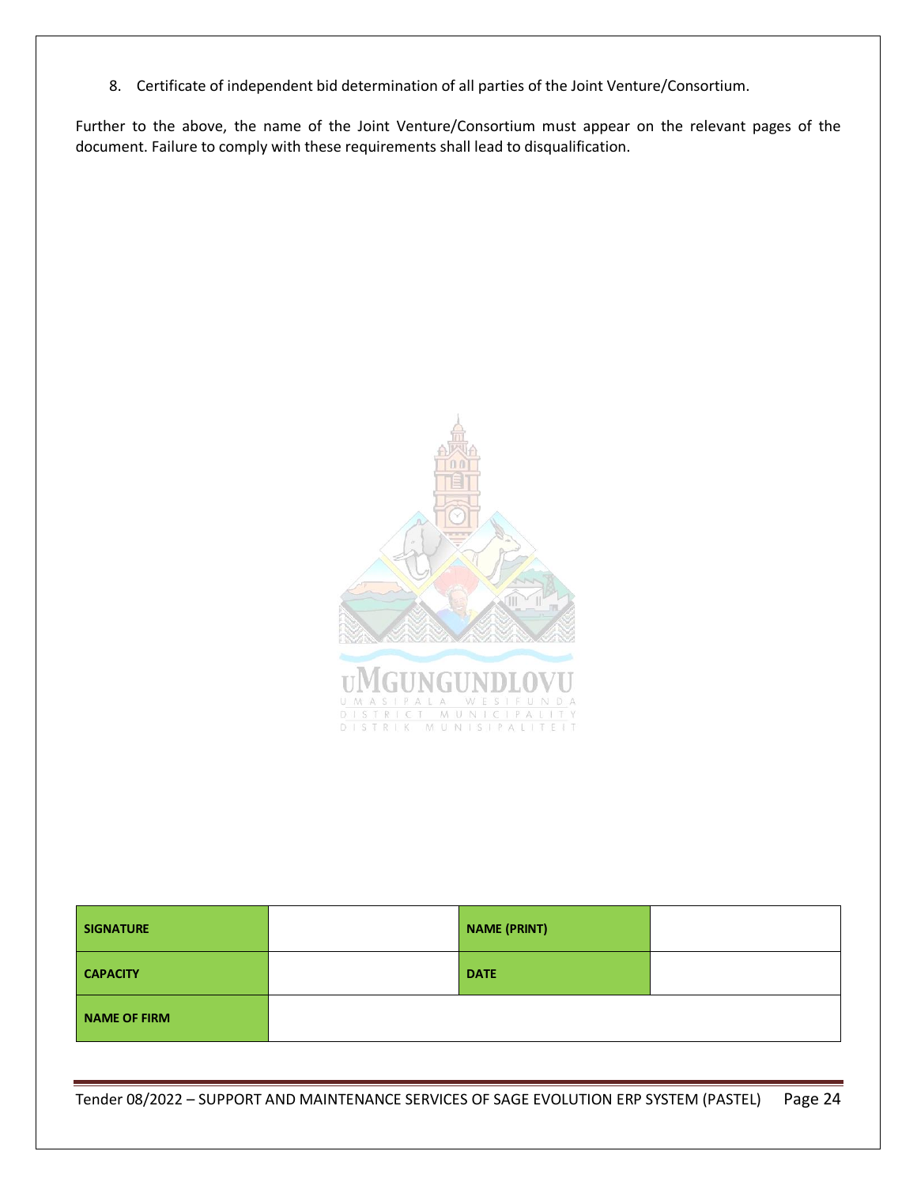8. Certificate of independent bid determination of all parties of the Joint Venture/Consortium.

Further to the above, the name of the Joint Venture/Consortium must appear on the relevant pages of the document. Failure to comply with these requirements shall lead to disqualification.

| **SIGNATURE** | | **NAME (PRINT)** | |
|---|---|---|---|
| **CAPACITY** | | **DATE** | |
| **NAME OF FIRM** | | | |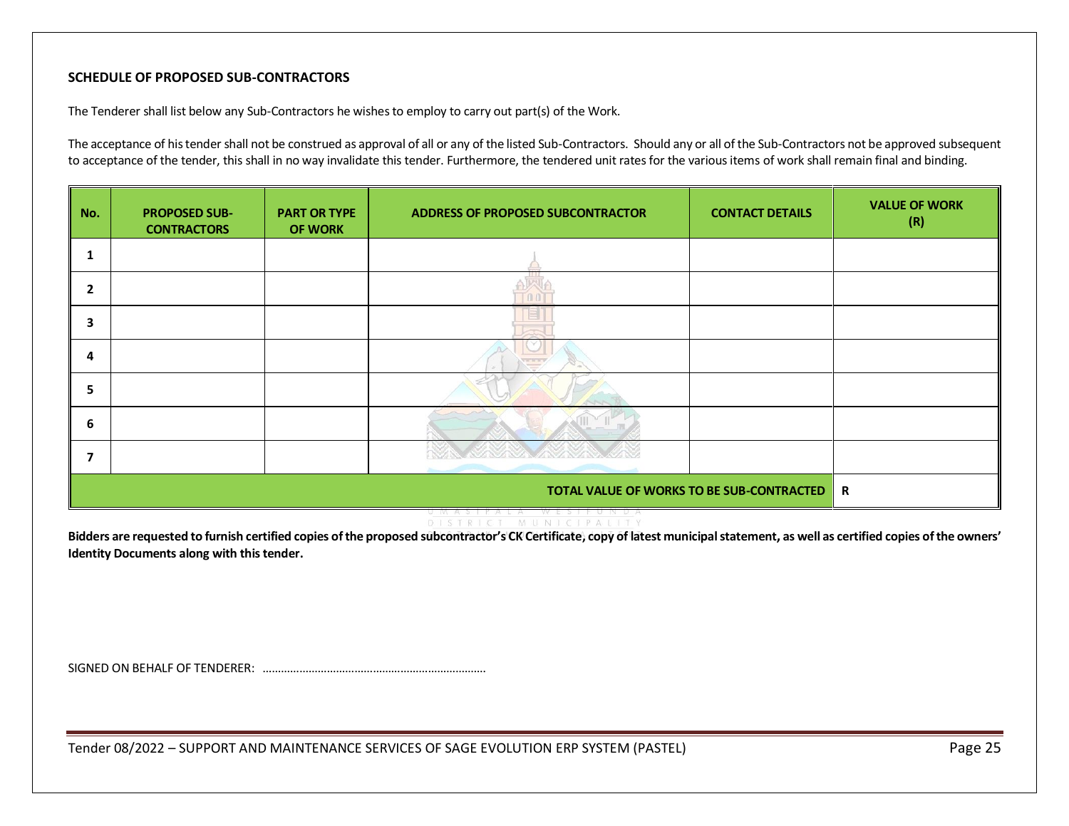**SCHEDULE OF PROPOSED SUB-CONTRACTORS**

The Tenderer shall list below any Sub-Contractors he wishes to employ to carry out part(s) of the Work.

The acceptance of his tender shall not be construed as approval of all or any of the listed Sub-Contractors. Should any or all of the Sub-Contractors not be approved subsequent to acceptance of the tender, this shall in no way invalidate this tender. Furthermore, the tendered unit rates for the various items of work shall remain final and binding.

| No. | PROPOSED SUB-CONTRACTORS | PART OR TYPE OF WORK | ADDRESS OF PROPOSED SUBCONTRACTOR | CONTACT DETAILS | VALUE OF WORK (R) |
|---|---|---|---|---|---|
| 1 | | | | | |
| 2 | | | | | |
| 3 | | | | | |
| 4 | | | | | |
| 5 | | | | | |
| 6 | | | | | |
| 7 | | | | | |
| **TOTAL VALUE OF WORKS TO BE SUB-CONTRACTED** | | | | | **R** |

**Bidders are requested to furnish certified copies of the proposed subcontractor's CK Certificate, copy of latest municipal statement, as well as certified copies of the owners' Identity Documents along with this tender.**

SIGNED ON BEHALF OF TENDERER: ………………………………………………………………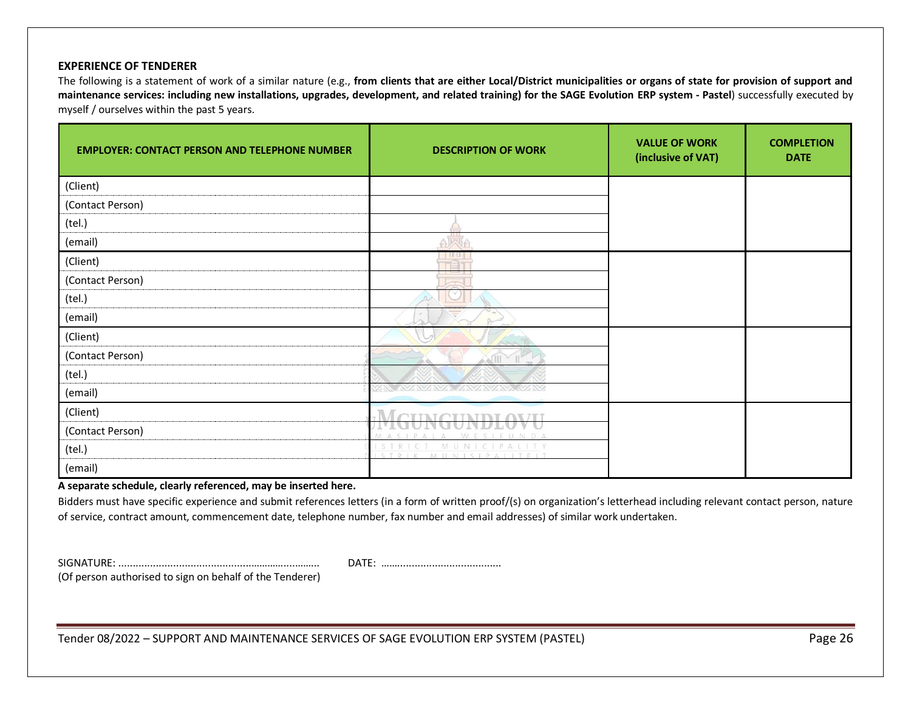**EXPERIENCE OF TENDERER**

The following is a statement of work of a similar nature (e.g., **from clients that are either Local/District municipalities or organs of state for provision of support and maintenance services: including new installations, upgrades, development, and related training) for the SAGE Evolution ERP system - Pastel**) successfully executed by myself / ourselves within the past 5 years.

| EMPLOYER: CONTACT PERSON AND TELEPHONE NUMBER | DESCRIPTION OF WORK | VALUE OF WORK (inclusive of VAT) | COMPLETION DATE |
|---|---|---|---|
| (Client) | | | |
| (Contact Person) | | | |
| (tel.) | | | |
| (email) | | | |
| (Client) | | | |
| (Contact Person) | | | |
| (tel.) | | | |
| (email) | | | |
| (Client) | | | |
| (Contact Person) | | | |
| (tel.) | | | |
| (email) | | | |
| (Client) | | | |
| (Contact Person) | | | |
| (tel.) | | | |
| (email) | | | |

**A separate schedule, clearly referenced, may be inserted here.**

Bidders must have specific experience and submit references letters (in a form of written proof/(s) on organization's letterhead including relevant contact person, nature of service, contract amount, commencement date, telephone number, fax number and email addresses) of similar work undertaken.

SIGNATURE: ................................................................. DATE: ..........................................

(Of person authorised to sign on behalf of the Tenderer)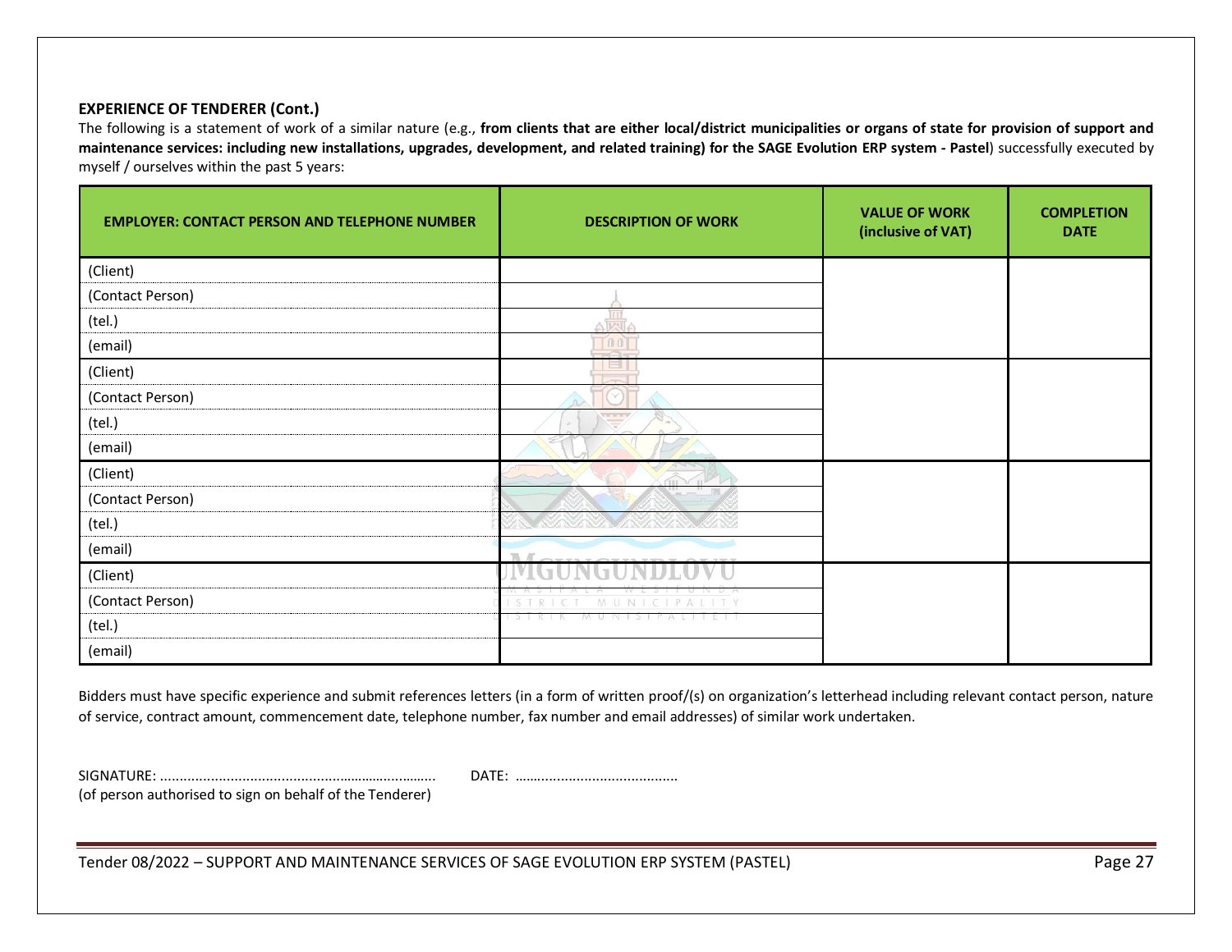**EXPERIENCE OF TENDERER (Cont.)**

The following is a statement of work of a similar nature (e.g., **from clients that are either local/district municipalities or organs of state for provision of support and maintenance services: including new installations, upgrades, development, and related training) for the SAGE Evolution ERP system - Pastel**) successfully executed by myself / ourselves within the past 5 years:

| EMPLOYER: CONTACT PERSON AND TELEPHONE NUMBER | DESCRIPTION OF WORK | VALUE OF WORK (inclusive of VAT) | COMPLETION DATE |
|---|---|---|---|
| (Client) | | | |
| (Contact Person) | | | |
| (tel.) | | | |
| (email) | | | |
| (Client) | | | |
| (Contact Person) | | | |
| (tel.) | | | |
| (email) | | | |
| (Client) | | | |
| (Contact Person) | | | |
| (tel.) | | | |
| (email) | | | |
| (Client) | | | |
| (Contact Person) | | | |
| (tel.) | | | |
| (email) | | | |

Bidders must have specific experience and submit references letters (in a form of written proof/(s) on organization's letterhead including relevant contact person, nature of service, contract amount, commencement date, telephone number, fax number and email addresses) of similar work undertaken.

SIGNATURE: ........................................................................ DATE: ..........................................

(of person authorised to sign on behalf of the Tenderer)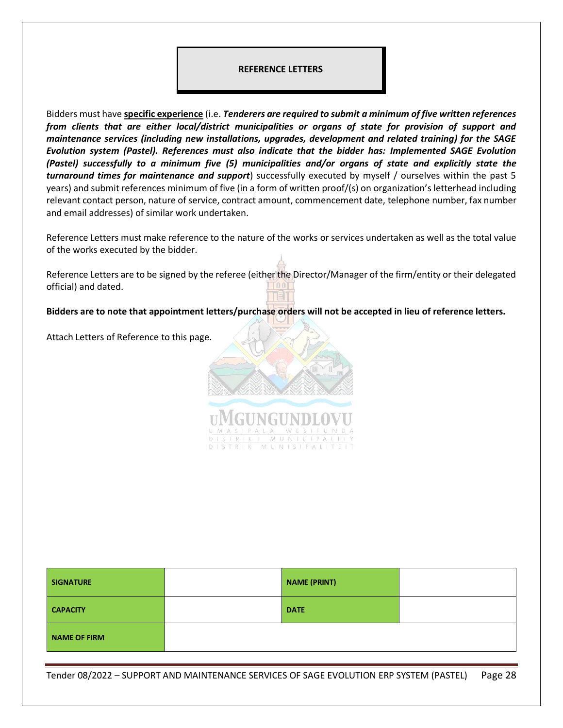## REFERENCE LETTERS

Bidders must have **specific experience** (i.e. ***Tenderers are required to submit a minimum of five written references from clients that are either local/district municipalities or organs of state for provision of support and maintenance services (including new installations, upgrades, development and related training) for the SAGE Evolution system (Pastel). References must also indicate that the bidder has: Implemented SAGE Evolution (Pastel) successfully to a minimum five (5) municipalities and/or organs of state and explicitly state the turnaround times for maintenance and support***) successfully executed by myself / ourselves within the past 5 years) and submit references minimum of five (in a form of written proof/(s) on organization's letterhead including relevant contact person, nature of service, contract amount, commencement date, telephone number, fax number and email addresses) of similar work undertaken.

Reference Letters must make reference to the nature of the works or services undertaken as well as the total value of the works executed by the bidder.

Reference Letters are to be signed by the referee (either the Director/Manager of the firm/entity or their delegated official) and dated.

**Bidders are to note that appointment letters/purchase orders will not be accepted in lieu of reference letters.**

Attach Letters of Reference to this page.

| SIGNATURE | | NAME (PRINT) | |
|---|---|---|---|
| CAPACITY | | DATE | |
| NAME OF FIRM | | | |

Tender 08/2022 – SUPPORT AND MAINTENANCE SERVICES OF SAGE EVOLUTION ERP SYSTEM (PASTEL)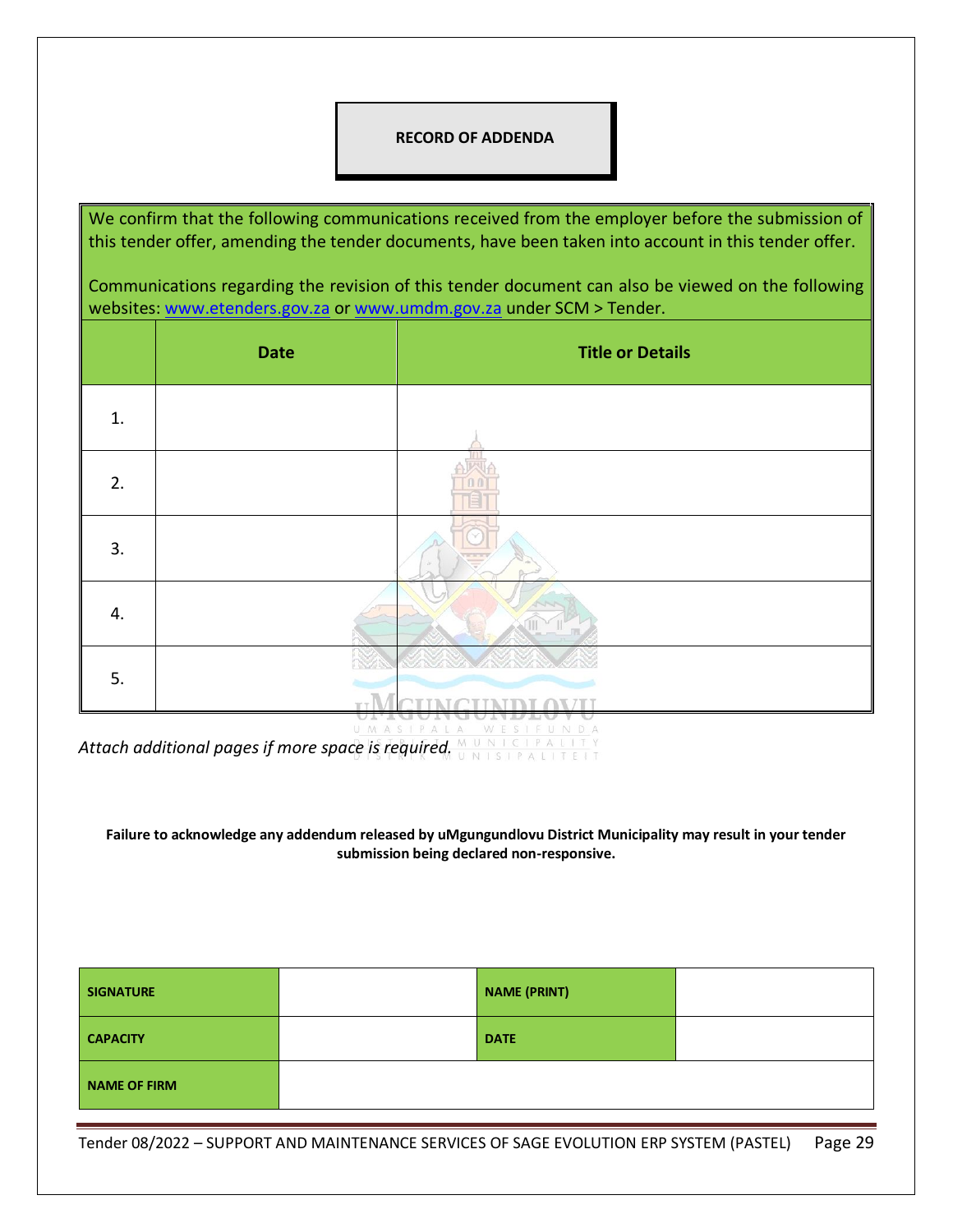# RECORD OF ADDENDA

We confirm that the following communications received from the employer before the submission of this tender offer, amending the tender documents, have been taken into account in this tender offer.

Communications regarding the revision of this tender document can also be viewed on the following websites: www.etenders.gov.za or www.umdm.gov.za under SCM > Tender.

| | Date | Title or Details |
|---|---|---|
| 1. | | |
| 2. | | |
| 3. | | |
| 4. | | |
| 5. | | |

*Attach additional pages if more space is required.*

**Failure to acknowledge any addendum released by uMgungundlovu District Municipality may result in your tender submission being declared non-responsive.**

| **SIGNATURE** | | **NAME (PRINT)** | |
|---|---|---|---|
| **CAPACITY** | | **DATE** | |
| **NAME OF FIRM** | | | |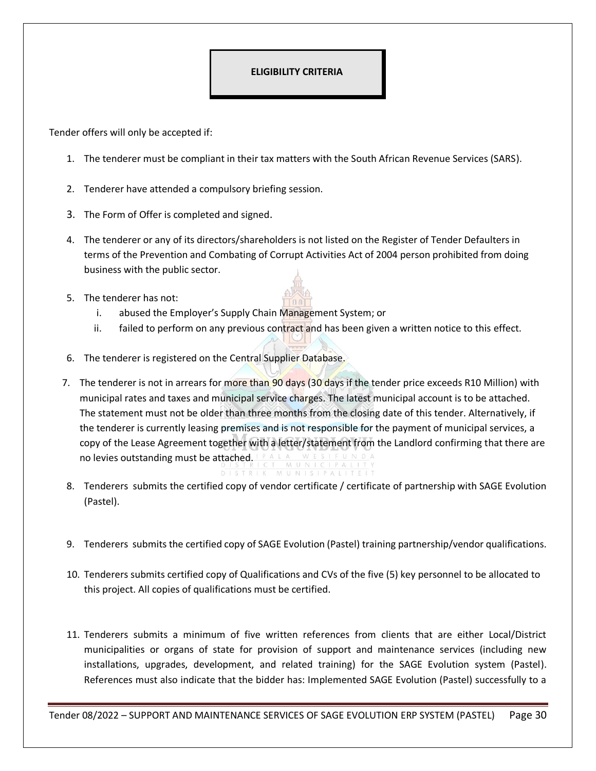## ELIGIBILITY CRITERIA

Tender offers will only be accepted if:

1. The tenderer must be compliant in their tax matters with the South African Revenue Services (SARS).

2. Tenderer have attended a compulsory briefing session.

3. The Form of Offer is completed and signed.

4. The tenderer or any of its directors/shareholders is not listed on the Register of Tender Defaulters in terms of the Prevention and Combating of Corrupt Activities Act of 2004 person prohibited from doing business with the public sector.

5. The tenderer has not:
   i. abused the Employer's Supply Chain Management System; or
   ii. failed to perform on any previous contract and has been given a written notice to this effect.

6. The tenderer is registered on the Central Supplier Database.

7. The tenderer is not in arrears for more than 90 days (30 days if the tender price exceeds R10 Million) with municipal rates and taxes and municipal service charges. The latest municipal account is to be attached. The statement must not be older than three months from the closing date of this tender. Alternatively, if the tenderer is currently leasing premises and is not responsible for the payment of municipal services, a copy of the Lease Agreement together with a letter/statement from the Landlord confirming that there are no levies outstanding must be attached.

8. Tenderers submits the certified copy of vendor certificate / certificate of partnership with SAGE Evolution (Pastel).

9. Tenderers submits the certified copy of SAGE Evolution (Pastel) training partnership/vendor qualifications.

10. Tenderers submits certified copy of Qualifications and CVs of the five (5) key personnel to be allocated to this project. All copies of qualifications must be certified.

11. Tenderers submits a minimum of five written references from clients that are either Local/District municipalities or organs of state for provision of support and maintenance services (including new installations, upgrades, development, and related training) for the SAGE Evolution system (Pastel). References must also indicate that the bidder has: Implemented SAGE Evolution (Pastel) successfully to a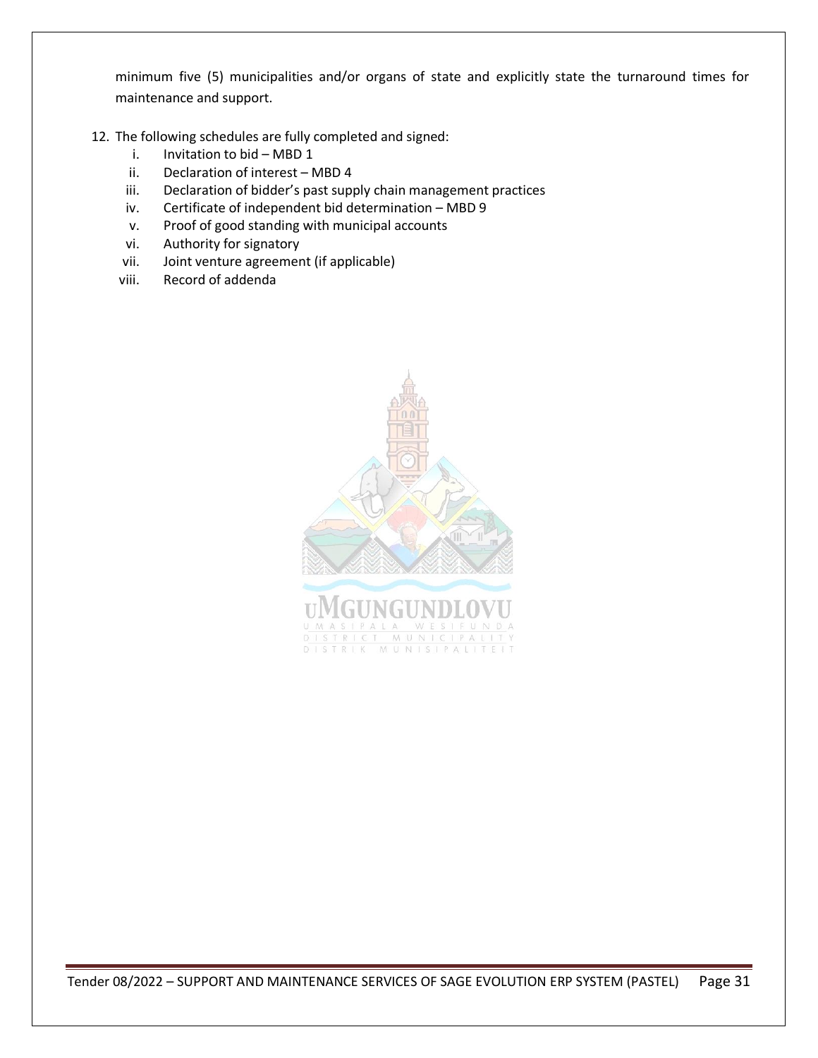minimum five (5) municipalities and/or organs of state and explicitly state the turnaround times for maintenance and support.

12. The following schedules are fully completed and signed:
    - i. Invitation to bid – MBD 1
    - ii. Declaration of interest – MBD 4
    - iii. Declaration of bidder's past supply chain management practices
    - iv. Certificate of independent bid determination – MBD 9
    - v. Proof of good standing with municipal accounts
    - vi. Authority for signatory
    - vii. Joint venture agreement (if applicable)
    - viii. Record of addenda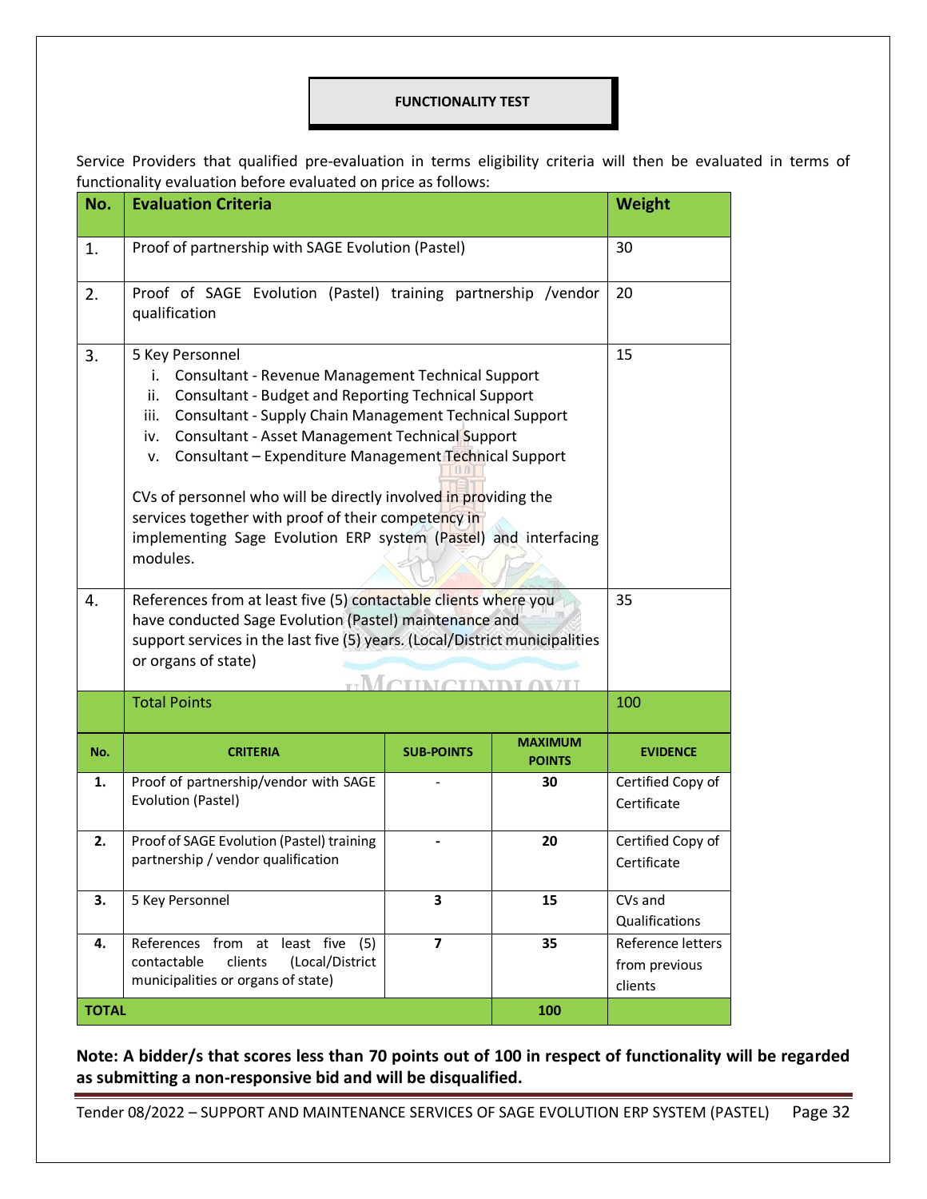**FUNCTIONALITY TEST**

Service Providers that qualified pre-evaluation in terms eligibility criteria will then be evaluated in terms of functionality evaluation before evaluated on price as follows:

| No. | Evaluation Criteria | Weight |
|---|---|---|
| 1. | Proof of partnership with SAGE Evolution (Pastel) | 30 |
| 2. | Proof of SAGE Evolution (Pastel) training partnership /vendor qualification | 20 |
| 3. | 5 Key Personnel<br>i. Consultant - Revenue Management Technical Support<br>ii. Consultant - Budget and Reporting Technical Support<br>iii. Consultant - Supply Chain Management Technical Support<br>iv. Consultant - Asset Management Technical Support<br>v. Consultant – Expenditure Management Technical Support<br><br>CVs of personnel who will be directly involved in providing the services together with proof of their competency in implementing Sage Evolution ERP system (Pastel) and interfacing modules. | 15 |
| 4. | References from at least five (5) contactable clients where you have conducted Sage Evolution (Pastel) maintenance and support services in the last five (5) years. (Local/District municipalities or organs of state) | 35 |
| | Total Points | 100 |

| No. | CRITERIA | SUB-POINTS | MAXIMUM POINTS | EVIDENCE |
|---|---|---|---|---|
| 1. | Proof of partnership/vendor with SAGE Evolution (Pastel) | - | 30 | Certified Copy of Certificate |
| 2. | Proof of SAGE Evolution (Pastel) training partnership / vendor qualification | - | 20 | Certified Copy of Certificate |
| 3. | 5 Key Personnel | 3 | 15 | CVs and Qualifications |
| 4. | References from at least five (5) contactable clients (Local/District municipalities or organs of state) | 7 | 35 | Reference letters from previous clients |
| **TOTAL** | | | **100** | |

**Note: A bidder/s that scores less than 70 points out of 100 in respect of functionality will be regarded as submitting a non-responsive bid and will be disqualified.**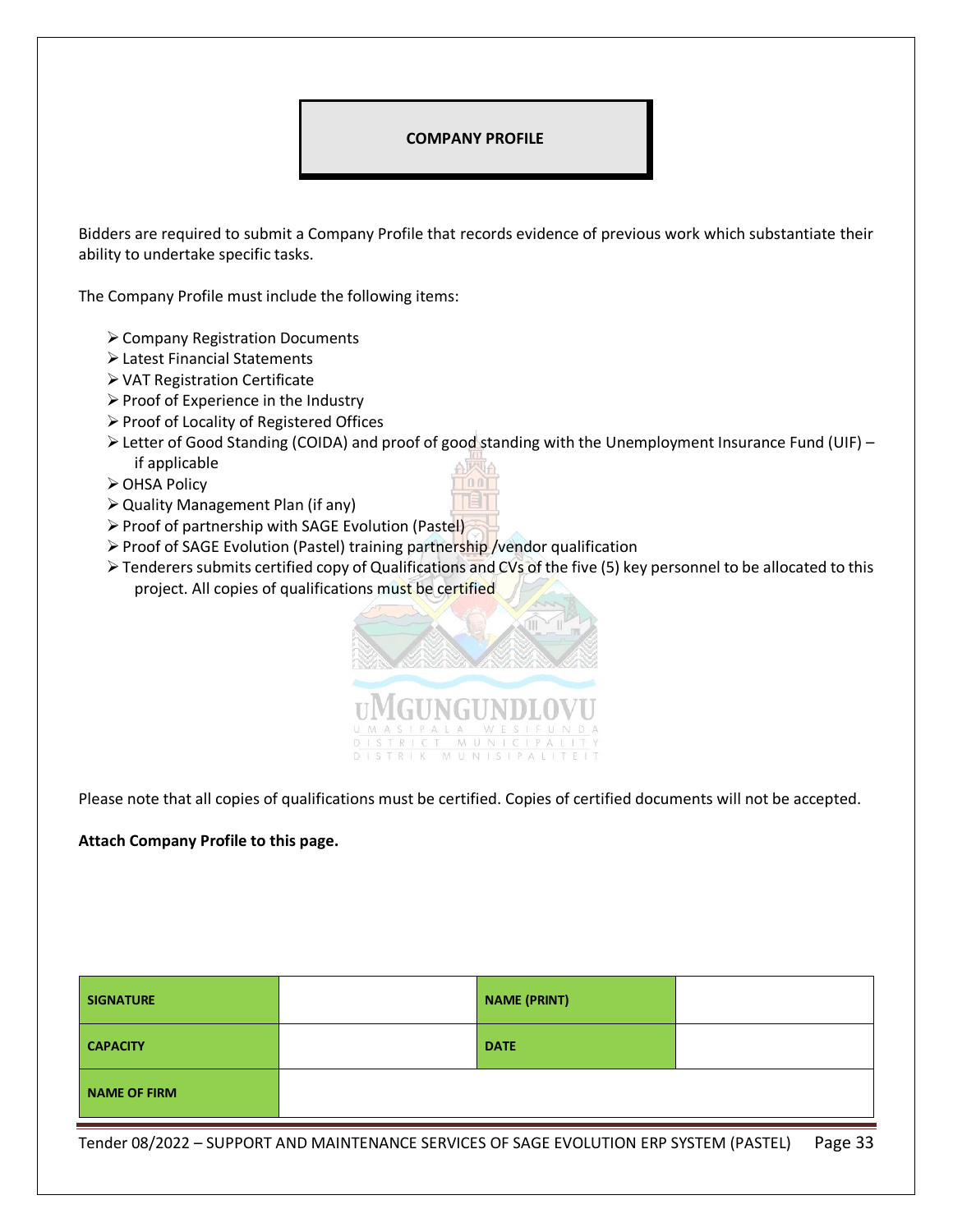## COMPANY PROFILE

Bidders are required to submit a Company Profile that records evidence of previous work which substantiate their ability to undertake specific tasks.

The Company Profile must include the following items:

- Company Registration Documents
- Latest Financial Statements
- VAT Registration Certificate
- Proof of Experience in the Industry
- Proof of Locality of Registered Offices
- Letter of Good Standing (COIDA) and proof of good standing with the Unemployment Insurance Fund (UIF) – if applicable
- OHSA Policy
- Quality Management Plan (if any)
- Proof of partnership with SAGE Evolution (Pastel)
- Proof of SAGE Evolution (Pastel) training partnership /vendor qualification
- Tenderers submits certified copy of Qualifications and CVs of the five (5) key personnel to be allocated to this project. All copies of qualifications must be certified

Please note that all copies of qualifications must be certified. Copies of certified documents will not be accepted.

**Attach Company Profile to this page.**

| **SIGNATURE** | | **NAME (PRINT)** | |
|---|---|---|---|
| **CAPACITY** | | **DATE** | |
| **NAME OF FIRM** | | | |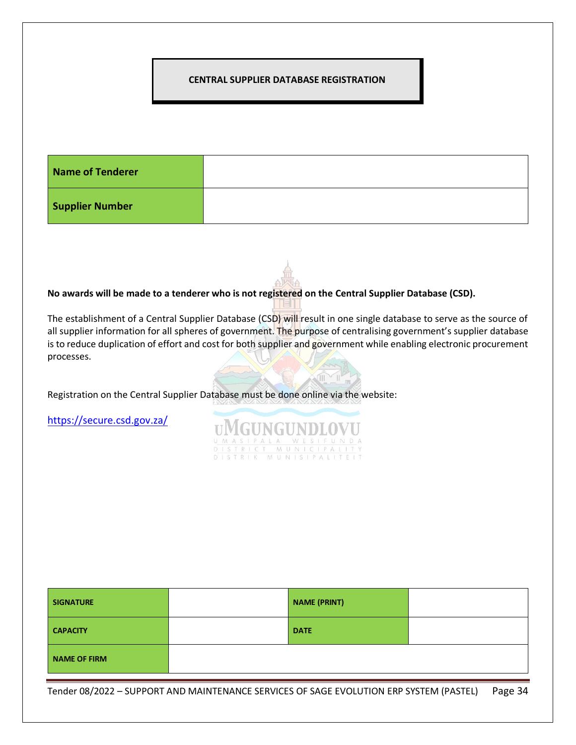## CENTRAL SUPPLIER DATABASE REGISTRATION

| Name of Tenderer | |
|---|---|
| Supplier Number | |

**No awards will be made to a tenderer who is not registered on the Central Supplier Database (CSD).**

The establishment of a Central Supplier Database (CSD) will result in one single database to serve as the source of all supplier information for all spheres of government. The purpose of centralising government's supplier database is to reduce duplication of effort and cost for both supplier and government while enabling electronic procurement processes.

Registration on the Central Supplier Database must be done online via the website:

https://secure.csd.gov.za/

| SIGNATURE | | NAME (PRINT) | |
|---|---|---|---|
| CAPACITY | | DATE | |
| NAME OF FIRM | | | |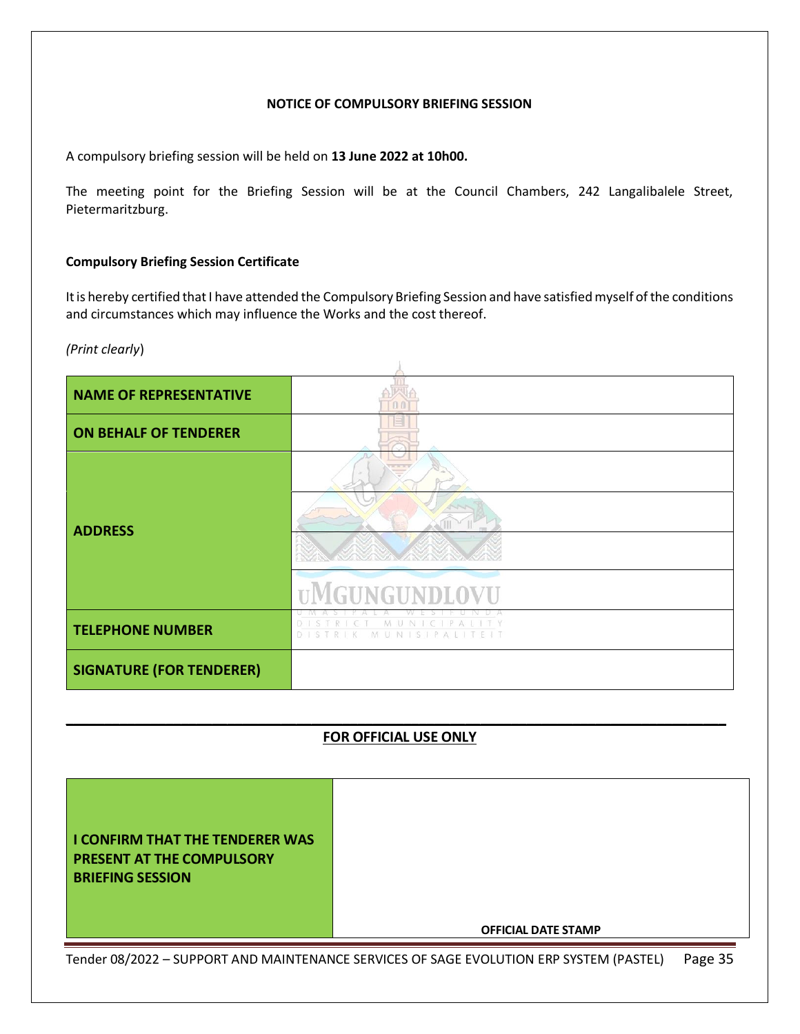**NOTICE OF COMPULSORY BRIEFING SESSION**

A compulsory briefing session will be held on **13 June 2022 at 10h00.**

The meeting point for the Briefing Session will be at the Council Chambers, 242 Langalibalele Street, Pietermaritzburg.

**Compulsory Briefing Session Certificate**

It is hereby certified that I have attended the Compulsory Briefing Session and have satisfied myself of the conditions and circumstances which may influence the Works and the cost thereof.

*(Print clearly)*

| | |
|---|---|
| **NAME OF REPRESENTATIVE** | |
| **ON BEHALF OF TENDERER** | |
| **ADDRESS** | |
| | |
| | |
| | |
| **TELEPHONE NUMBER** | |
| **SIGNATURE (FOR TENDERER)** | |

---

**FOR OFFICIAL USE ONLY**

| | |
|---|---|
| **I CONFIRM THAT THE TENDERER WAS PRESENT AT THE COMPULSORY BRIEFING SESSION** | **OFFICIAL DATE STAMP** |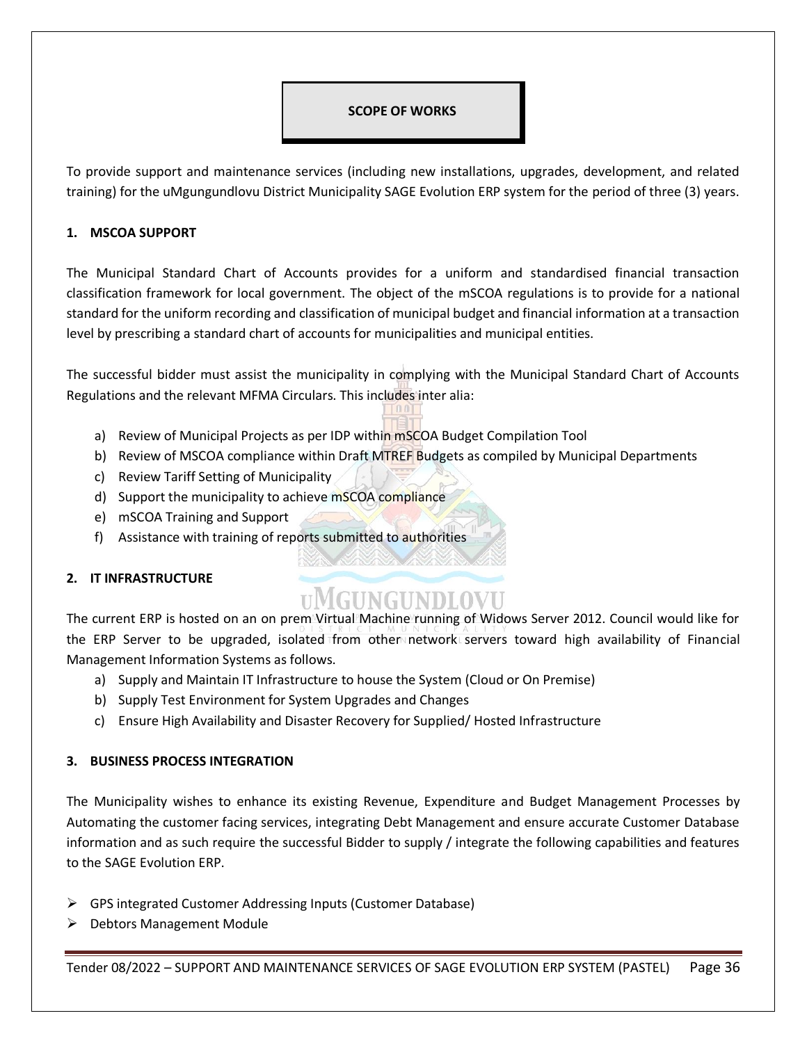## SCOPE OF WORKS

To provide support and maintenance services (including new installations, upgrades, development, and related training) for the uMgungundlovu District Municipality SAGE Evolution ERP system for the period of three (3) years.

### 1. MSCOA SUPPORT

The Municipal Standard Chart of Accounts provides for a uniform and standardised financial transaction classification framework for local government. The object of the mSCOA regulations is to provide for a national standard for the uniform recording and classification of municipal budget and financial information at a transaction level by prescribing a standard chart of accounts for municipalities and municipal entities.

The successful bidder must assist the municipality in complying with the Municipal Standard Chart of Accounts Regulations and the relevant MFMA Circulars. This includes inter alia:

a) Review of Municipal Projects as per IDP within mSCOA Budget Compilation Tool
b) Review of MSCOA compliance within Draft MTREF Budgets as compiled by Municipal Departments
c) Review Tariff Setting of Municipality
d) Support the municipality to achieve mSCOA compliance
e) mSCOA Training and Support
f) Assistance with training of reports submitted to authorities

### 2. IT INFRASTRUCTURE

The current ERP is hosted on an on prem Virtual Machine running of Widows Server 2012. Council would like for the ERP Server to be upgraded, isolated from other network servers toward high availability of Financial Management Information Systems as follows.

a) Supply and Maintain IT Infrastructure to house the System (Cloud or On Premise)
b) Supply Test Environment for System Upgrades and Changes
c) Ensure High Availability and Disaster Recovery for Supplied/ Hosted Infrastructure

### 3. BUSINESS PROCESS INTEGRATION

The Municipality wishes to enhance its existing Revenue, Expenditure and Budget Management Processes by Automating the customer facing services, integrating Debt Management and ensure accurate Customer Database information and as such require the successful Bidder to supply / integrate the following capabilities and features to the SAGE Evolution ERP.

- GPS integrated Customer Addressing Inputs (Customer Database)
- Debtors Management Module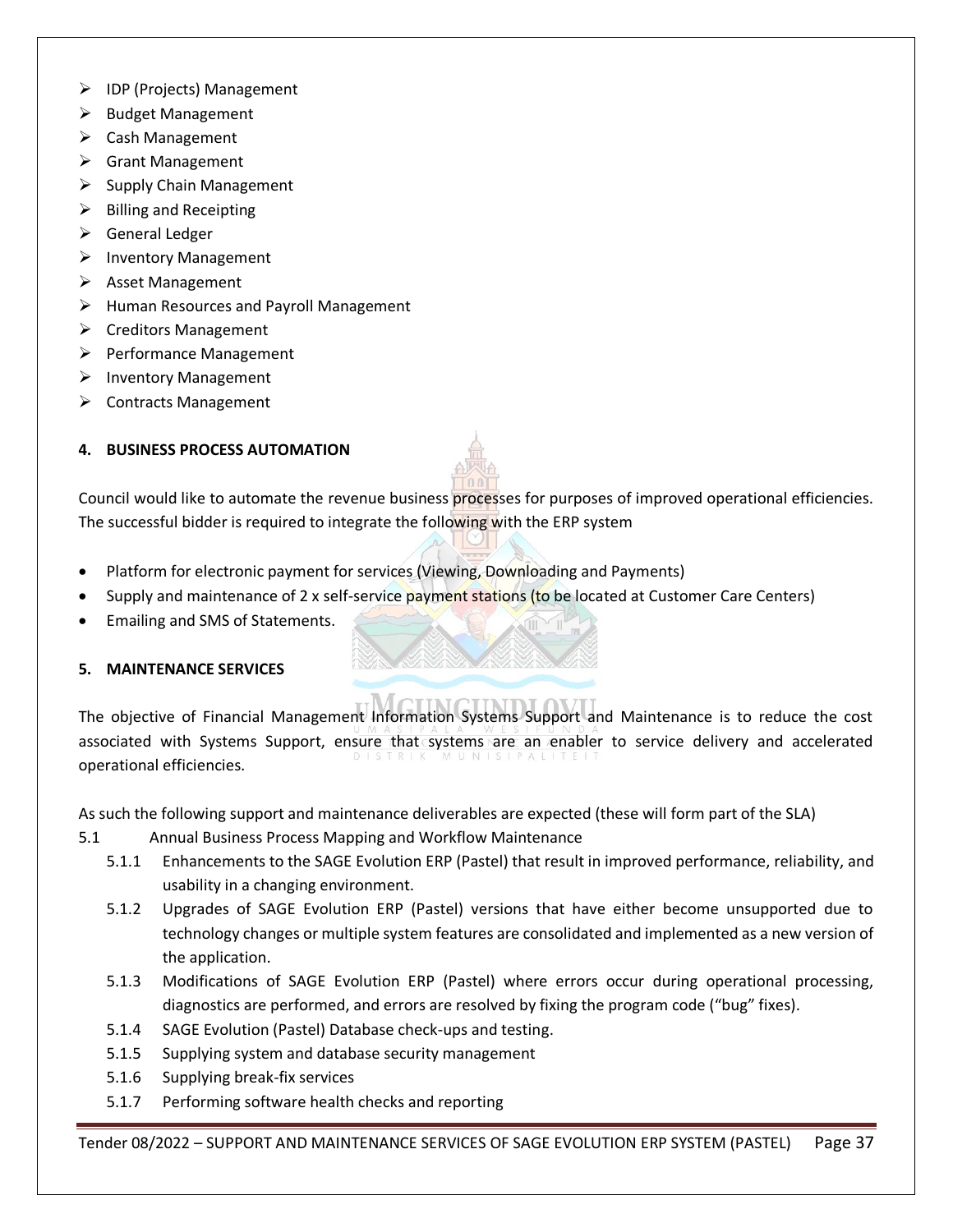- IDP (Projects) Management
- Budget Management
- Cash Management
- Grant Management
- Supply Chain Management
- Billing and Receipting
- General Ledger
- Inventory Management
- Asset Management
- Human Resources and Payroll Management
- Creditors Management
- Performance Management
- Inventory Management
- Contracts Management

## 4. BUSINESS PROCESS AUTOMATION

Council would like to automate the revenue business processes for purposes of improved operational efficiencies. The successful bidder is required to integrate the following with the ERP system

- Platform for electronic payment for services (Viewing, Downloading and Payments)
- Supply and maintenance of 2 x self-service payment stations (to be located at Customer Care Centers)
- Emailing and SMS of Statements.

## 5. MAINTENANCE SERVICES

The objective of Financial Management Information Systems Support and Maintenance is to reduce the cost associated with Systems Support, ensure that systems are an enabler to service delivery and accelerated operational efficiencies.

As such the following support and maintenance deliverables are expected (these will form part of the SLA)

5.1 Annual Business Process Mapping and Workflow Maintenance

- 5.1.1 Enhancements to the SAGE Evolution ERP (Pastel) that result in improved performance, reliability, and usability in a changing environment.
- 5.1.2 Upgrades of SAGE Evolution ERP (Pastel) versions that have either become unsupported due to technology changes or multiple system features are consolidated and implemented as a new version of the application.
- 5.1.3 Modifications of SAGE Evolution ERP (Pastel) where errors occur during operational processing, diagnostics are performed, and errors are resolved by fixing the program code ("bug" fixes).
- 5.1.4 SAGE Evolution (Pastel) Database check-ups and testing.
- 5.1.5 Supplying system and database security management
- 5.1.6 Supplying break-fix services
- 5.1.7 Performing software health checks and reporting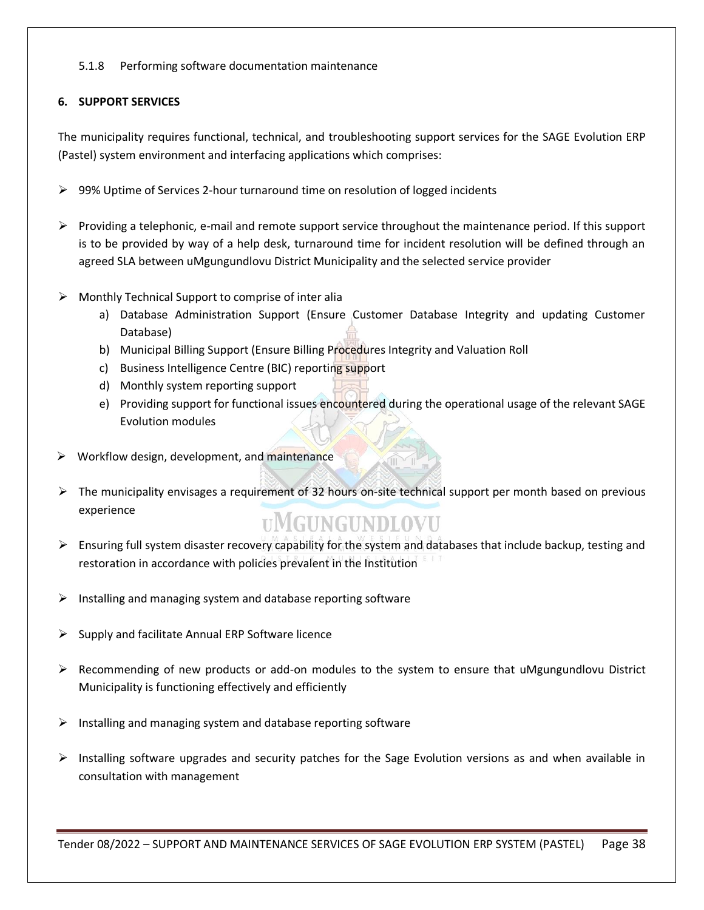5.1.8 Performing software documentation maintenance

## 6. SUPPORT SERVICES

The municipality requires functional, technical, and troubleshooting support services for the SAGE Evolution ERP (Pastel) system environment and interfacing applications which comprises:

- 99% Uptime of Services 2-hour turnaround time on resolution of logged incidents
- Providing a telephonic, e-mail and remote support service throughout the maintenance period. If this support is to be provided by way of a help desk, turnaround time for incident resolution will be defined through an agreed SLA between uMgungundlovu District Municipality and the selected service provider
- Monthly Technical Support to comprise of inter alia
  a) Database Administration Support (Ensure Customer Database Integrity and updating Customer Database)
  b) Municipal Billing Support (Ensure Billing Procedures Integrity and Valuation Roll
  c) Business Intelligence Centre (BIC) reporting support
  d) Monthly system reporting support
  e) Providing support for functional issues encountered during the operational usage of the relevant SAGE Evolution modules
- Workflow design, development, and maintenance
- The municipality envisages a requirement of 32 hours on-site technical support per month based on previous experience
- Ensuring full system disaster recovery capability for the system and databases that include backup, testing and restoration in accordance with policies prevalent in the Institution
- Installing and managing system and database reporting software
- Supply and facilitate Annual ERP Software licence
- Recommending of new products or add-on modules to the system to ensure that uMgungundlovu District Municipality is functioning effectively and efficiently
- Installing and managing system and database reporting software
- Installing software upgrades and security patches for the Sage Evolution versions as and when available in consultation with management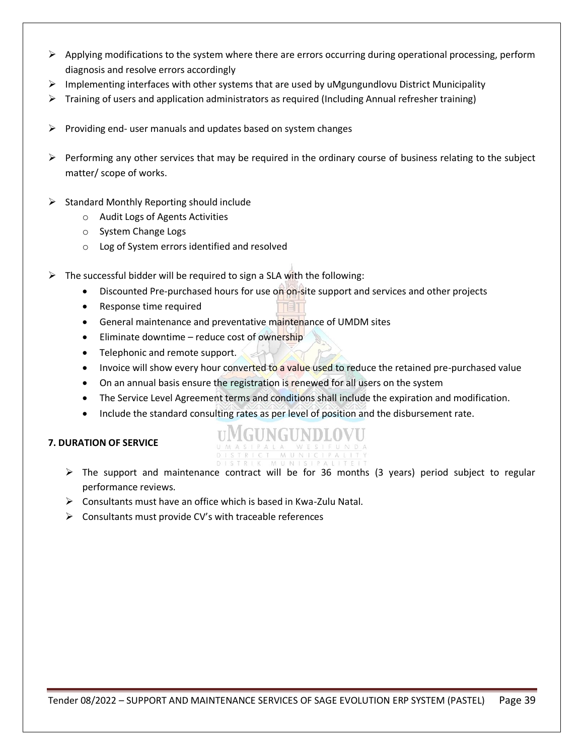- Applying modifications to the system where there are errors occurring during operational processing, perform diagnosis and resolve errors accordingly
- Implementing interfaces with other systems that are used by uMgungundlovu District Municipality
- Training of users and application administrators as required (Including Annual refresher training)
- Providing end- user manuals and updates based on system changes
- Performing any other services that may be required in the ordinary course of business relating to the subject matter/ scope of works.
- Standard Monthly Reporting should include
  - Audit Logs of Agents Activities
  - System Change Logs
  - Log of System errors identified and resolved
- The successful bidder will be required to sign a SLA with the following:
  - Discounted Pre-purchased hours for use on on-site support and services and other projects
  - Response time required
  - General maintenance and preventative maintenance of UMDM sites
  - Eliminate downtime – reduce cost of ownership
  - Telephonic and remote support.
  - Invoice will show every hour converted to a value used to reduce the retained pre-purchased value
  - On an annual basis ensure the registration is renewed for all users on the system
  - The Service Level Agreement terms and conditions shall include the expiration and modification.
  - Include the standard consulting rates as per level of position and the disbursement rate.

**7. DURATION OF SERVICE**

- The support and maintenance contract will be for 36 months (3 years) period subject to regular performance reviews.
- Consultants must have an office which is based in Kwa-Zulu Natal.
- Consultants must provide CV's with traceable references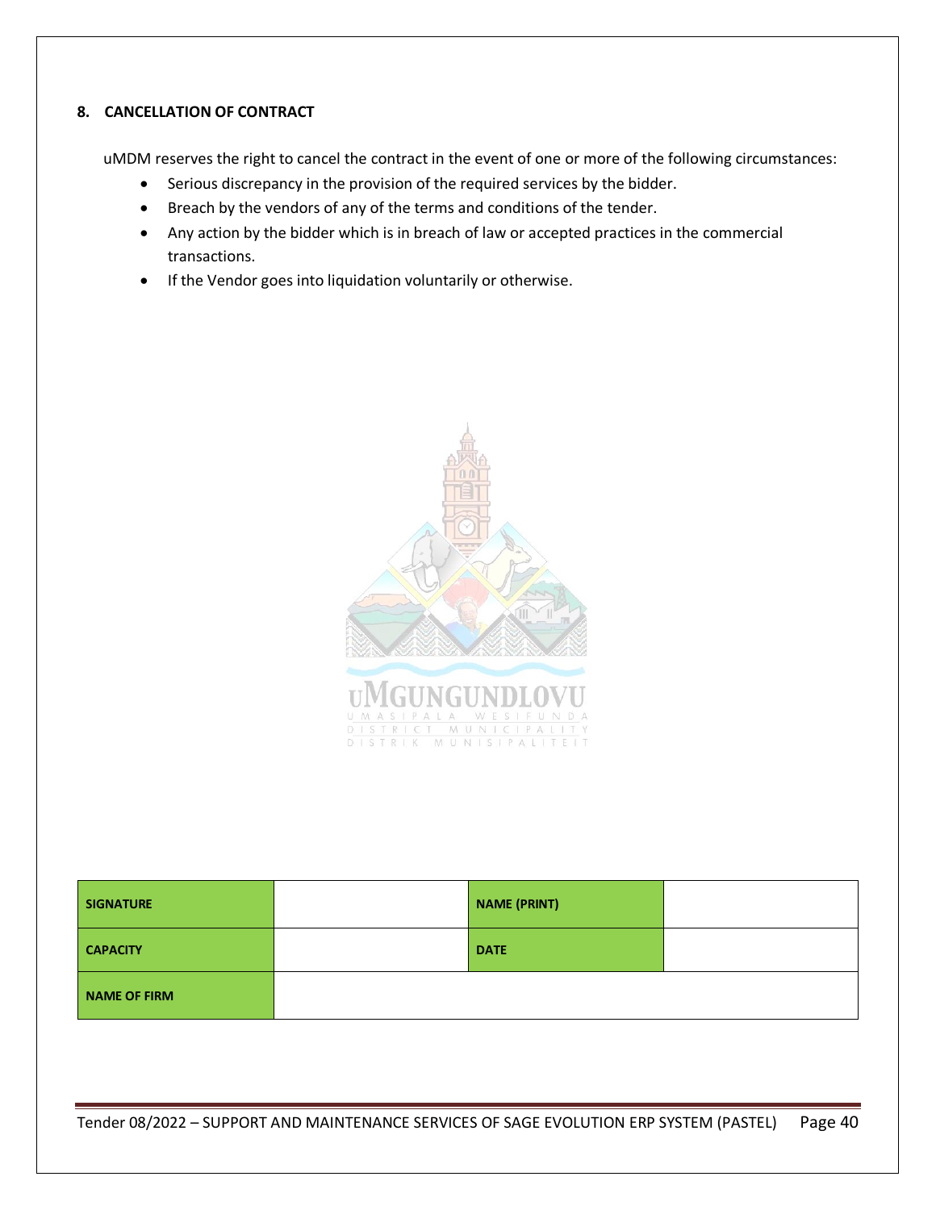## 8. CANCELLATION OF CONTRACT

uMDM reserves the right to cancel the contract in the event of one or more of the following circumstances:

- Serious discrepancy in the provision of the required services by the bidder.
- Breach by the vendors of any of the terms and conditions of the tender.
- Any action by the bidder which is in breach of law or accepted practices in the commercial transactions.
- If the Vendor goes into liquidation voluntarily or otherwise.

| SIGNATURE | | NAME (PRINT) | |
|---|---|---|---|
| CAPACITY | | DATE | |
| NAME OF FIRM | | | |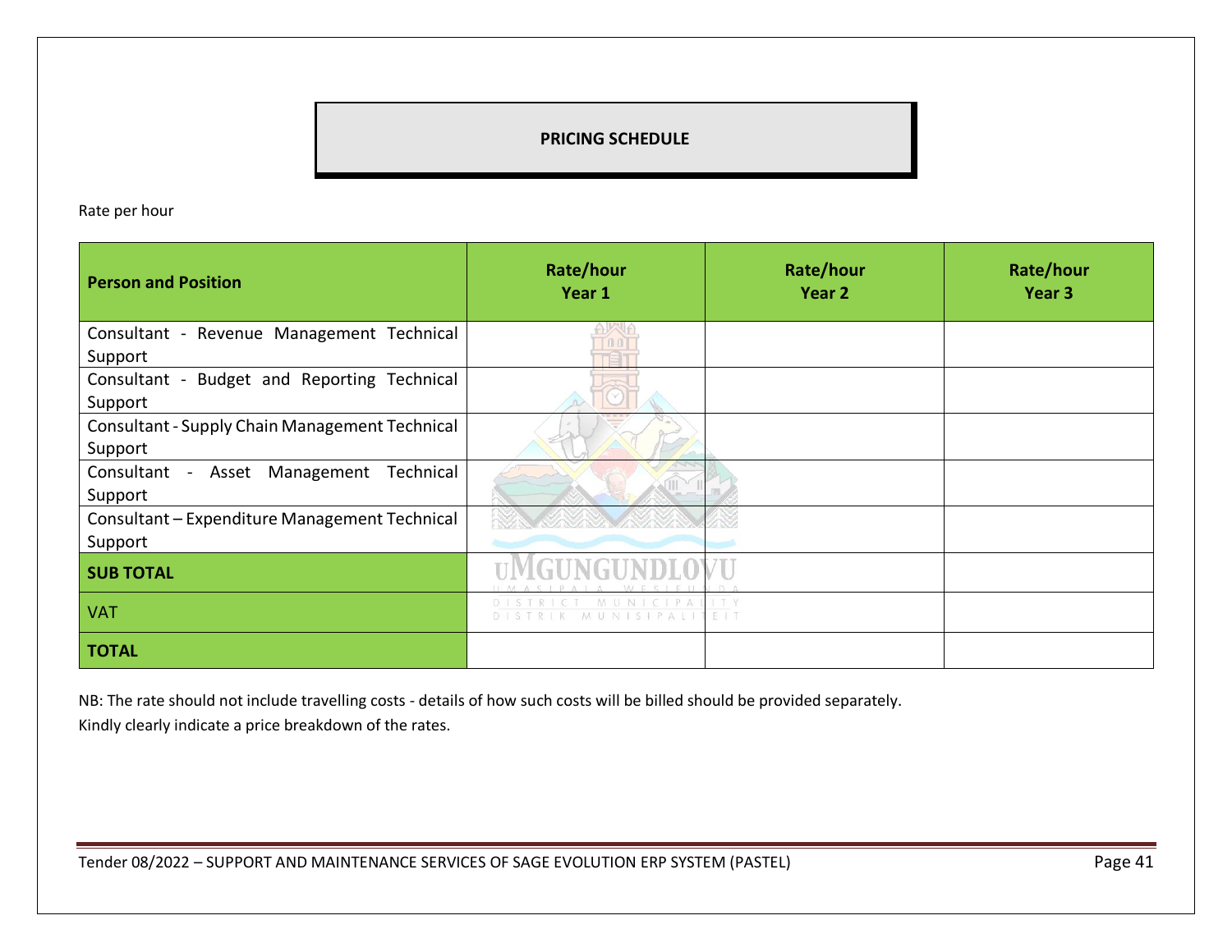# PRICING SCHEDULE

Rate per hour

| Person and Position | Rate/hour Year 1 | Rate/hour Year 2 | Rate/hour Year 3 |
|---|---|---|---|
| Consultant - Revenue Management Technical Support | | | |
| Consultant - Budget and Reporting Technical Support | | | |
| Consultant - Supply Chain Management Technical Support | | | |
| Consultant - Asset Management Technical Support | | | |
| Consultant – Expenditure Management Technical Support | | | |
| **SUB TOTAL** | | | |
| VAT | | | |
| **TOTAL** | | | |

NB: The rate should not include travelling costs - details of how such costs will be billed should be provided separately.

Kindly clearly indicate a price breakdown of the rates.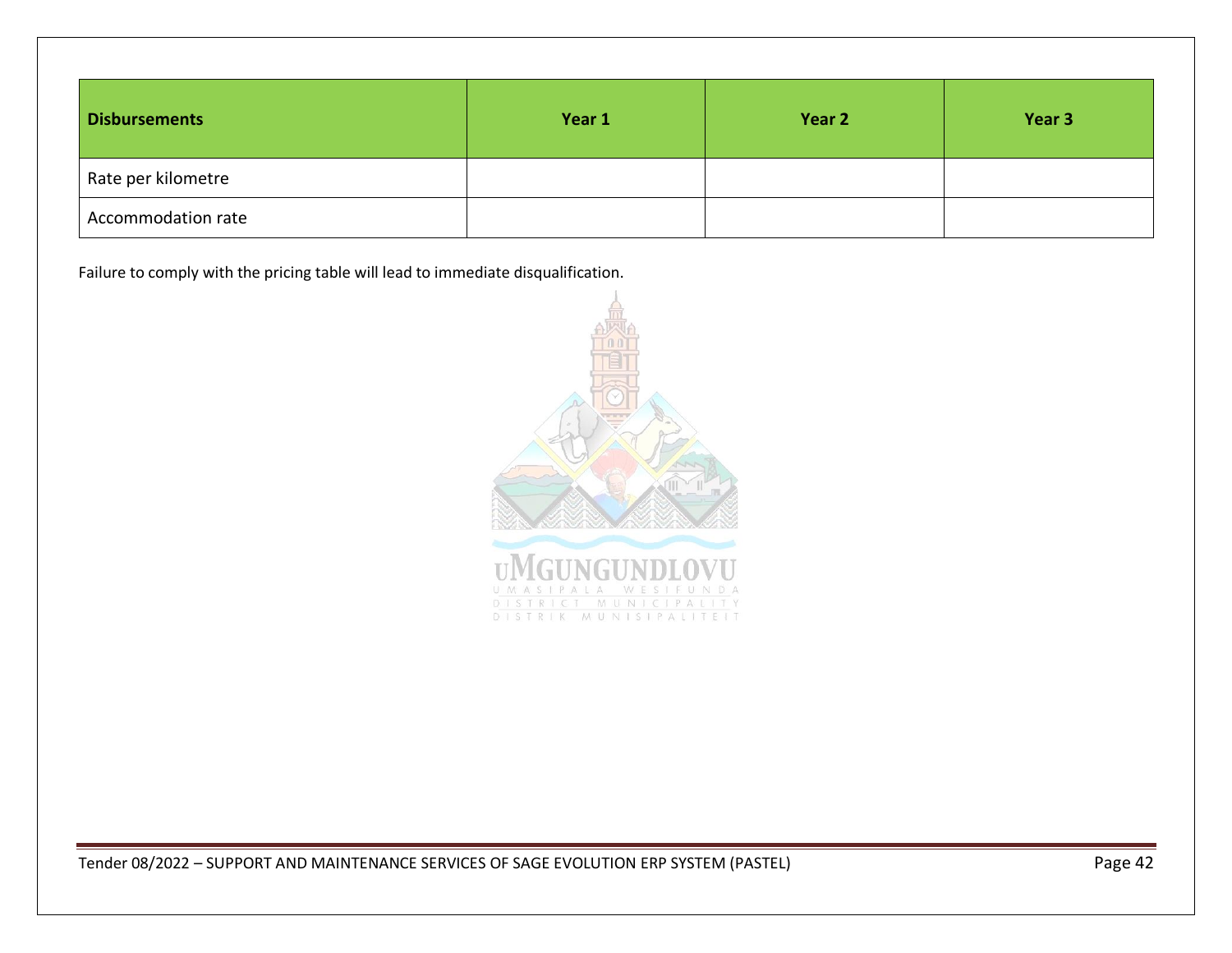| Disbursements | Year 1 | Year 2 | Year 3 |
| --- | --- | --- | --- |
| Rate per kilometre | | | |
| Accommodation rate | | | |

Failure to comply with the pricing table will lead to immediate disqualification.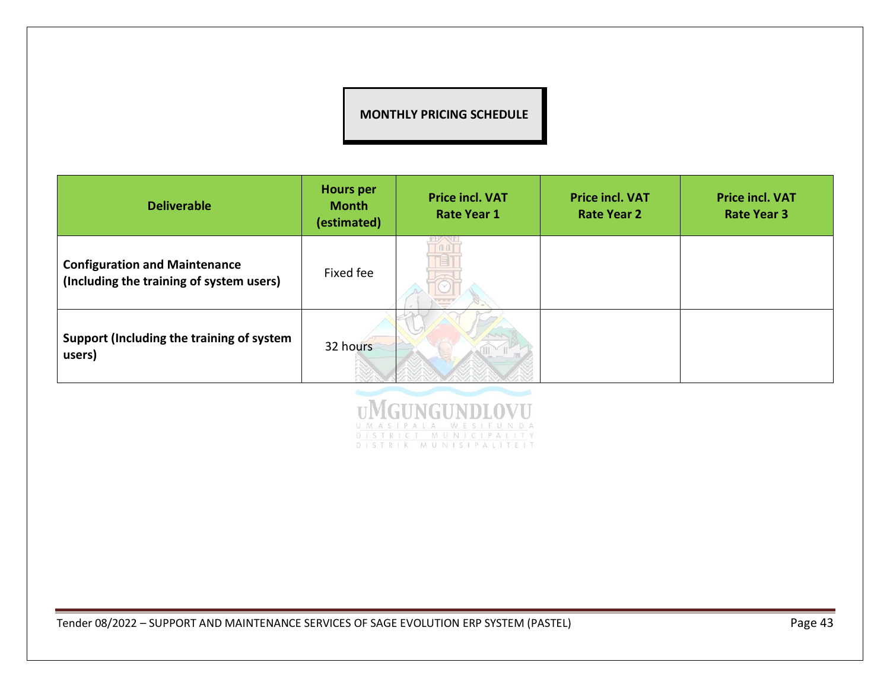## MONTHLY PRICING SCHEDULE

| Deliverable | Hours per Month (estimated) | Price incl. VAT Rate Year 1 | Price incl. VAT Rate Year 2 | Price incl. VAT Rate Year 3 |
|---|---|---|---|---|
| **Configuration and Maintenance (Including the training of system users)** | Fixed fee | | | |
| **Support (Including the training of system users)** | 32 hours | | | |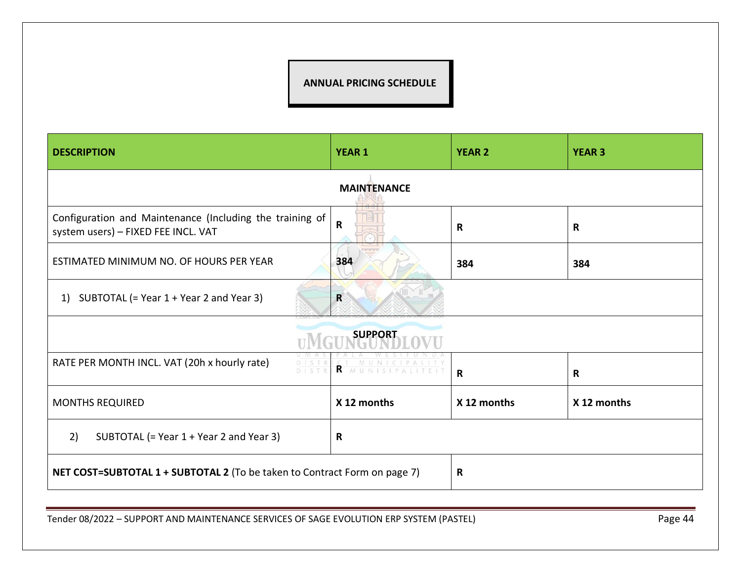# ANNUAL PRICING SCHEDULE

| DESCRIPTION | YEAR 1 | YEAR 2 | YEAR 3 |
|---|---|---|---|
| **MAINTENANCE** | | | |
| Configuration and Maintenance (Including the training of system users) – FIXED FEE INCL. VAT | **R** | **R** | **R** |
| ESTIMATED MINIMUM NO. OF HOURS PER YEAR | **384** | **384** | **384** |
| 1) SUBTOTAL (= Year 1 + Year 2 and Year 3) | **R** | | |
| **SUPPORT** | | | |
| RATE PER MONTH INCL. VAT (20h x hourly rate) | **R** | **R** | **R** |
| MONTHS REQUIRED | **X 12 months** | **X 12 months** | **X 12 months** |
| 2) SUBTOTAL (= Year 1 + Year 2 and Year 3) | **R** | | |
| **NET COST=SUBTOTAL 1 + SUBTOTAL 2** (To be taken to Contract Form on page 7) | | **R** | |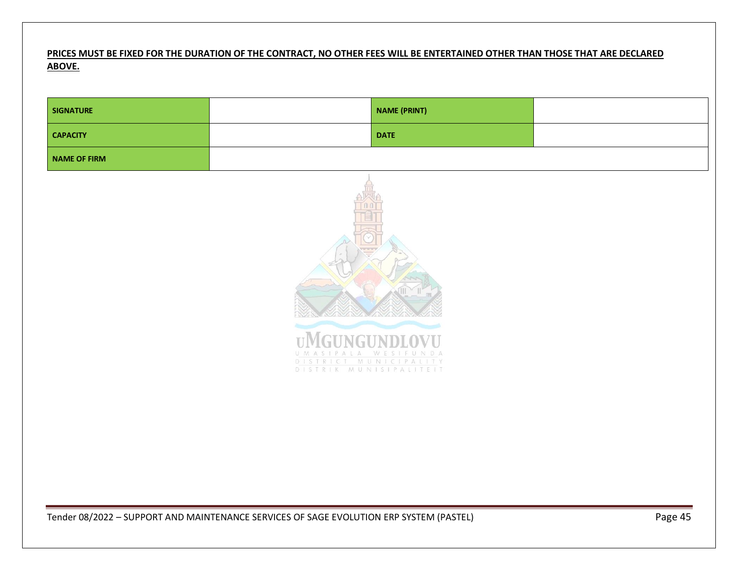**PRICES MUST BE FIXED FOR THE DURATION OF THE CONTRACT, NO OTHER FEES WILL BE ENTERTAINED OTHER THAN THOSE THAT ARE DECLARED ABOVE.**

| **SIGNATURE** | | **NAME (PRINT)** | |
|---|---|---|---|
| **CAPACITY** | | **DATE** | |
| **NAME OF FIRM** | | | |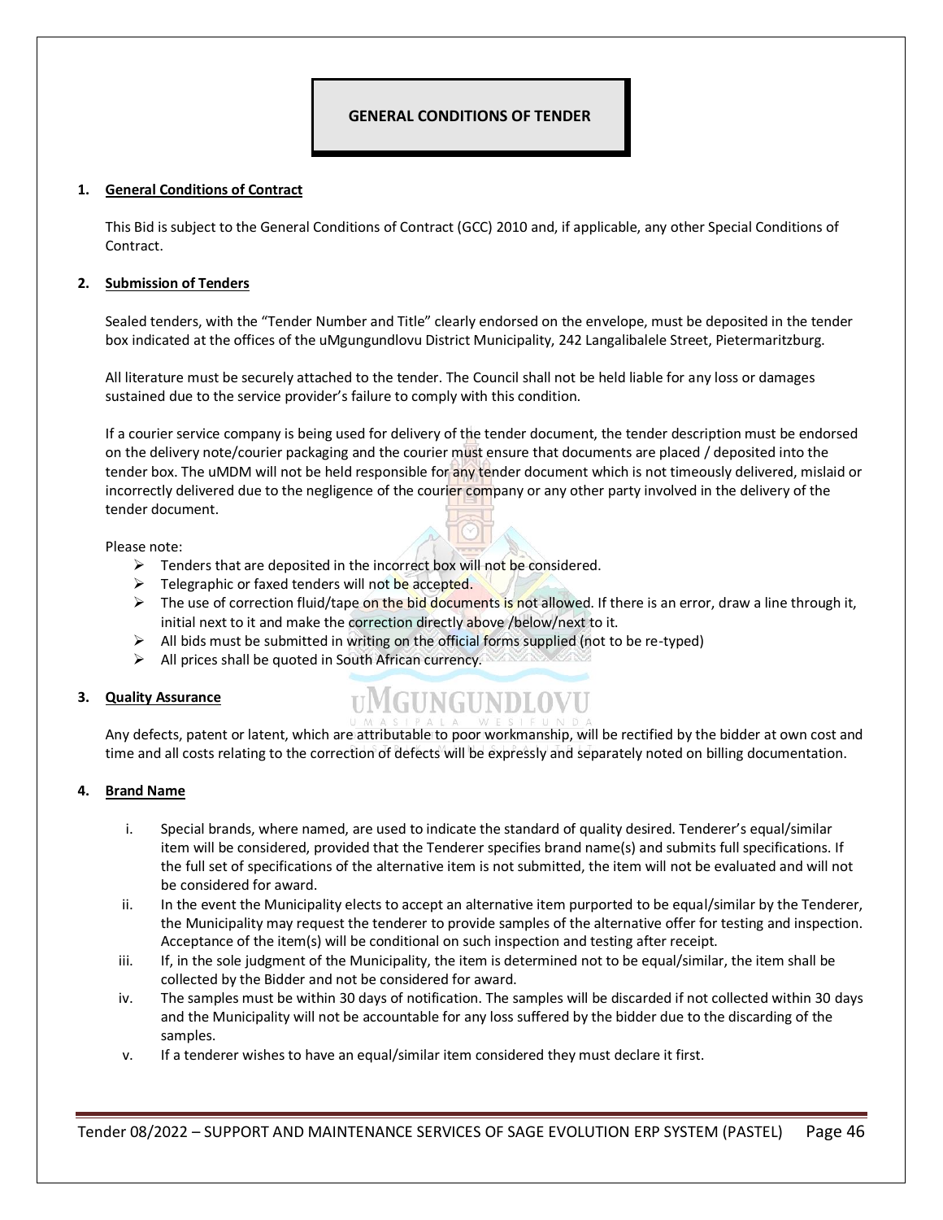# GENERAL CONDITIONS OF TENDER

## 1. General Conditions of Contract

This Bid is subject to the General Conditions of Contract (GCC) 2010 and, if applicable, any other Special Conditions of Contract.

## 2. Submission of Tenders

Sealed tenders, with the "Tender Number and Title" clearly endorsed on the envelope, must be deposited in the tender box indicated at the offices of the uMgungundlovu District Municipality, 242 Langalibalele Street, Pietermaritzburg.

All literature must be securely attached to the tender. The Council shall not be held liable for any loss or damages sustained due to the service provider's failure to comply with this condition.

If a courier service company is being used for delivery of the tender document, the tender description must be endorsed on the delivery note/courier packaging and the courier must ensure that documents are placed / deposited into the tender box. The uMDM will not be held responsible for any tender document which is not timeously delivered, mislaid or incorrectly delivered due to the negligence of the courier company or any other party involved in the delivery of the tender document.

Please note:

- Tenders that are deposited in the incorrect box will not be considered.
- Telegraphic or faxed tenders will not be accepted.
- The use of correction fluid/tape on the bid documents is not allowed. If there is an error, draw a line through it, initial next to it and make the correction directly above /below/next to it.
- All bids must be submitted in writing on the official forms supplied (not to be re-typed)
- All prices shall be quoted in South African currency.

## 3. Quality Assurance

Any defects, patent or latent, which are attributable to poor workmanship, will be rectified by the bidder at own cost and time and all costs relating to the correction of defects will be expressly and separately noted on billing documentation.

## 4. Brand Name

i. Special brands, where named, are used to indicate the standard of quality desired. Tenderer's equal/similar item will be considered, provided that the Tenderer specifies brand name(s) and submits full specifications. If the full set of specifications of the alternative item is not submitted, the item will not be evaluated and will not be considered for award.

ii. In the event the Municipality elects to accept an alternative item purported to be equal/similar by the Tenderer, the Municipality may request the tenderer to provide samples of the alternative offer for testing and inspection. Acceptance of the item(s) will be conditional on such inspection and testing after receipt.

iii. If, in the sole judgment of the Municipality, the item is determined not to be equal/similar, the item shall be collected by the Bidder and not be considered for award.

iv. The samples must be within 30 days of notification. The samples will be discarded if not collected within 30 days and the Municipality will not be accountable for any loss suffered by the bidder due to the discarding of the samples.

v. If a tenderer wishes to have an equal/similar item considered they must declare it first.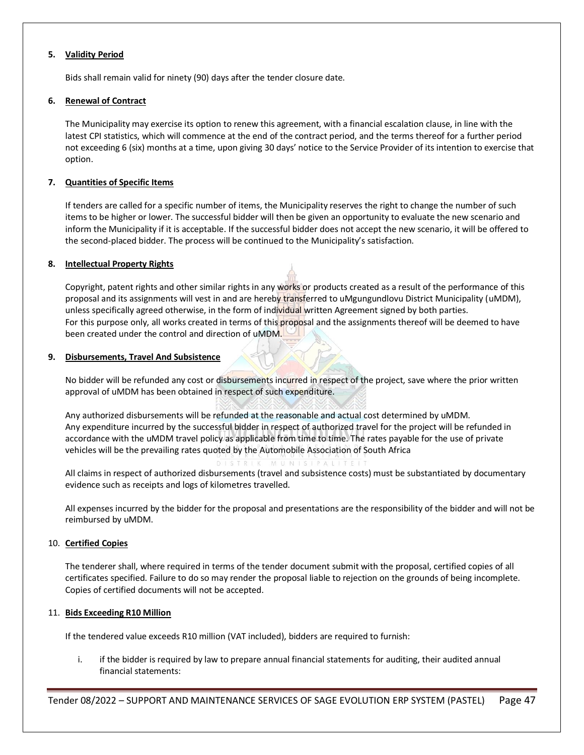5. **Validity Period**

   Bids shall remain valid for ninety (90) days after the tender closure date.

6. **Renewal of Contract**

   The Municipality may exercise its option to renew this agreement, with a financial escalation clause, in line with the latest CPI statistics, which will commence at the end of the contract period, and the terms thereof for a further period not exceeding 6 (six) months at a time, upon giving 30 days' notice to the Service Provider of its intention to exercise that option.

7. **Quantities of Specific Items**

   If tenders are called for a specific number of items, the Municipality reserves the right to change the number of such items to be higher or lower. The successful bidder will then be given an opportunity to evaluate the new scenario and inform the Municipality if it is acceptable. If the successful bidder does not accept the new scenario, it will be offered to the second-placed bidder. The process will be continued to the Municipality's satisfaction.

8. **Intellectual Property Rights**

   Copyright, patent rights and other similar rights in any works or products created as a result of the performance of this proposal and its assignments will vest in and are hereby transferred to uMgungundlovu District Municipality (uMDM), unless specifically agreed otherwise, in the form of individual written Agreement signed by both parties.
   For this purpose only, all works created in terms of this proposal and the assignments thereof will be deemed to have been created under the control and direction of uMDM.

9. **Disbursements, Travel And Subsistence**

   No bidder will be refunded any cost or disbursements incurred in respect of the project, save where the prior written approval of uMDM has been obtained in respect of such expenditure.

   Any authorized disbursements will be refunded at the reasonable and actual cost determined by uMDM.
   Any expenditure incurred by the successful bidder in respect of authorized travel for the project will be refunded in accordance with the uMDM travel policy as applicable from time to time. The rates payable for the use of private vehicles will be the prevailing rates quoted by the Automobile Association of South Africa

   All claims in respect of authorized disbursements (travel and subsistence costs) must be substantiated by documentary evidence such as receipts and logs of kilometres travelled.

   All expenses incurred by the bidder for the proposal and presentations are the responsibility of the bidder and will not be reimbursed by uMDM.

10. **Certified Copies**

    The tenderer shall, where required in terms of the tender document submit with the proposal, certified copies of all certificates specified. Failure to do so may render the proposal liable to rejection on the grounds of being incomplete. Copies of certified documents will not be accepted.

11. **Bids Exceeding R10 Million**

    If the tendered value exceeds R10 million (VAT included), bidders are required to furnish:

    i. if the bidder is required by law to prepare annual financial statements for auditing, their audited annual financial statements: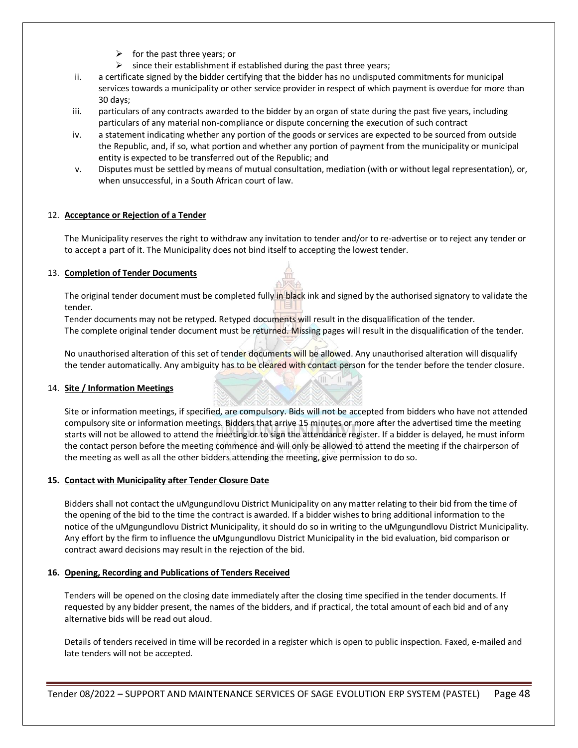- for the past three years; or
   - since their establishment if established during the past three years;

ii. a certificate signed by the bidder certifying that the bidder has no undisputed commitments for municipal services towards a municipality or other service provider in respect of which payment is overdue for more than 30 days;

iii. particulars of any contracts awarded to the bidder by an organ of state during the past five years, including particulars of any material non-compliance or dispute concerning the execution of such contract

iv. a statement indicating whether any portion of the goods or services are expected to be sourced from outside the Republic, and, if so, what portion and whether any portion of payment from the municipality or municipal entity is expected to be transferred out of the Republic; and

v. Disputes must be settled by means of mutual consultation, mediation (with or without legal representation), or, when unsuccessful, in a South African court of law.

12. **Acceptance or Rejection of a Tender**

The Municipality reserves the right to withdraw any invitation to tender and/or to re-advertise or to reject any tender or to accept a part of it. The Municipality does not bind itself to accepting the lowest tender.

13. **Completion of Tender Documents**

The original tender document must be completed fully in black ink and signed by the authorised signatory to validate the tender.
Tender documents may not be retyped. Retyped documents will result in the disqualification of the tender.
The complete original tender document must be returned. Missing pages will result in the disqualification of the tender.

No unauthorised alteration of this set of tender documents will be allowed. Any unauthorised alteration will disqualify the tender automatically. Any ambiguity has to be cleared with contact person for the tender before the tender closure.

14. **Site / Information Meetings**

Site or information meetings, if specified, are compulsory. Bids will not be accepted from bidders who have not attended compulsory site or information meetings. Bidders that arrive 15 minutes or more after the advertised time the meeting starts will not be allowed to attend the meeting or to sign the attendance register. If a bidder is delayed, he must inform the contact person before the meeting commence and will only be allowed to attend the meeting if the chairperson of the meeting as well as all the other bidders attending the meeting, give permission to do so.

15. **Contact with Municipality after Tender Closure Date**

Bidders shall not contact the uMgungundlovu District Municipality on any matter relating to their bid from the time of the opening of the bid to the time the contract is awarded. If a bidder wishes to bring additional information to the notice of the uMgungundlovu District Municipality, it should do so in writing to the uMgungundlovu District Municipality. Any effort by the firm to influence the uMgungundlovu District Municipality in the bid evaluation, bid comparison or contract award decisions may result in the rejection of the bid.

16. **Opening, Recording and Publications of Tenders Received**

Tenders will be opened on the closing date immediately after the closing time specified in the tender documents. If requested by any bidder present, the names of the bidders, and if practical, the total amount of each bid and of any alternative bids will be read out aloud.

Details of tenders received in time will be recorded in a register which is open to public inspection. Faxed, e-mailed and late tenders will not be accepted.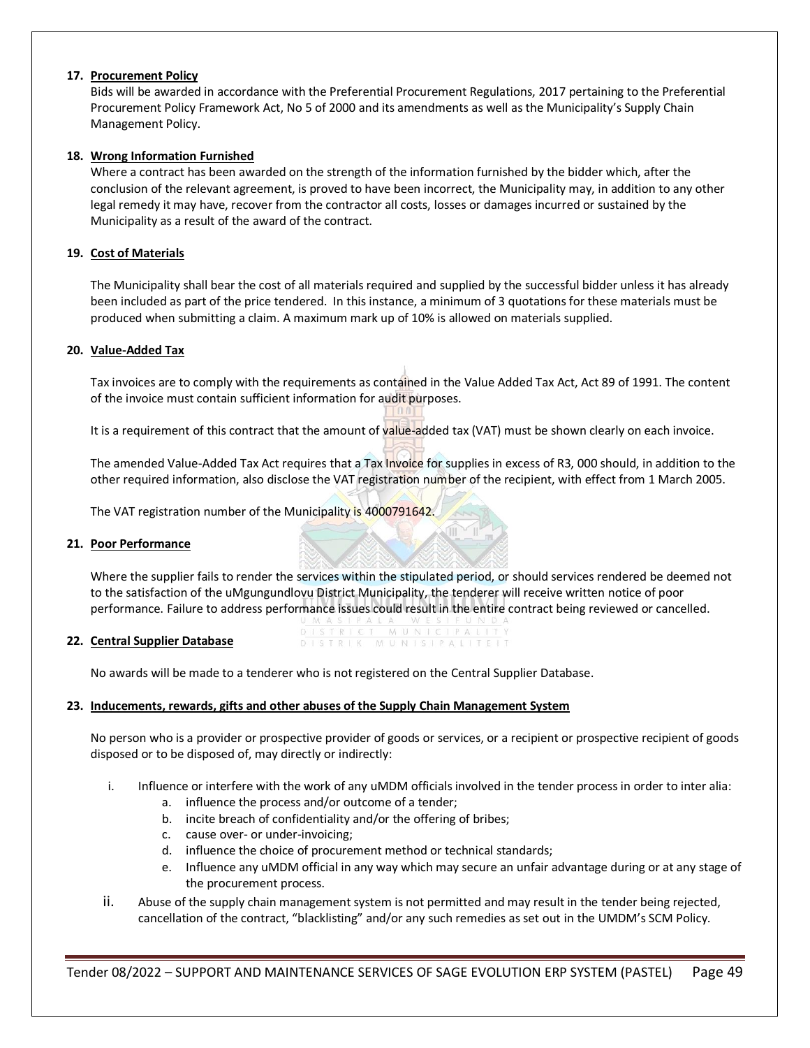**17. Procurement Policy**

Bids will be awarded in accordance with the Preferential Procurement Regulations, 2017 pertaining to the Preferential Procurement Policy Framework Act, No 5 of 2000 and its amendments as well as the Municipality's Supply Chain Management Policy.

**18. Wrong Information Furnished**

Where a contract has been awarded on the strength of the information furnished by the bidder which, after the conclusion of the relevant agreement, is proved to have been incorrect, the Municipality may, in addition to any other legal remedy it may have, recover from the contractor all costs, losses or damages incurred or sustained by the Municipality as a result of the award of the contract.

**19. Cost of Materials**

The Municipality shall bear the cost of all materials required and supplied by the successful bidder unless it has already been included as part of the price tendered. In this instance, a minimum of 3 quotations for these materials must be produced when submitting a claim. A maximum mark up of 10% is allowed on materials supplied.

**20. Value-Added Tax**

Tax invoices are to comply with the requirements as contained in the Value Added Tax Act, Act 89 of 1991. The content of the invoice must contain sufficient information for audit purposes.

It is a requirement of this contract that the amount of value-added tax (VAT) must be shown clearly on each invoice.

The amended Value-Added Tax Act requires that a Tax Invoice for supplies in excess of R3, 000 should, in addition to the other required information, also disclose the VAT registration number of the recipient, with effect from 1 March 2005.

The VAT registration number of the Municipality is 4000791642.

**21. Poor Performance**

Where the supplier fails to render the services within the stipulated period, or should services rendered be deemed not to the satisfaction of the uMgungundlovu District Municipality, the tenderer will receive written notice of poor performance. Failure to address performance issues could result in the entire contract being reviewed or cancelled.

**22. Central Supplier Database**

No awards will be made to a tenderer who is not registered on the Central Supplier Database.

**23. Inducements, rewards, gifts and other abuses of the Supply Chain Management System**

No person who is a provider or prospective provider of goods or services, or a recipient or prospective recipient of goods disposed or to be disposed of, may directly or indirectly:

i. Influence or interfere with the work of any uMDM officials involved in the tender process in order to inter alia:
   a. influence the process and/or outcome of a tender;
   b. incite breach of confidentiality and/or the offering of bribes;
   c. cause over- or under-invoicing;
   d. influence the choice of procurement method or technical standards;
   e. Influence any uMDM official in any way which may secure an unfair advantage during or at any stage of the procurement process.

ii. Abuse of the supply chain management system is not permitted and may result in the tender being rejected, cancellation of the contract, "blacklisting" and/or any such remedies as set out in the UMDM's SCM Policy.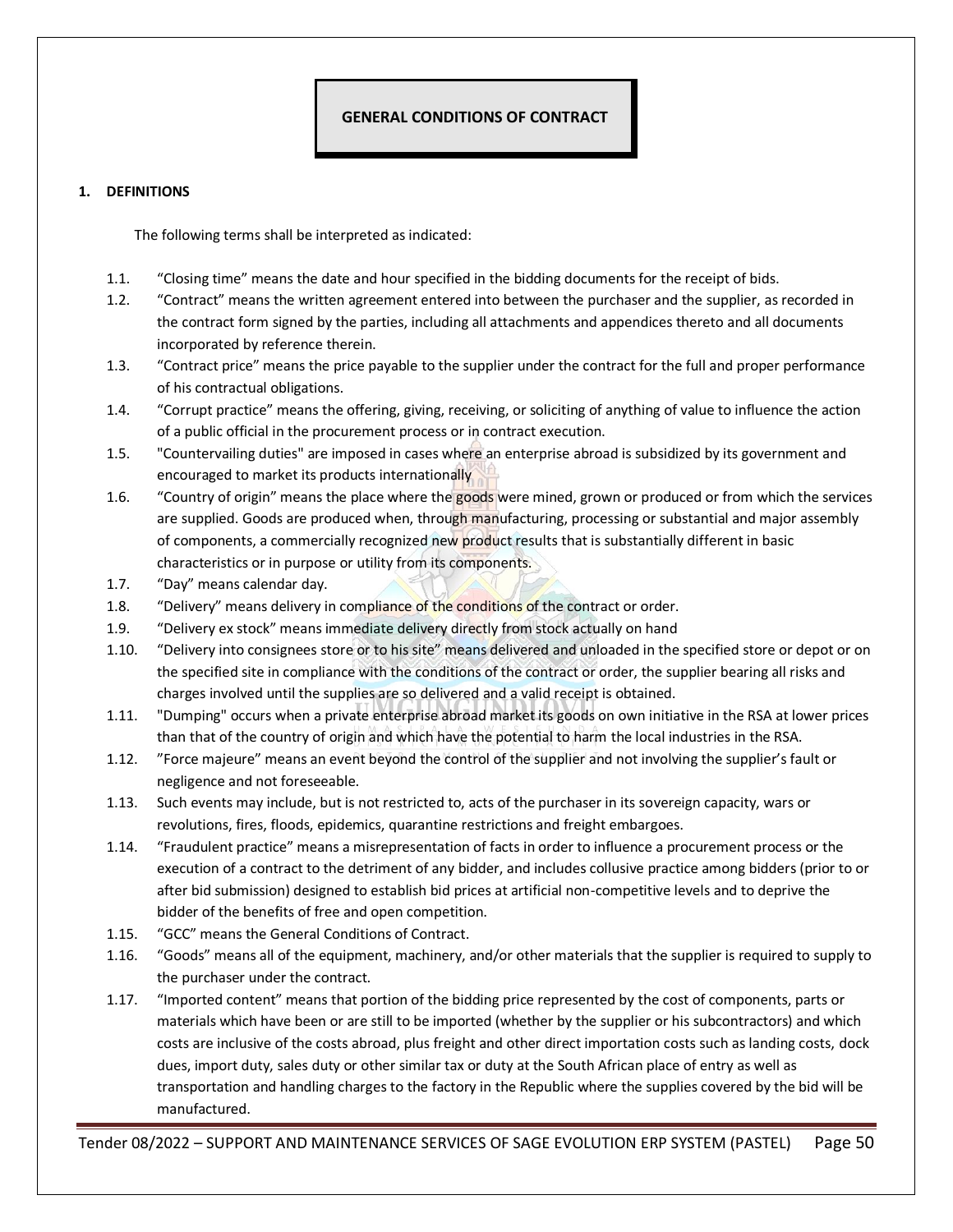# GENERAL CONDITIONS OF CONTRACT

## 1. DEFINITIONS

The following terms shall be interpreted as indicated:

1.1. “Closing time” means the date and hour specified in the bidding documents for the receipt of bids.

1.2. “Contract” means the written agreement entered into between the purchaser and the supplier, as recorded in the contract form signed by the parties, including all attachments and appendices thereto and all documents incorporated by reference therein.

1.3. “Contract price” means the price payable to the supplier under the contract for the full and proper performance of his contractual obligations.

1.4. “Corrupt practice” means the offering, giving, receiving, or soliciting of anything of value to influence the action of a public official in the procurement process or in contract execution.

1.5. "Countervailing duties" are imposed in cases where an enterprise abroad is subsidized by its government and encouraged to market its products internationally

1.6. “Country of origin” means the place where the goods were mined, grown or produced or from which the services are supplied. Goods are produced when, through manufacturing, processing or substantial and major assembly of components, a commercially recognized new product results that is substantially different in basic characteristics or in purpose or utility from its components.

1.7. “Day” means calendar day.

1.8. “Delivery” means delivery in compliance of the conditions of the contract or order.

1.9. “Delivery ex stock” means immediate delivery directly from stock actually on hand

1.10. “Delivery into consignees store or to his site” means delivered and unloaded in the specified store or depot or on the specified site in compliance with the conditions of the contract or order, the supplier bearing all risks and charges involved until the supplies are so delivered and a valid receipt is obtained.

1.11. "Dumping" occurs when a private enterprise abroad market its goods on own initiative in the RSA at lower prices than that of the country of origin and which have the potential to harm the local industries in the RSA.

1.12. ”Force majeure” means an event beyond the control of the supplier and not involving the supplier’s fault or negligence and not foreseeable.

1.13. Such events may include, but is not restricted to, acts of the purchaser in its sovereign capacity, wars or revolutions, fires, floods, epidemics, quarantine restrictions and freight embargoes.

1.14. “Fraudulent practice” means a misrepresentation of facts in order to influence a procurement process or the execution of a contract to the detriment of any bidder, and includes collusive practice among bidders (prior to or after bid submission) designed to establish bid prices at artificial non-competitive levels and to deprive the bidder of the benefits of free and open competition.

1.15. “GCC” means the General Conditions of Contract.

1.16. “Goods” means all of the equipment, machinery, and/or other materials that the supplier is required to supply to the purchaser under the contract.

1.17. “Imported content” means that portion of the bidding price represented by the cost of components, parts or materials which have been or are still to be imported (whether by the supplier or his subcontractors) and which costs are inclusive of the costs abroad, plus freight and other direct importation costs such as landing costs, dock dues, import duty, sales duty or other similar tax or duty at the South African place of entry as well as transportation and handling charges to the factory in the Republic where the supplies covered by the bid will be manufactured.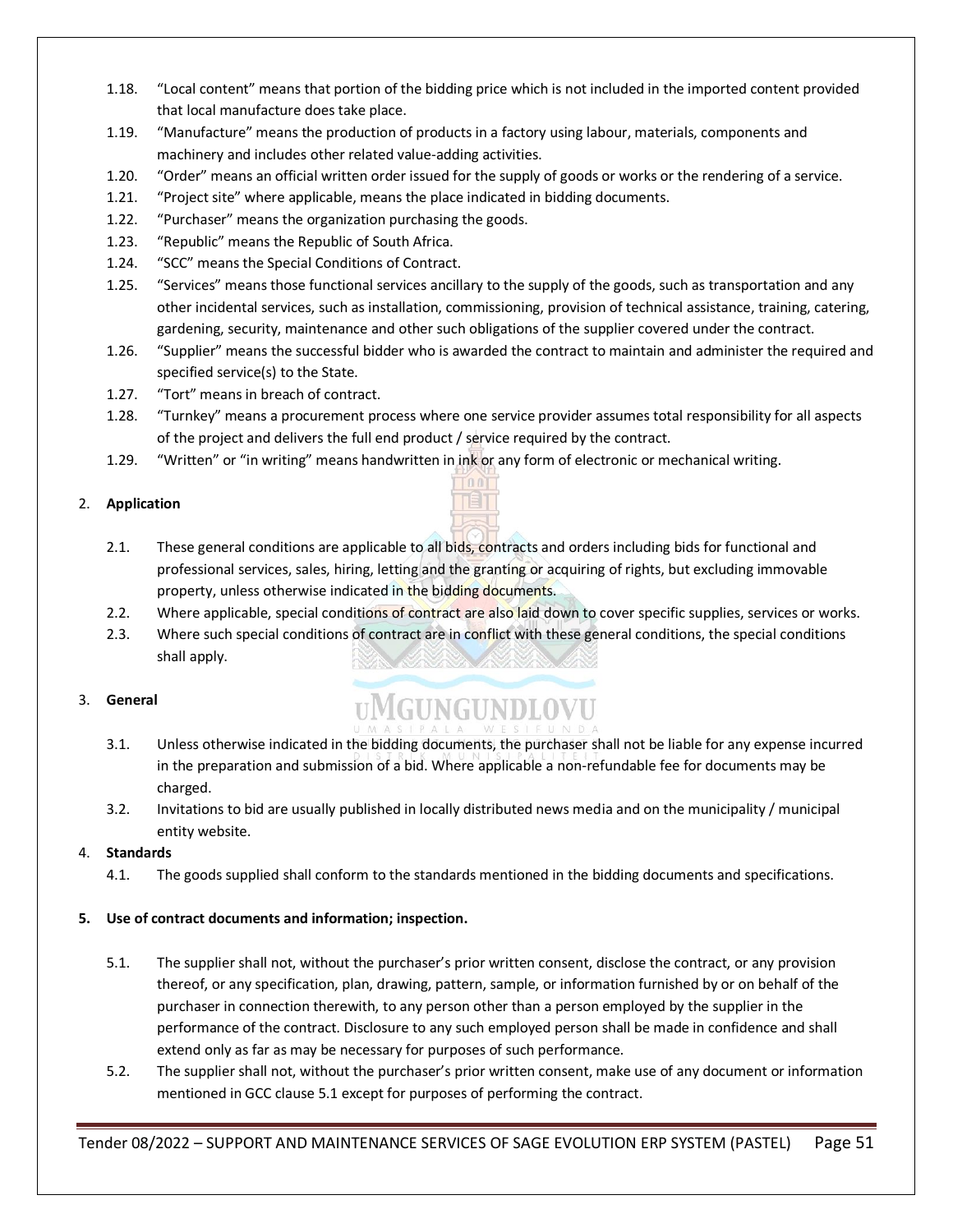1.18. “Local content” means that portion of the bidding price which is not included in the imported content provided that local manufacture does take place.

1.19. “Manufacture” means the production of products in a factory using labour, materials, components and machinery and includes other related value-adding activities.

1.20. “Order” means an official written order issued for the supply of goods or works or the rendering of a service.

1.21. “Project site” where applicable, means the place indicated in bidding documents.

1.22. “Purchaser” means the organization purchasing the goods.

1.23. “Republic” means the Republic of South Africa.

1.24. “SCC” means the Special Conditions of Contract.

1.25. “Services” means those functional services ancillary to the supply of the goods, such as transportation and any other incidental services, such as installation, commissioning, provision of technical assistance, training, catering, gardening, security, maintenance and other such obligations of the supplier covered under the contract.

1.26. “Supplier” means the successful bidder who is awarded the contract to maintain and administer the required and specified service(s) to the State.

1.27. “Tort” means in breach of contract.

1.28. “Turnkey” means a procurement process where one service provider assumes total responsibility for all aspects of the project and delivers the full end product / service required by the contract.

1.29. “Written” or “in writing” means handwritten in ink or any form of electronic or mechanical writing.

2. **Application**

2.1. These general conditions are applicable to all bids, contracts and orders including bids for functional and professional services, sales, hiring, letting and the granting or acquiring of rights, but excluding immovable property, unless otherwise indicated in the bidding documents.

2.2. Where applicable, special conditions of contract are also laid down to cover specific supplies, services or works.

2.3. Where such special conditions of contract are in conflict with these general conditions, the special conditions shall apply.

3. **General**

3.1. Unless otherwise indicated in the bidding documents, the purchaser shall not be liable for any expense incurred in the preparation and submission of a bid. Where applicable a non-refundable fee for documents may be charged.

3.2. Invitations to bid are usually published in locally distributed news media and on the municipality / municipal entity website.

4. **Standards**

4.1. The goods supplied shall conform to the standards mentioned in the bidding documents and specifications.

**5. Use of contract documents and information; inspection.**

5.1. The supplier shall not, without the purchaser’s prior written consent, disclose the contract, or any provision thereof, or any specification, plan, drawing, pattern, sample, or information furnished by or on behalf of the purchaser in connection therewith, to any person other than a person employed by the supplier in the performance of the contract. Disclosure to any such employed person shall be made in confidence and shall extend only as far as may be necessary for purposes of such performance.

5.2. The supplier shall not, without the purchaser’s prior written consent, make use of any document or information mentioned in GCC clause 5.1 except for purposes of performing the contract.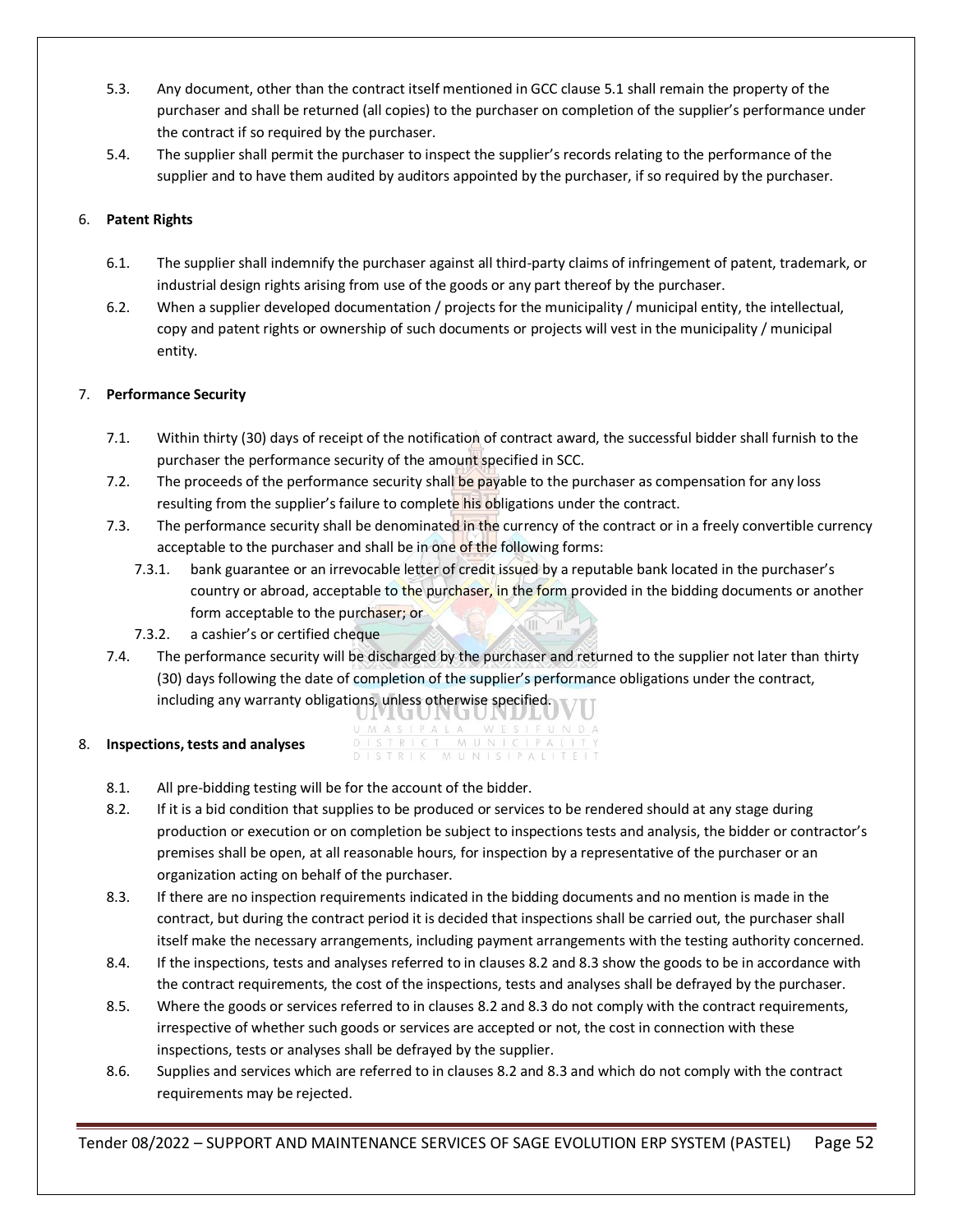5.3. Any document, other than the contract itself mentioned in GCC clause 5.1 shall remain the property of the purchaser and shall be returned (all copies) to the purchaser on completion of the supplier's performance under the contract if so required by the purchaser.

5.4. The supplier shall permit the purchaser to inspect the supplier's records relating to the performance of the supplier and to have them audited by auditors appointed by the purchaser, if so required by the purchaser.

6. **Patent Rights**

6.1. The supplier shall indemnify the purchaser against all third-party claims of infringement of patent, trademark, or industrial design rights arising from use of the goods or any part thereof by the purchaser.

6.2. When a supplier developed documentation / projects for the municipality / municipal entity, the intellectual, copy and patent rights or ownership of such documents or projects will vest in the municipality / municipal entity.

7. **Performance Security**

7.1. Within thirty (30) days of receipt of the notification of contract award, the successful bidder shall furnish to the purchaser the performance security of the amount specified in SCC.

7.2. The proceeds of the performance security shall be payable to the purchaser as compensation for any loss resulting from the supplier's failure to complete his obligations under the contract.

7.3. The performance security shall be denominated in the currency of the contract or in a freely convertible currency acceptable to the purchaser and shall be in one of the following forms:

7.3.1. bank guarantee or an irrevocable letter of credit issued by a reputable bank located in the purchaser's country or abroad, acceptable to the purchaser, in the form provided in the bidding documents or another form acceptable to the purchaser; or

7.3.2. a cashier's or certified cheque

7.4. The performance security will be discharged by the purchaser and returned to the supplier not later than thirty (30) days following the date of completion of the supplier's performance obligations under the contract, including any warranty obligations, unless otherwise specified.

8. **Inspections, tests and analyses**

8.1. All pre-bidding testing will be for the account of the bidder.

8.2. If it is a bid condition that supplies to be produced or services to be rendered should at any stage during production or execution or on completion be subject to inspections tests and analysis, the bidder or contractor's premises shall be open, at all reasonable hours, for inspection by a representative of the purchaser or an organization acting on behalf of the purchaser.

8.3. If there are no inspection requirements indicated in the bidding documents and no mention is made in the contract, but during the contract period it is decided that inspections shall be carried out, the purchaser shall itself make the necessary arrangements, including payment arrangements with the testing authority concerned.

8.4. If the inspections, tests and analyses referred to in clauses 8.2 and 8.3 show the goods to be in accordance with the contract requirements, the cost of the inspections, tests and analyses shall be defrayed by the purchaser.

8.5. Where the goods or services referred to in clauses 8.2 and 8.3 do not comply with the contract requirements, irrespective of whether such goods or services are accepted or not, the cost in connection with these inspections, tests or analyses shall be defrayed by the supplier.

8.6. Supplies and services which are referred to in clauses 8.2 and 8.3 and which do not comply with the contract requirements may be rejected.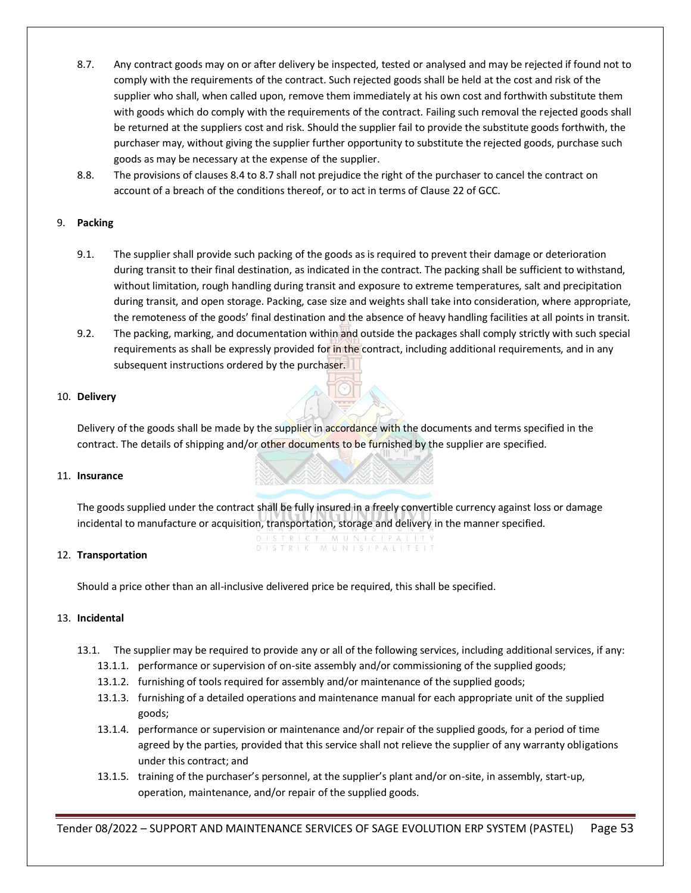8.7. Any contract goods may on or after delivery be inspected, tested or analysed and may be rejected if found not to comply with the requirements of the contract. Such rejected goods shall be held at the cost and risk of the supplier who shall, when called upon, remove them immediately at his own cost and forthwith substitute them with goods which do comply with the requirements of the contract. Failing such removal the rejected goods shall be returned at the suppliers cost and risk. Should the supplier fail to provide the substitute goods forthwith, the purchaser may, without giving the supplier further opportunity to substitute the rejected goods, purchase such goods as may be necessary at the expense of the supplier.

8.8. The provisions of clauses 8.4 to 8.7 shall not prejudice the right of the purchaser to cancel the contract on account of a breach of the conditions thereof, or to act in terms of Clause 22 of GCC.

9. **Packing**

9.1. The supplier shall provide such packing of the goods as is required to prevent their damage or deterioration during transit to their final destination, as indicated in the contract. The packing shall be sufficient to withstand, without limitation, rough handling during transit and exposure to extreme temperatures, salt and precipitation during transit, and open storage. Packing, case size and weights shall take into consideration, where appropriate, the remoteness of the goods' final destination and the absence of heavy handling facilities at all points in transit.

9.2. The packing, marking, and documentation within and outside the packages shall comply strictly with such special requirements as shall be expressly provided for in the contract, including additional requirements, and in any subsequent instructions ordered by the purchaser.

10. **Delivery**

Delivery of the goods shall be made by the supplier in accordance with the documents and terms specified in the contract. The details of shipping and/or other documents to be furnished by the supplier are specified.

11. **Insurance**

The goods supplied under the contract shall be fully insured in a freely convertible currency against loss or damage incidental to manufacture or acquisition, transportation, storage and delivery in the manner specified.

12. **Transportation**

Should a price other than an all-inclusive delivered price be required, this shall be specified.

13. **Incidental**

13.1. The supplier may be required to provide any or all of the following services, including additional services, if any:

13.1.1. performance or supervision of on-site assembly and/or commissioning of the supplied goods;

13.1.2. furnishing of tools required for assembly and/or maintenance of the supplied goods;

13.1.3. furnishing of a detailed operations and maintenance manual for each appropriate unit of the supplied goods;

13.1.4. performance or supervision or maintenance and/or repair of the supplied goods, for a period of time agreed by the parties, provided that this service shall not relieve the supplier of any warranty obligations under this contract; and

13.1.5. training of the purchaser's personnel, at the supplier's plant and/or on-site, in assembly, start-up, operation, maintenance, and/or repair of the supplied goods.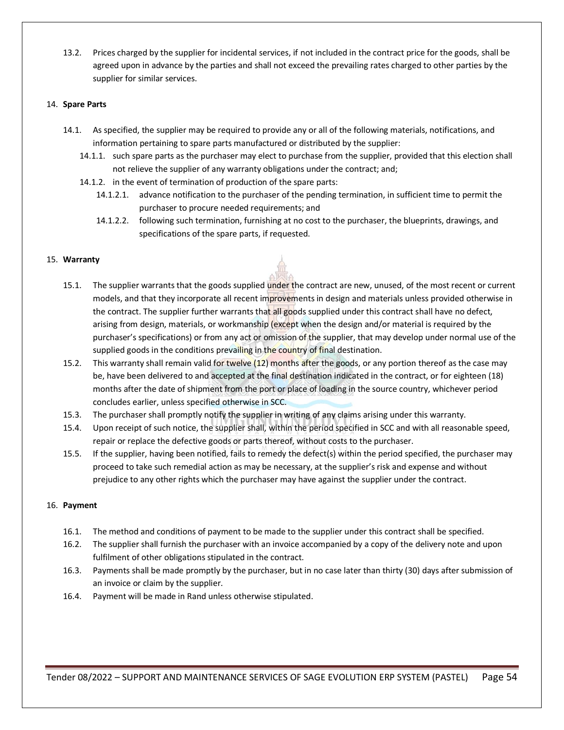13.2. Prices charged by the supplier for incidental services, if not included in the contract price for the goods, shall be agreed upon in advance by the parties and shall not exceed the prevailing rates charged to other parties by the supplier for similar services.

14. **Spare Parts**

14.1. As specified, the supplier may be required to provide any or all of the following materials, notifications, and information pertaining to spare parts manufactured or distributed by the supplier:

14.1.1. such spare parts as the purchaser may elect to purchase from the supplier, provided that this election shall not relieve the supplier of any warranty obligations under the contract; and;

14.1.2. in the event of termination of production of the spare parts:

14.1.2.1. advance notification to the purchaser of the pending termination, in sufficient time to permit the purchaser to procure needed requirements; and

14.1.2.2. following such termination, furnishing at no cost to the purchaser, the blueprints, drawings, and specifications of the spare parts, if requested.

15. **Warranty**

15.1. The supplier warrants that the goods supplied under the contract are new, unused, of the most recent or current models, and that they incorporate all recent improvements in design and materials unless provided otherwise in the contract. The supplier further warrants that all goods supplied under this contract shall have no defect, arising from design, materials, or workmanship (except when the design and/or material is required by the purchaser's specifications) or from any act or omission of the supplier, that may develop under normal use of the supplied goods in the conditions prevailing in the country of final destination.

15.2. This warranty shall remain valid for twelve (12) months after the goods, or any portion thereof as the case may be, have been delivered to and accepted at the final destination indicated in the contract, or for eighteen (18) months after the date of shipment from the port or place of loading in the source country, whichever period concludes earlier, unless specified otherwise in SCC.

15.3. The purchaser shall promptly notify the supplier in writing of any claims arising under this warranty.

15.4. Upon receipt of such notice, the supplier shall, within the period specified in SCC and with all reasonable speed, repair or replace the defective goods or parts thereof, without costs to the purchaser.

15.5. If the supplier, having been notified, fails to remedy the defect(s) within the period specified, the purchaser may proceed to take such remedial action as may be necessary, at the supplier's risk and expense and without prejudice to any other rights which the purchaser may have against the supplier under the contract.

16. **Payment**

16.1. The method and conditions of payment to be made to the supplier under this contract shall be specified.

16.2. The supplier shall furnish the purchaser with an invoice accompanied by a copy of the delivery note and upon fulfilment of other obligations stipulated in the contract.

16.3. Payments shall be made promptly by the purchaser, but in no case later than thirty (30) days after submission of an invoice or claim by the supplier.

16.4. Payment will be made in Rand unless otherwise stipulated.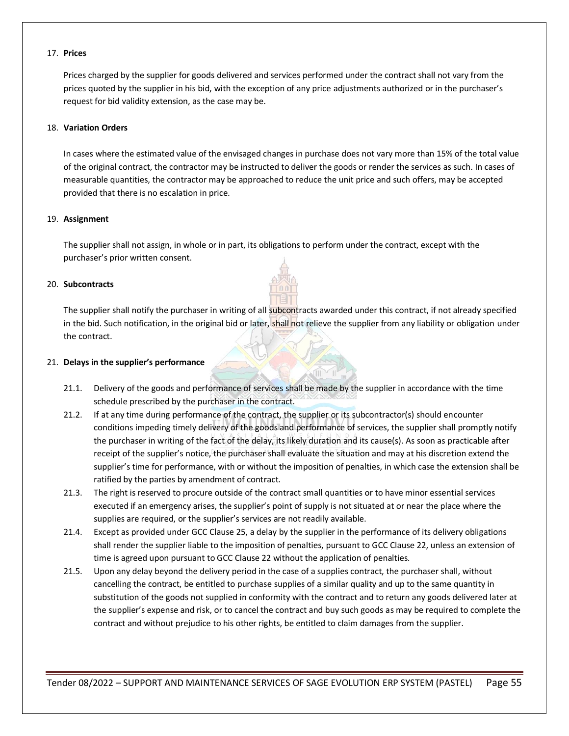17. **Prices**

    Prices charged by the supplier for goods delivered and services performed under the contract shall not vary from the prices quoted by the supplier in his bid, with the exception of any price adjustments authorized or in the purchaser's request for bid validity extension, as the case may be.

18. **Variation Orders**

    In cases where the estimated value of the envisaged changes in purchase does not vary more than 15% of the total value of the original contract, the contractor may be instructed to deliver the goods or render the services as such. In cases of measurable quantities, the contractor may be approached to reduce the unit price and such offers, may be accepted provided that there is no escalation in price.

19. **Assignment**

    The supplier shall not assign, in whole or in part, its obligations to perform under the contract, except with the purchaser's prior written consent.

20. **Subcontracts**

    The supplier shall notify the purchaser in writing of all subcontracts awarded under this contract, if not already specified in the bid. Such notification, in the original bid or later, shall not relieve the supplier from any liability or obligation under the contract.

21. **Delays in the supplier's performance**

    21.1. Delivery of the goods and performance of services shall be made by the supplier in accordance with the time schedule prescribed by the purchaser in the contract.

    21.2. If at any time during performance of the contract, the supplier or its subcontractor(s) should encounter conditions impeding timely delivery of the goods and performance of services, the supplier shall promptly notify the purchaser in writing of the fact of the delay, its likely duration and its cause(s). As soon as practicable after receipt of the supplier's notice, the purchaser shall evaluate the situation and may at his discretion extend the supplier's time for performance, with or without the imposition of penalties, in which case the extension shall be ratified by the parties by amendment of contract.

    21.3. The right is reserved to procure outside of the contract small quantities or to have minor essential services executed if an emergency arises, the supplier's point of supply is not situated at or near the place where the supplies are required, or the supplier's services are not readily available.

    21.4. Except as provided under GCC Clause 25, a delay by the supplier in the performance of its delivery obligations shall render the supplier liable to the imposition of penalties, pursuant to GCC Clause 22, unless an extension of time is agreed upon pursuant to GCC Clause 22 without the application of penalties.

    21.5. Upon any delay beyond the delivery period in the case of a supplies contract, the purchaser shall, without cancelling the contract, be entitled to purchase supplies of a similar quality and up to the same quantity in substitution of the goods not supplied in conformity with the contract and to return any goods delivered later at the supplier's expense and risk, or to cancel the contract and buy such goods as may be required to complete the contract and without prejudice to his other rights, be entitled to claim damages from the supplier.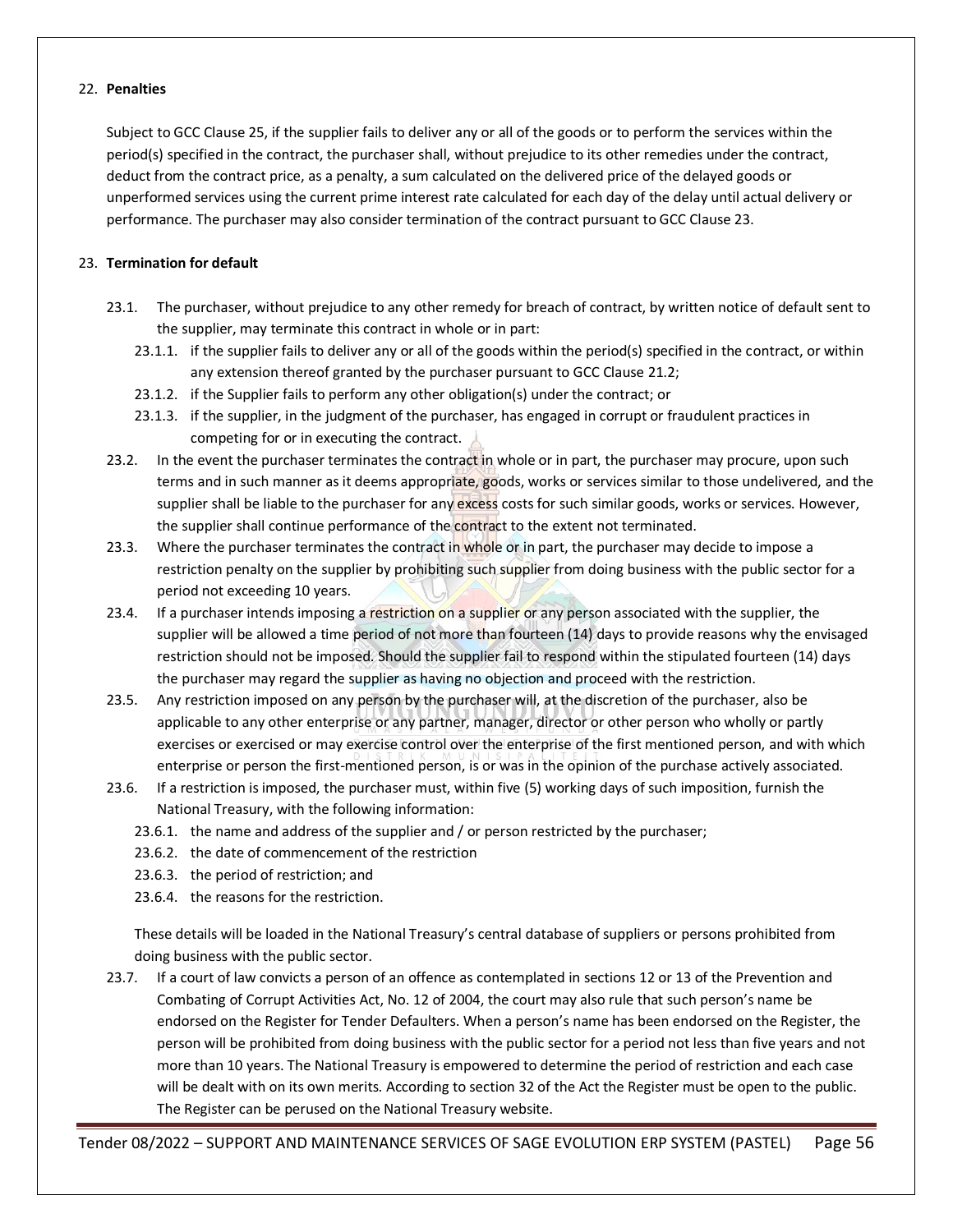22. **Penalties**

Subject to GCC Clause 25, if the supplier fails to deliver any or all of the goods or to perform the services within the period(s) specified in the contract, the purchaser shall, without prejudice to its other remedies under the contract, deduct from the contract price, as a penalty, a sum calculated on the delivered price of the delayed goods or unperformed services using the current prime interest rate calculated for each day of the delay until actual delivery or performance. The purchaser may also consider termination of the contract pursuant to GCC Clause 23.

23. **Termination for default**

23.1. The purchaser, without prejudice to any other remedy for breach of contract, by written notice of default sent to the supplier, may terminate this contract in whole or in part:

- 23.1.1. if the supplier fails to deliver any or all of the goods within the period(s) specified in the contract, or within any extension thereof granted by the purchaser pursuant to GCC Clause 21.2;
- 23.1.2. if the Supplier fails to perform any other obligation(s) under the contract; or
- 23.1.3. if the supplier, in the judgment of the purchaser, has engaged in corrupt or fraudulent practices in competing for or in executing the contract.

23.2. In the event the purchaser terminates the contract in whole or in part, the purchaser may procure, upon such terms and in such manner as it deems appropriate, goods, works or services similar to those undelivered, and the supplier shall be liable to the purchaser for any excess costs for such similar goods, works or services. However, the supplier shall continue performance of the contract to the extent not terminated.

23.3. Where the purchaser terminates the contract in whole or in part, the purchaser may decide to impose a restriction penalty on the supplier by prohibiting such supplier from doing business with the public sector for a period not exceeding 10 years.

23.4. If a purchaser intends imposing a restriction on a supplier or any person associated with the supplier, the supplier will be allowed a time period of not more than fourteen (14) days to provide reasons why the envisaged restriction should not be imposed. Should the supplier fail to respond within the stipulated fourteen (14) days the purchaser may regard the supplier as having no objection and proceed with the restriction.

23.5. Any restriction imposed on any person by the purchaser will, at the discretion of the purchaser, also be applicable to any other enterprise or any partner, manager, director or other person who wholly or partly exercises or exercised or may exercise control over the enterprise of the first mentioned person, and with which enterprise or person the first-mentioned person, is or was in the opinion of the purchase actively associated.

23.6. If a restriction is imposed, the purchaser must, within five (5) working days of such imposition, furnish the National Treasury, with the following information:

- 23.6.1. the name and address of the supplier and / or person restricted by the purchaser;
- 23.6.2. the date of commencement of the restriction
- 23.6.3. the period of restriction; and
- 23.6.4. the reasons for the restriction.

These details will be loaded in the National Treasury's central database of suppliers or persons prohibited from doing business with the public sector.

23.7. If a court of law convicts a person of an offence as contemplated in sections 12 or 13 of the Prevention and Combating of Corrupt Activities Act, No. 12 of 2004, the court may also rule that such person's name be endorsed on the Register for Tender Defaulters. When a person's name has been endorsed on the Register, the person will be prohibited from doing business with the public sector for a period not less than five years and not more than 10 years. The National Treasury is empowered to determine the period of restriction and each case will be dealt with on its own merits. According to section 32 of the Act the Register must be open to the public. The Register can be perused on the National Treasury website.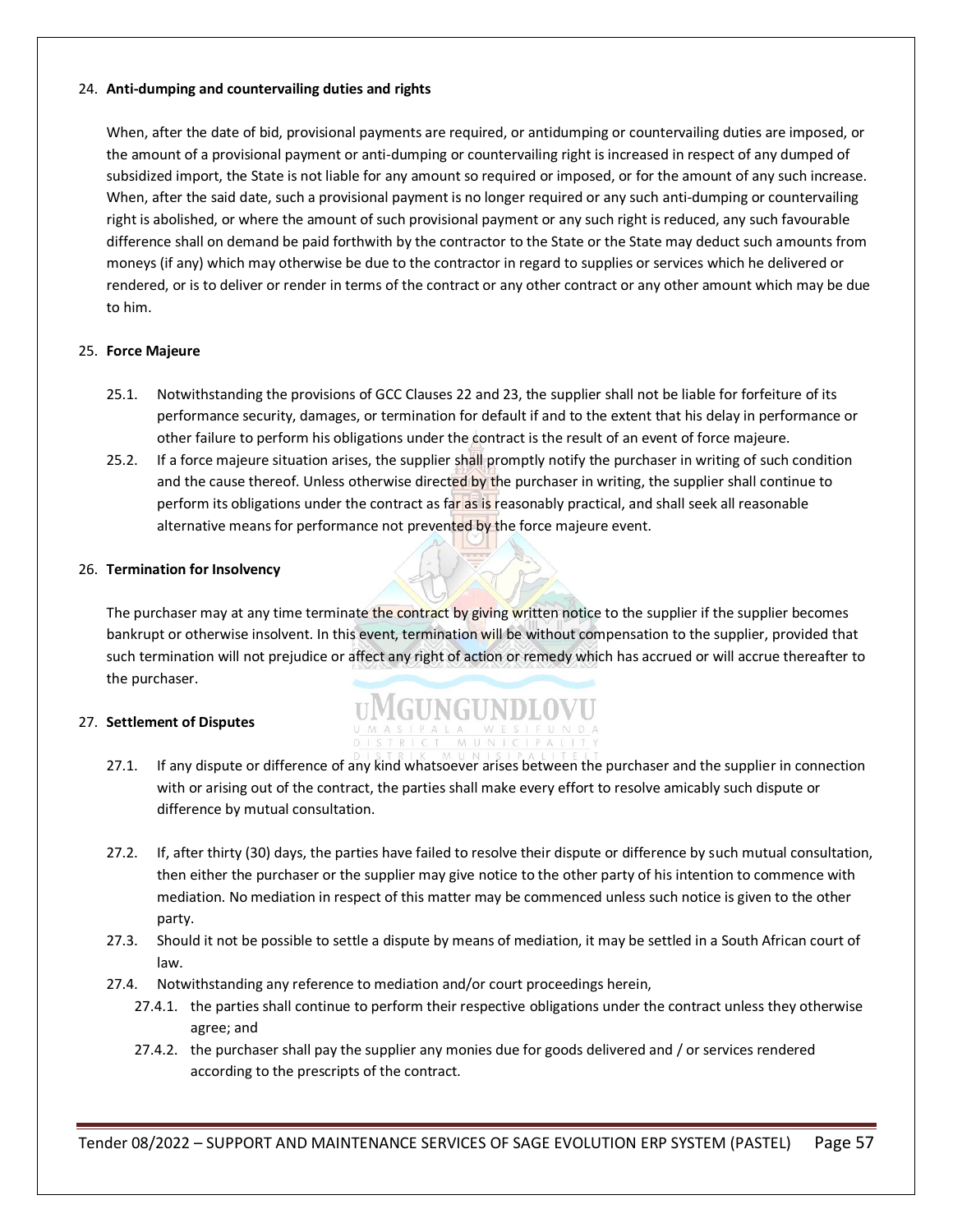## 24. Anti-dumping and countervailing duties and rights

When, after the date of bid, provisional payments are required, or antidumping or countervailing duties are imposed, or the amount of a provisional payment or anti-dumping or countervailing right is increased in respect of any dumped of subsidized import, the State is not liable for any amount so required or imposed, or for the amount of any such increase. When, after the said date, such a provisional payment is no longer required or any such anti-dumping or countervailing right is abolished, or where the amount of such provisional payment or any such right is reduced, any such favourable difference shall on demand be paid forthwith by the contractor to the State or the State may deduct such amounts from moneys (if any) which may otherwise be due to the contractor in regard to supplies or services which he delivered or rendered, or is to deliver or render in terms of the contract or any other contract or any other amount which may be due to him.

## 25. Force Majeure

25.1. Notwithstanding the provisions of GCC Clauses 22 and 23, the supplier shall not be liable for forfeiture of its performance security, damages, or termination for default if and to the extent that his delay in performance or other failure to perform his obligations under the contract is the result of an event of force majeure.

25.2. If a force majeure situation arises, the supplier shall promptly notify the purchaser in writing of such condition and the cause thereof. Unless otherwise directed by the purchaser in writing, the supplier shall continue to perform its obligations under the contract as far as is reasonably practical, and shall seek all reasonable alternative means for performance not prevented by the force majeure event.

## 26. Termination for Insolvency

The purchaser may at any time terminate the contract by giving written notice to the supplier if the supplier becomes bankrupt or otherwise insolvent. In this event, termination will be without compensation to the supplier, provided that such termination will not prejudice or affect any right of action or remedy which has accrued or will accrue thereafter to the purchaser.

## 27. Settlement of Disputes

27.1. If any dispute or difference of any kind whatsoever arises between the purchaser and the supplier in connection with or arising out of the contract, the parties shall make every effort to resolve amicably such dispute or difference by mutual consultation.

27.2. If, after thirty (30) days, the parties have failed to resolve their dispute or difference by such mutual consultation, then either the purchaser or the supplier may give notice to the other party of his intention to commence with mediation. No mediation in respect of this matter may be commenced unless such notice is given to the other party.

27.3. Should it not be possible to settle a dispute by means of mediation, it may be settled in a South African court of law.

27.4. Notwithstanding any reference to mediation and/or court proceedings herein,

27.4.1. the parties shall continue to perform their respective obligations under the contract unless they otherwise agree; and

27.4.2. the purchaser shall pay the supplier any monies due for goods delivered and / or services rendered according to the prescripts of the contract.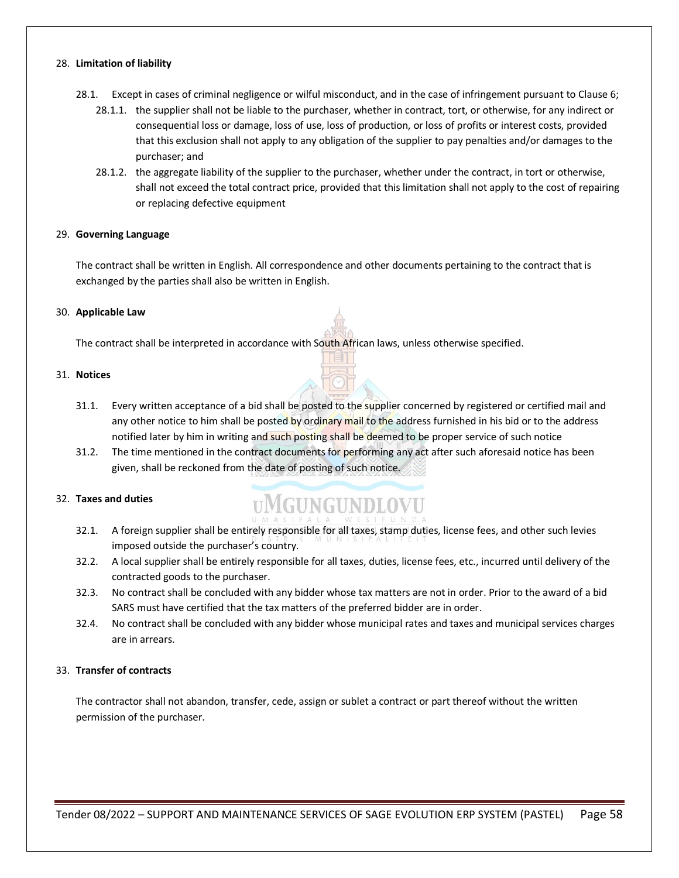28. **Limitation of liability**

   28.1. Except in cases of criminal negligence or wilful misconduct, and in the case of infringement pursuant to Clause 6;

      28.1.1. the supplier shall not be liable to the purchaser, whether in contract, tort, or otherwise, for any indirect or consequential loss or damage, loss of use, loss of production, or loss of profits or interest costs, provided that this exclusion shall not apply to any obligation of the supplier to pay penalties and/or damages to the purchaser; and

      28.1.2. the aggregate liability of the supplier to the purchaser, whether under the contract, in tort or otherwise, shall not exceed the total contract price, provided that this limitation shall not apply to the cost of repairing or replacing defective equipment

29. **Governing Language**

   The contract shall be written in English. All correspondence and other documents pertaining to the contract that is exchanged by the parties shall also be written in English.

30. **Applicable Law**

   The contract shall be interpreted in accordance with South African laws, unless otherwise specified.

31. **Notices**

   31.1. Every written acceptance of a bid shall be posted to the supplier concerned by registered or certified mail and any other notice to him shall be posted by ordinary mail to the address furnished in his bid or to the address notified later by him in writing and such posting shall be deemed to be proper service of such notice

   31.2. The time mentioned in the contract documents for performing any act after such aforesaid notice has been given, shall be reckoned from the date of posting of such notice.

32. **Taxes and duties**

   32.1. A foreign supplier shall be entirely responsible for all taxes, stamp duties, license fees, and other such levies imposed outside the purchaser's country.

   32.2. A local supplier shall be entirely responsible for all taxes, duties, license fees, etc., incurred until delivery of the contracted goods to the purchaser.

   32.3. No contract shall be concluded with any bidder whose tax matters are not in order. Prior to the award of a bid SARS must have certified that the tax matters of the preferred bidder are in order.

   32.4. No contract shall be concluded with any bidder whose municipal rates and taxes and municipal services charges are in arrears.

33. **Transfer of contracts**

   The contractor shall not abandon, transfer, cede, assign or sublet a contract or part thereof without the written permission of the purchaser.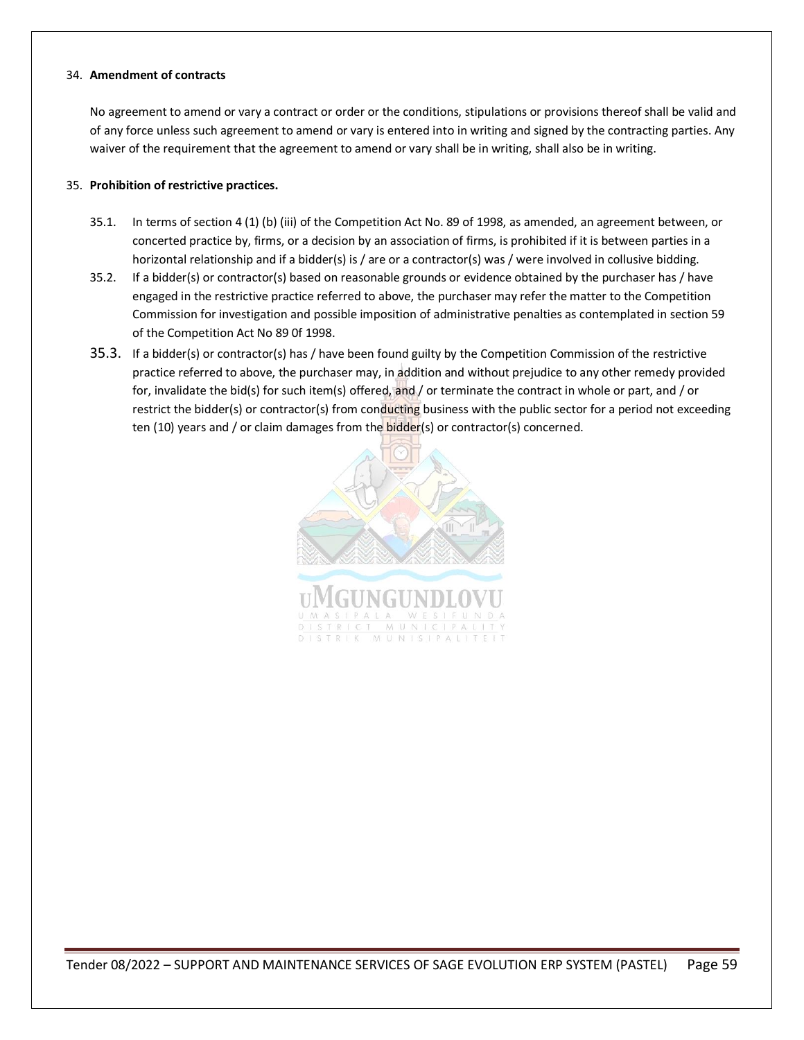34. **Amendment of contracts**

No agreement to amend or vary a contract or order or the conditions, stipulations or provisions thereof shall be valid and of any force unless such agreement to amend or vary is entered into in writing and signed by the contracting parties. Any waiver of the requirement that the agreement to amend or vary shall be in writing, shall also be in writing.

35. **Prohibition of restrictive practices.**

35.1. In terms of section 4 (1) (b) (iii) of the Competition Act No. 89 of 1998, as amended, an agreement between, or concerted practice by, firms, or a decision by an association of firms, is prohibited if it is between parties in a horizontal relationship and if a bidder(s) is / are or a contractor(s) was / were involved in collusive bidding.

35.2. If a bidder(s) or contractor(s) based on reasonable grounds or evidence obtained by the purchaser has / have engaged in the restrictive practice referred to above, the purchaser may refer the matter to the Competition Commission for investigation and possible imposition of administrative penalties as contemplated in section 59 of the Competition Act No 89 0f 1998.

35.3. If a bidder(s) or contractor(s) has / have been found guilty by the Competition Commission of the restrictive practice referred to above, the purchaser may, in addition and without prejudice to any other remedy provided for, invalidate the bid(s) for such item(s) offered, and / or terminate the contract in whole or part, and / or restrict the bidder(s) or contractor(s) from conducting business with the public sector for a period not exceeding ten (10) years and / or claim damages from the bidder(s) or contractor(s) concerned.